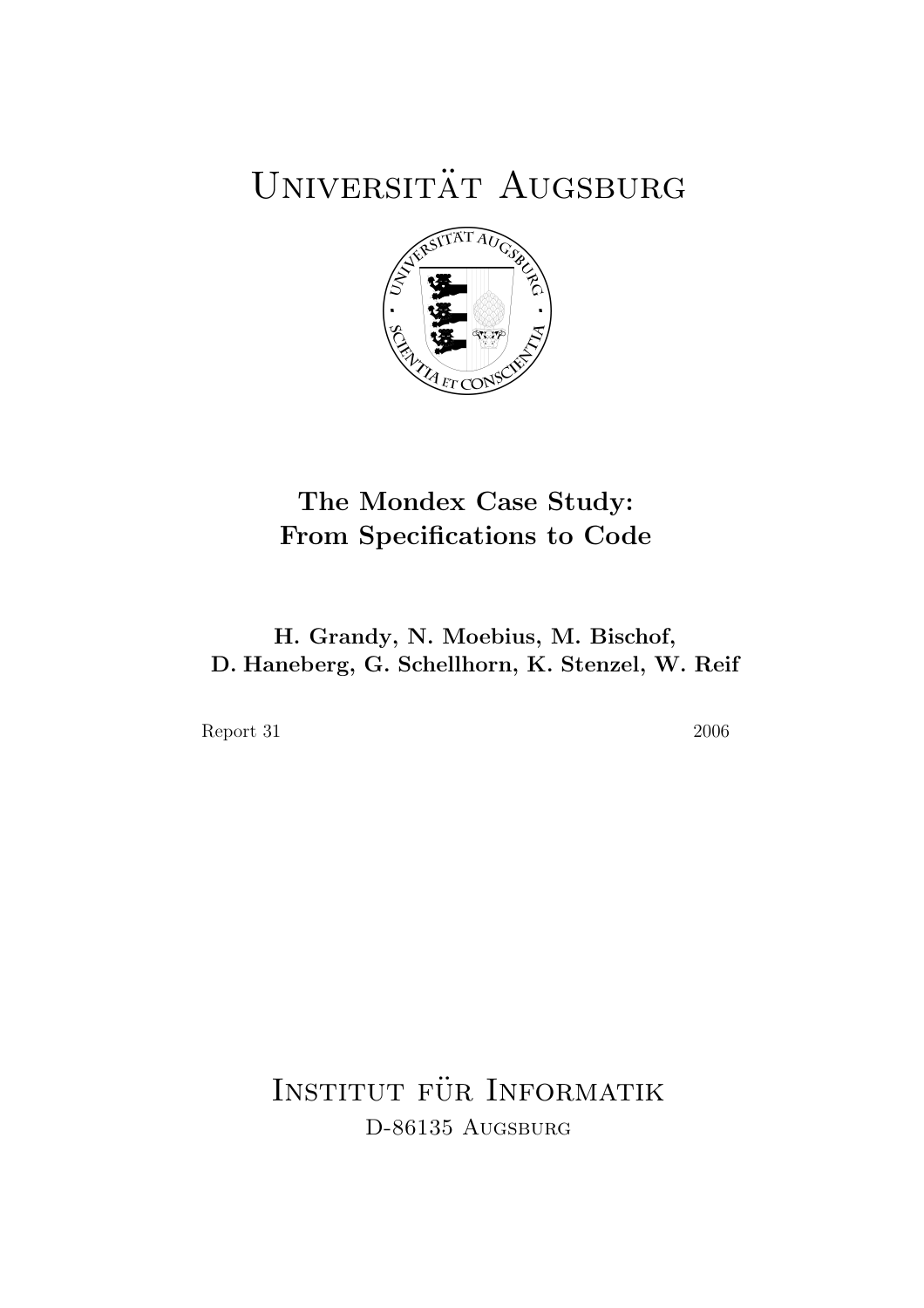# Universität Augsburg

## The Mondex Case Study: From Specifications to Code

**H. Grandy, N. Moebius, M. Bischof, D. Haneberg, G. Schellhorn, K. Stenzel, W. Reif**

Report 31 2006

Institut für Informatik
D-86135 Augsburg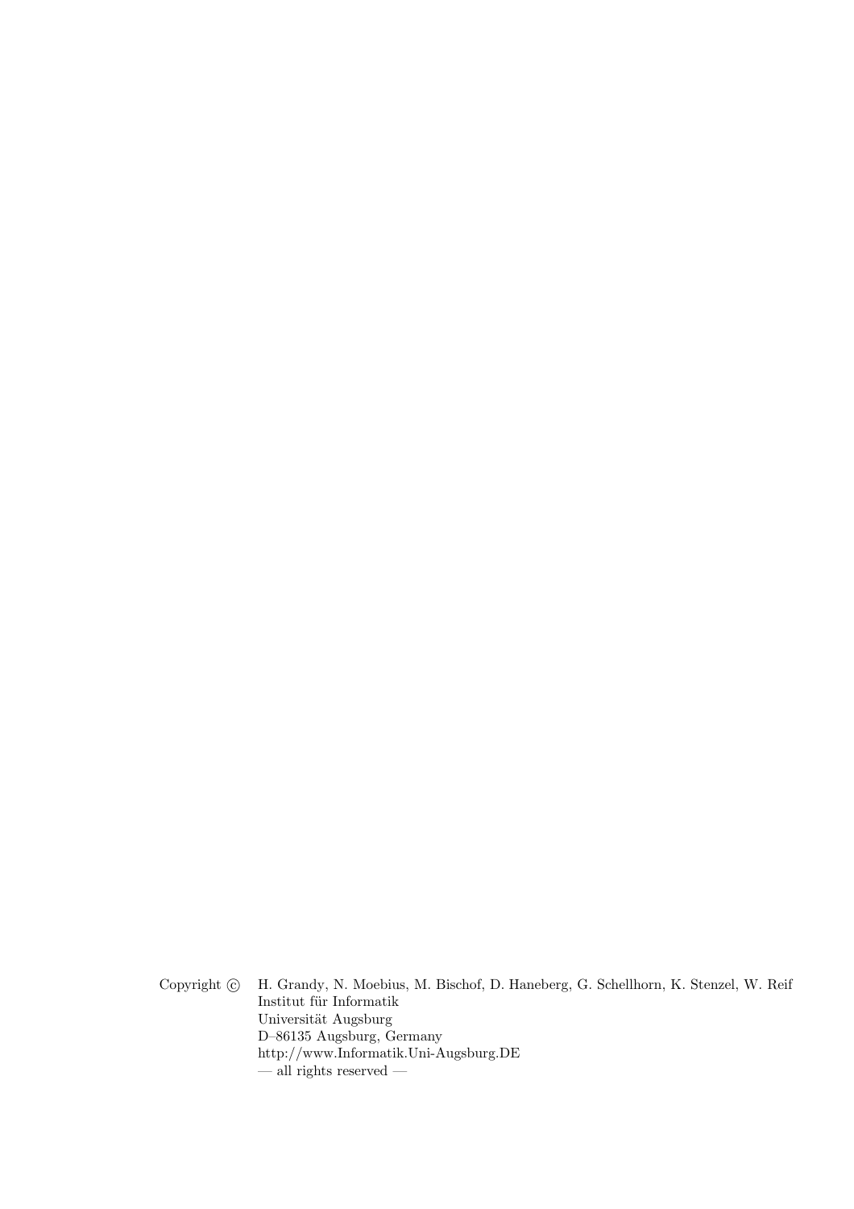Copyright © H. Grandy, N. Moebius, M. Bischof, D. Haneberg, G. Schellhorn, K. Stenzel, W. Reif
Institut für Informatik
Universität Augsburg
D–86135 Augsburg, Germany
http://www.Informatik.Uni-Augsburg.DE
— all rights reserved —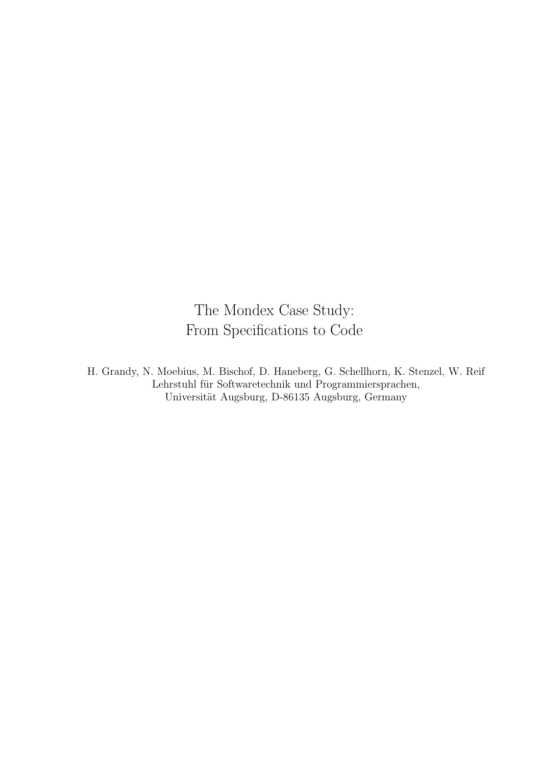# The Mondex Case Study: From Specifications to Code

H. Grandy, N. Moebius, M. Bischof, D. Haneberg, G. Schellhorn, K. Stenzel, W. Reif
Lehrstuhl für Softwaretechnik und Programmiersprachen,
Universität Augsburg, D-86135 Augsburg, Germany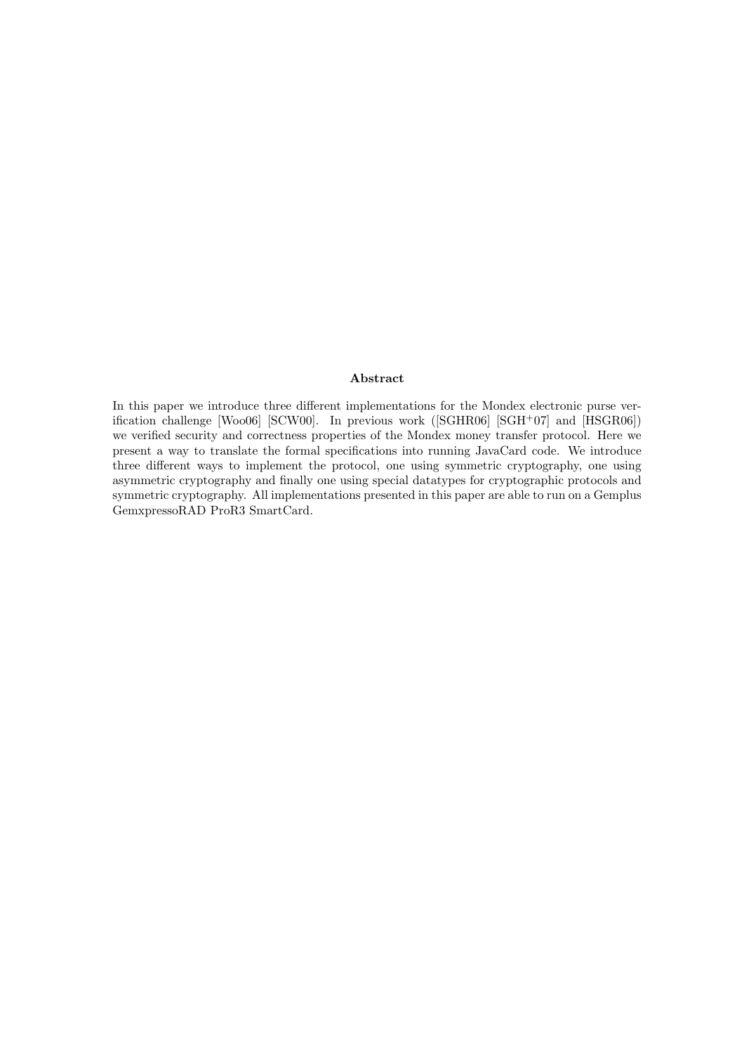## Abstract

In this paper we introduce three different implementations for the Mondex electronic purse verification challenge [Woo06] [SCW00]. In previous work ([SGHR06] [SGH+07] and [HSGR06]) we verified security and correctness properties of the Mondex money transfer protocol. Here we present a way to translate the formal specifications into running JavaCard code. We introduce three different ways to implement the protocol, one using symmetric cryptography, one using asymmetric cryptography and finally one using special datatypes for cryptographic protocols and symmetric cryptography. All implementations presented in this paper are able to run on a Gemplus GemxpressoRAD ProR3 SmartCard.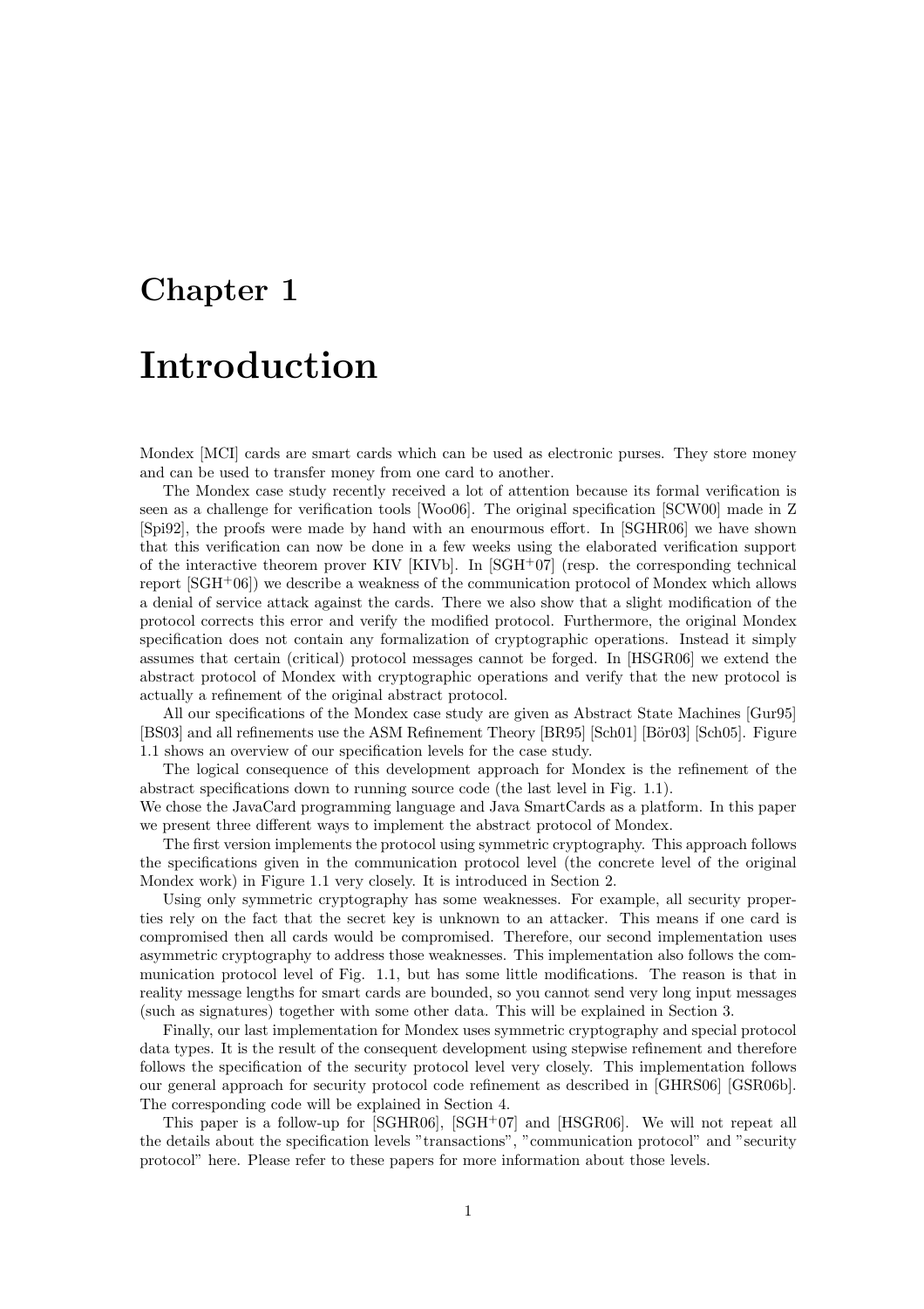# Chapter 1

# Introduction

Mondex [MCI] cards are smart cards which can be used as electronic purses. They store money and can be used to transfer money from one card to another.

The Mondex case study recently received a lot of attention because its formal verification is seen as a challenge for verification tools [Woo06]. The original specification [SCW00] made in Z [Spi92], the proofs were made by hand with an enourmous effort. In [SGHR06] we have shown that this verification can now be done in a few weeks using the elaborated verification support of the interactive theorem prover KIV [KIVb]. In [SGH+07] (resp. the corresponding technical report [SGH+06]) we describe a weakness of the communication protocol of Mondex which allows a denial of service attack against the cards. There we also show that a slight modification of the protocol corrects this error and verify the modified protocol. Furthermore, the original Mondex specification does not contain any formalization of cryptographic operations. Instead it simply assumes that certain (critical) protocol messages cannot be forged. In [HSGR06] we extend the abstract protocol of Mondex with cryptographic operations and verify that the new protocol is actually a refinement of the original abstract protocol.

All our specifications of the Mondex case study are given as Abstract State Machines [Gur95] [BS03] and all refinements use the ASM Refinement Theory [BR95] [Sch01] [Bör03] [Sch05]. Figure 1.1 shows an overview of our specification levels for the case study.

The logical consequence of this development approach for Mondex is the refinement of the abstract specifications down to running source code (the last level in Fig. 1.1).
We chose the JavaCard programming language and Java SmartCards as a platform. In this paper we present three different ways to implement the abstract protocol of Mondex.

The first version implements the protocol using symmetric cryptography. This approach follows the specifications given in the communication protocol level (the concrete level of the original Mondex work) in Figure 1.1 very closely. It is introduced in Section 2.

Using only symmetric cryptography has some weaknesses. For example, all security properties rely on the fact that the secret key is unknown to an attacker. This means if one card is compromised then all cards would be compromised. Therefore, our second implementation uses asymmetric cryptography to address those weaknesses. This implementation also follows the communication protocol level of Fig. 1.1, but has some little modifications. The reason is that in reality message lengths for smart cards are bounded, so you cannot send very long input messages (such as signatures) together with some other data. This will be explained in Section 3.

Finally, our last implementation for Mondex uses symmetric cryptography and special protocol data types. It is the result of the consequent development using stepwise refinement and therefore follows the specification of the security protocol level very closely. This implementation follows our general approach for security protocol code refinement as described in [GHRS06] [GSR06b]. The corresponding code will be explained in Section 4.

This paper is a follow-up for [SGHR06], [SGH+07] and [HSGR06]. We will not repeat all the details about the specification levels "transactions", "communication protocol" and "security protocol" here. Please refer to these papers for more information about those levels.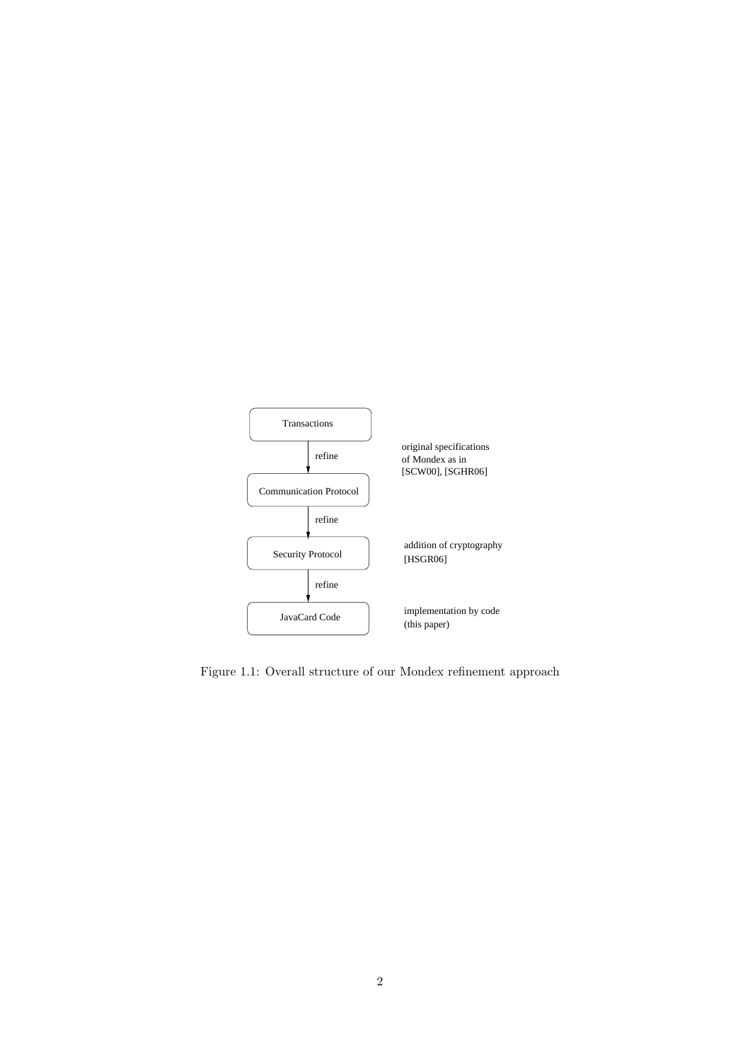Transactions

refine — original specifications of Mondex as in [SCW00], [SGHR06]

Communication Protocol

refine

Security Protocol — addition of cryptography [HSGR06]

refine

JavaCard Code — implementation by code (this paper)

Figure 1.1: Overall structure of our Mondex refinement approach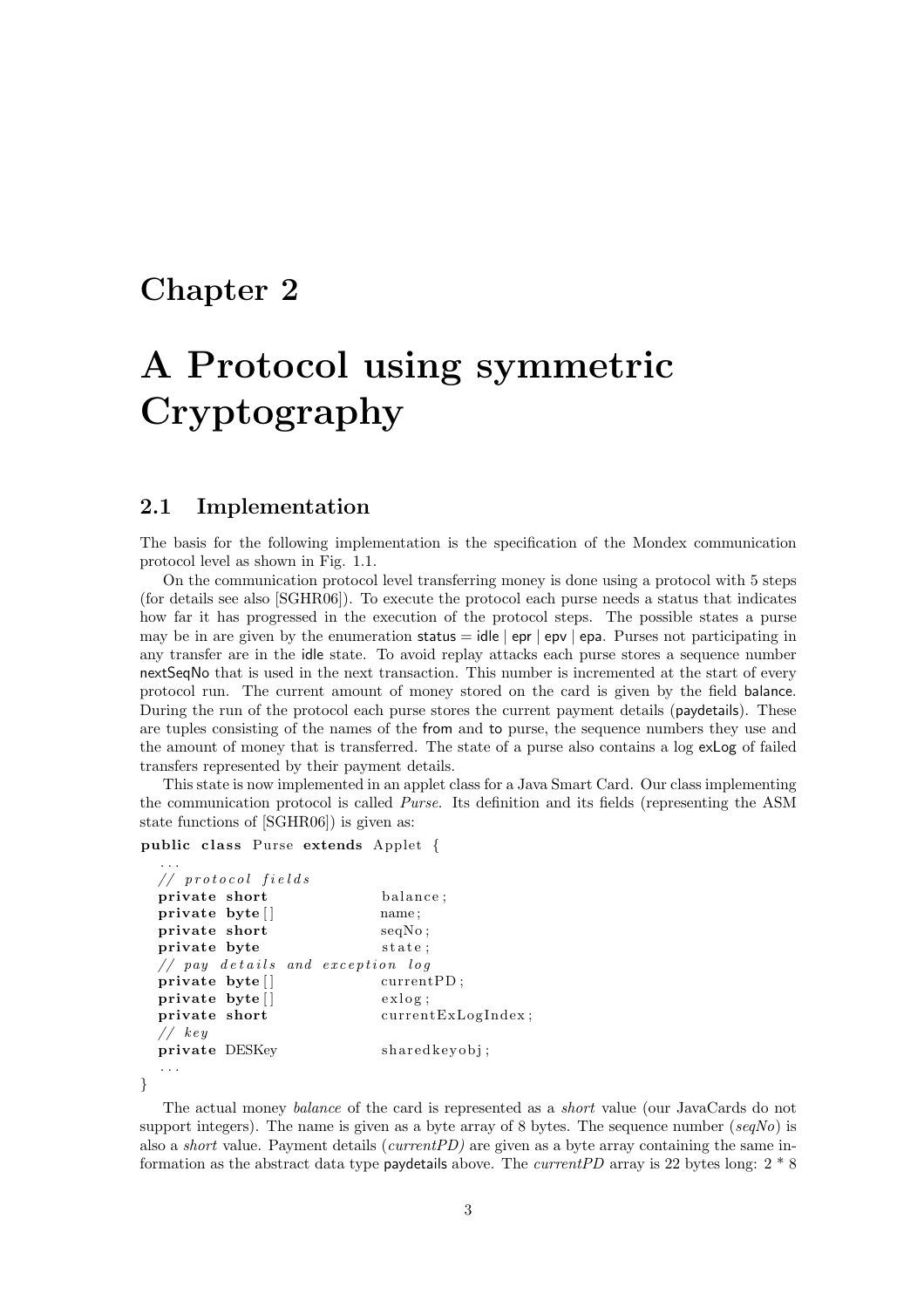# Chapter 2

# A Protocol using symmetric Cryptography

## 2.1 Implementation

The basis for the following implementation is the specification of the Mondex communication protocol level as shown in Fig. 1.1.

On the communication protocol level transferring money is done using a protocol with 5 steps (for details see also [SGHR06]). To execute the protocol each purse needs a status that indicates how far it has progressed in the execution of the protocol steps. The possible states a purse may be in are given by the enumeration status = idle | epr | epv | epa. Purses not participating in any transfer are in the idle state. To avoid replay attacks each purse stores a sequence number nextSeqNo that is used in the next transaction. This number is incremented at the start of every protocol run. The current amount of money stored on the card is given by the field balance. During the run of the protocol each purse stores the current payment details (paydetails). These are tuples consisting of the names of the from and to purse, the sequence numbers they use and the amount of money that is transferred. The state of a purse also contains a log exLog of failed transfers represented by their payment details.

This state is now implemented in an applet class for a Java Smart Card. Our class implementing the communication protocol is called *Purse*. Its definition and its fields (representing the ASM state functions of [SGHR06]) is given as:

```
public class Purse extends Applet {
  ...
  // protocol fields
  private short              balance;
  private byte[]             name;
  private short              seqNo;
  private byte               state;
  // pay details and exception log
  private byte[]             currentPD;
  private byte[]             exlog;
  private short              currentExLogIndex;
  // key
  private DESKey             sharedkeyobj;
  ...
}
```

The actual money *balance* of the card is represented as a *short* value (our JavaCards do not support integers). The name is given as a byte array of 8 bytes. The sequence number (*seqNo*) is also a *short* value. Payment details (*currentPD)* are given as a byte array containing the same information as the abstract data type paydetails above. The *currentPD* array is 22 bytes long: 2 * 8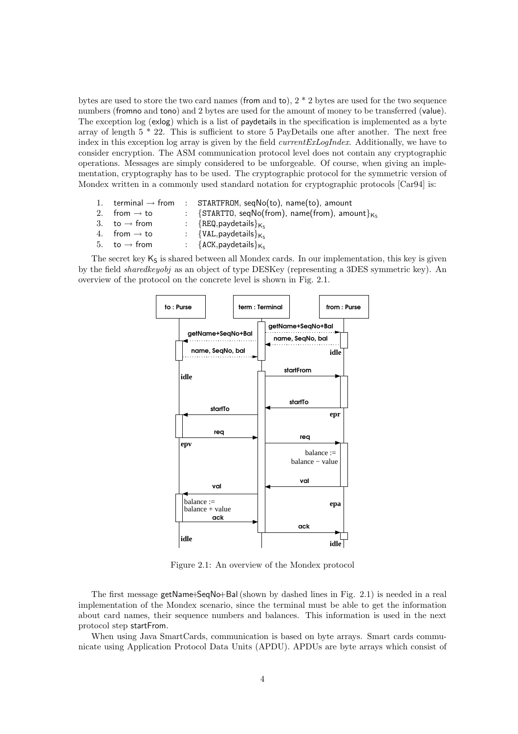bytes are used to store the two card names (from and to), 2 * 2 bytes are used for the two sequence numbers (fromno and tono) and 2 bytes are used for the amount of money to be transferred (value). The exception log (exlog) which is a list of paydetails in the specification is implemented as a byte array of length 5 * 22. This is sufficient to store 5 PayDetails one after another. The next free index in this exception log array is given by the field *currentExLogIndex*. Additionally, we have to consider encryption. The ASM communication protocol level does not contain any cryptographic operations. Messages are simply considered to be unforgeable. Of course, when giving an implementation, cryptography has to be used. The cryptographic protocol for the symmetric version of Mondex written in a commonly used standard notation for cryptographic protocols [Car94] is:

1. terminal $\rightarrow$ from : STARTFROM, seqNo(to), name(to), amount
2. from $\rightarrow$ to : $\{$STARTTO, seqNo(from), name(from), amount$\}_{K_S}$
3. to $\rightarrow$ from : $\{$REQ,paydetails$\}_{K_S}$
4. from $\rightarrow$ to : $\{$VAL,paydetails$\}_{K_S}$
5. to $\rightarrow$ from : $\{$ACK,paydetails$\}_{K_S}$

The secret key $K_S$ is shared between all Mondex cards. In our implementation, this key is given by the field *sharedkeyobj* as an object of type DESKey (representing a 3DES symmetric key). An overview of the protocol on the concrete level is shown in Fig. 2.1.

Figure 2.1: An overview of the Mondex protocol

The first message getName+SeqNo+Bal (shown by dashed lines in Fig. 2.1) is needed in a real implementation of the Mondex scenario, since the terminal must be able to get the information about card names, their sequence numbers and balances. This information is used in the next protocol step startFrom.

When using Java SmartCards, communication is based on byte arrays. Smart cards communicate using Application Protocol Data Units (APDU). APDUs are byte arrays which consist of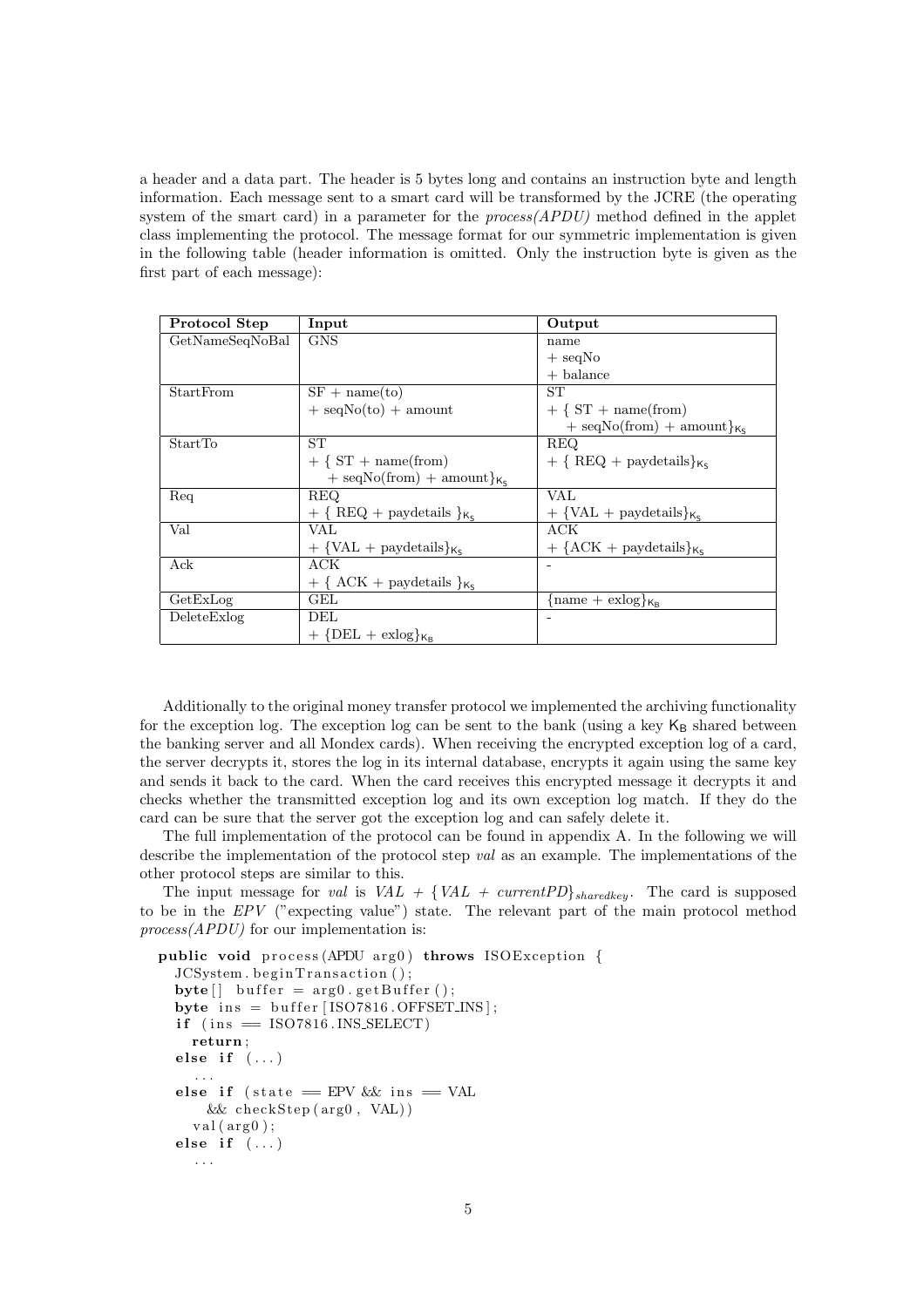a header and a data part. The header is 5 bytes long and contains an instruction byte and length information. Each message sent to a smart card will be transformed by the JCRE (the operating system of the smart card) in a parameter for the *process(APDU)* method defined in the applet class implementing the protocol. The message format for our symmetric implementation is given in the following table (header information is omitted. Only the instruction byte is given as the first part of each message):

| Protocol Step | Input | Output |
|---|---|---|
| GetNameSeqNoBal | GNS | name + seqNo + balance |
| StartFrom | SF + name(to) + seqNo(to) + amount | ST + { ST + name(from) + seqNo(from) + amount$\}_{\mathsf{K_S}}$ |
| StartTo | ST + { ST + name(from) + seqNo(from) + amount$\}_{\mathsf{K_S}}$ | REQ + { REQ + paydetails$\}_{\mathsf{K_S}}$ |
| Req | REQ + { REQ + paydetails $\}_{\mathsf{K_S}}$ | VAL + {VAL + paydetails$\}_{\mathsf{K_S}}$ |
| Val | VAL + {VAL + paydetails$\}_{\mathsf{K_S}}$ | ACK + {ACK + paydetails$\}_{\mathsf{K_S}}$ |
| Ack | ACK + { ACK + paydetails $\}_{\mathsf{K_S}}$ | - |
| GetExLog | GEL | {name + exlog$\}_{\mathsf{K_B}}$ |
| DeleteExlog | DEL + {DEL + exlog$\}_{\mathsf{K_B}}$ | - |

Additionally to the original money transfer protocol we implemented the archiving functionality for the exception log. The exception log can be sent to the bank (using a key $\mathsf{K_B}$ shared between the banking server and all Mondex cards). When receiving the encrypted exception log of a card, the server decrypts it, stores the log in its internal database, encrypts it again using the same key and sends it back to the card. When the card receives this encrypted message it decrypts it and checks whether the transmitted exception log and its own exception log match. If they do the card can be sure that the server got the exception log and can safely delete it.

The full implementation of the protocol can be found in appendix A. In the following we will describe the implementation of the protocol step *val* as an example. The implementations of the other protocol steps are similar to this.

The input message for *val* is $VAL\ +\ \{VAL\ +\ currentPD\}_{sharedkey}$. The card is supposed to be in the *EPV* ("expecting value") state. The relevant part of the main protocol method *process(APDU)* for our implementation is:

```
public void process(APDU arg0) throws ISOException {
  JCSystem.beginTransaction();
  byte[] buffer = arg0.getBuffer();
  byte ins = buffer[ISO7816.OFFSET_INS];
  if (ins == ISO7816.INS_SELECT)
    return;
  else if (...)
    ...
  else if (state == EPV && ins == VAL
      && checkStep(arg0, VAL))
    val(arg0);
  else if (...)
    ...
```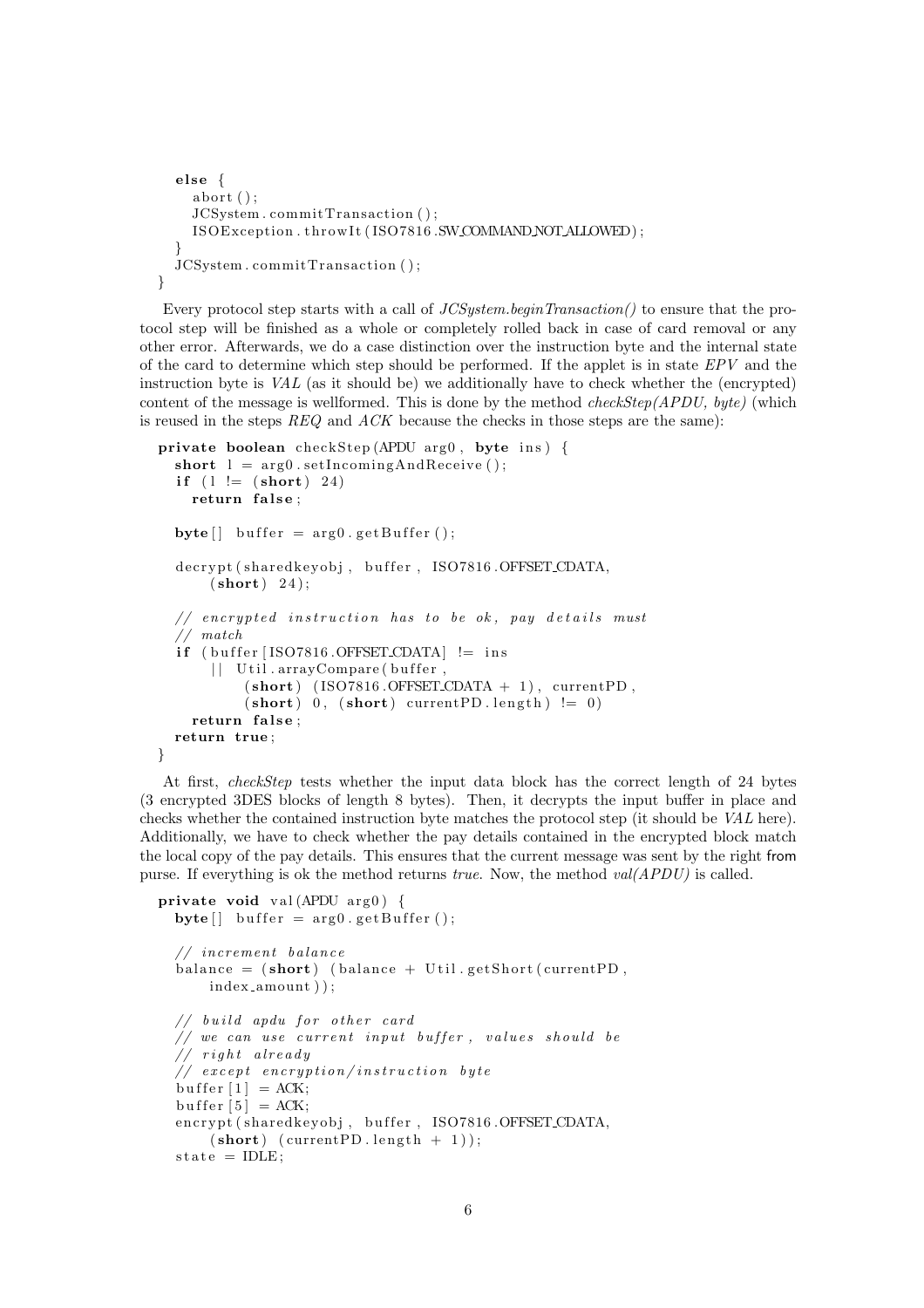```
    else {
      abort();
      JCSystem.commitTransaction();
      ISOException.throwIt(ISO7816.SW_COMMAND_NOT_ALLOWED);
    }
    JCSystem.commitTransaction();
  }
```

Every protocol step starts with a call of *JCSystem.beginTransaction()* to ensure that the protocol step will be finished as a whole or completely rolled back in case of card removal or any other error. Afterwards, we do a case distinction over the instruction byte and the internal state of the card to determine which step should be performed. If the applet is in state *EPV* and the instruction byte is *VAL* (as it should be) we additionally have to check whether the (encrypted) content of the message is wellformed. This is done by the method *checkStep(APDU, byte)* (which is reused in the steps *REQ* and *ACK* because the checks in those steps are the same):

```
private boolean checkStep(APDU arg0, byte ins) {
  short l = arg0.setIncomingAndReceive();
  if (l != (short) 24)
    return false;

  byte[] buffer = arg0.getBuffer();

  decrypt(sharedkeyobj, buffer, ISO7816.OFFSET_CDATA,
      (short) 24);

  // encrypted instruction has to be ok, pay details must
  // match
  if (buffer[ISO7816.OFFSET_CDATA] != ins
      || Util.arrayCompare(buffer,
          (short) (ISO7816.OFFSET_CDATA + 1), currentPD,
          (short) 0, (short) currentPD.length) != 0)
    return false;
  return true;
}
```

At first, *checkStep* tests whether the input data block has the correct length of 24 bytes (3 encrypted 3DES blocks of length 8 bytes). Then, it decrypts the input buffer in place and checks whether the contained instruction byte matches the protocol step (it should be *VAL* here). Additionally, we have to check whether the pay details contained in the encrypted block match the local copy of the pay details. This ensures that the current message was sent by the right from purse. If everything is ok the method returns *true*. Now, the method *val(APDU)* is called.

```
private void val(APDU arg0) {
  byte[] buffer = arg0.getBuffer();

  // increment balance
  balance = (short) (balance + Util.getShort(currentPD,
      index_amount));

  // build apdu for other card
  // we can use current input buffer, values should be
  // right already
  // except encryption/instruction byte
  buffer[1] = ACK;
  buffer[5] = ACK;
  encrypt(sharedkeyobj, buffer, ISO7816.OFFSET_CDATA,
      (short) (currentPD.length + 1));
  state = IDLE;
```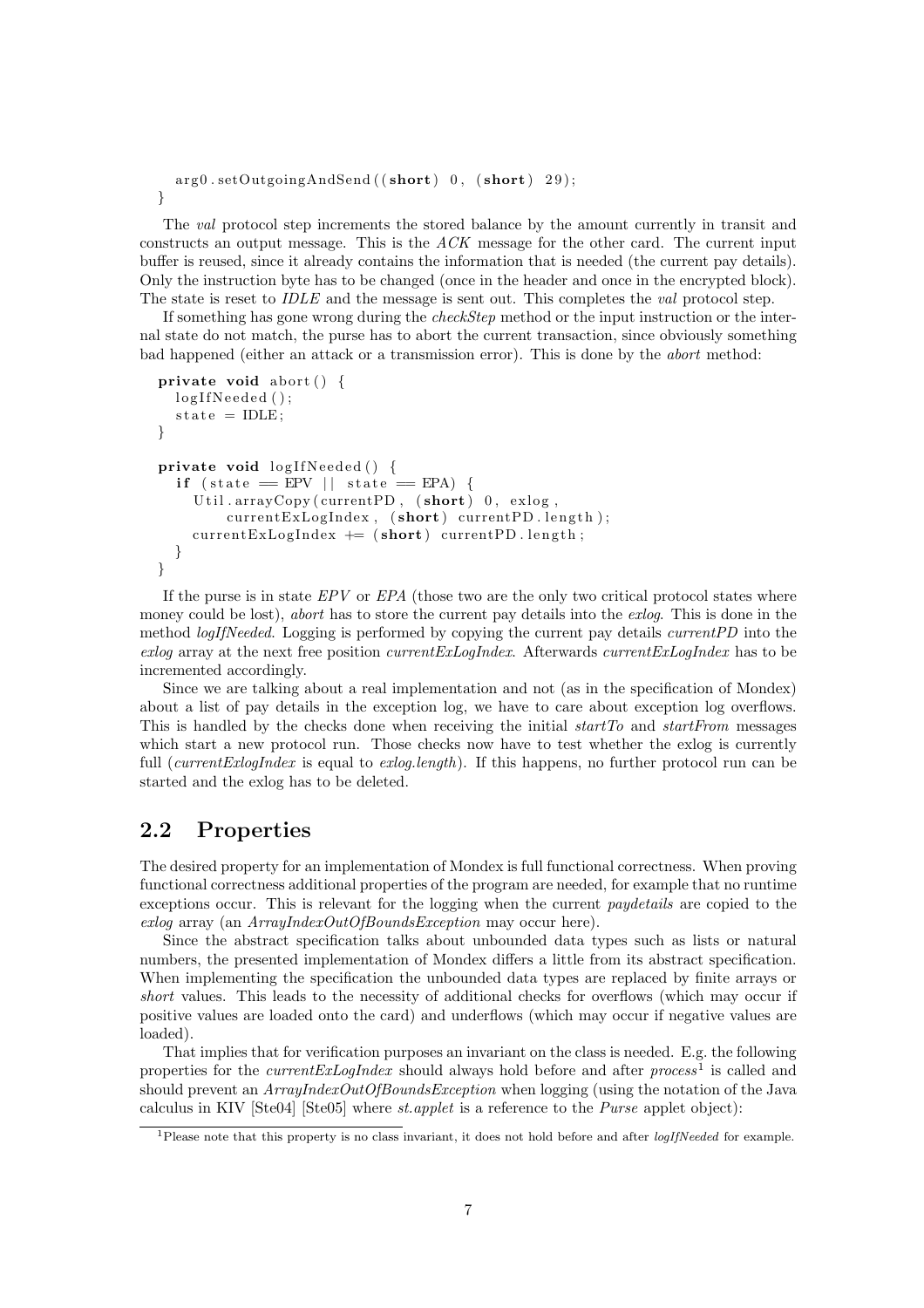```
    arg0.setOutgoingAndSend((short) 0, (short) 29);
}
```

The *val* protocol step increments the stored balance by the amount currently in transit and constructs an output message. This is the *ACK* message for the other card. The current input buffer is reused, since it already contains the information that is needed (the current pay details). Only the instruction byte has to be changed (once in the header and once in the encrypted block). The state is reset to *IDLE* and the message is sent out. This completes the *val* protocol step.

If something has gone wrong during the *checkStep* method or the input instruction or the internal state do not match, the purse has to abort the current transaction, since obviously something bad happened (either an attack or a transmission error). This is done by the *abort* method:

```
private void abort() {
    logIfNeeded();
    state = IDLE;
}

private void logIfNeeded() {
    if (state == EPV || state == EPA) {
        Util.arrayCopy(currentPD, (short) 0, exlog,
            currentExLogIndex, (short) currentPD.length);
        currentExLogIndex += (short) currentPD.length;
    }
}
```

If the purse is in state *EPV* or *EPA* (those two are the only two critical protocol states where money could be lost), *abort* has to store the current pay details into the *exlog*. This is done in the method *logIfNeeded*. Logging is performed by copying the current pay details *currentPD* into the *exlog* array at the next free position *currentExLogIndex*. Afterwards *currentExLogIndex* has to be incremented accordingly.

Since we are talking about a real implementation and not (as in the specification of Mondex) about a list of pay details in the exception log, we have to care about exception log overflows. This is handled by the checks done when receiving the initial *startTo* and *startFrom* messages which start a new protocol run. Those checks now have to test whether the exlog is currently full (*currentExlogIndex* is equal to *exlog.length*). If this happens, no further protocol run can be started and the exlog has to be deleted.

## 2.2 Properties

The desired property for an implementation of Mondex is full functional correctness. When proving functional correctness additional properties of the program are needed, for example that no runtime exceptions occur. This is relevant for the logging when the current *paydetails* are copied to the *exlog* array (an *ArrayIndexOutOfBoundsException* may occur here).

Since the abstract specification talks about unbounded data types such as lists or natural numbers, the presented implementation of Mondex differs a little from its abstract specification. When implementing the specification the unbounded data types are replaced by finite arrays or *short* values. This leads to the necessity of additional checks for overflows (which may occur if positive values are loaded onto the card) and underflows (which may occur if negative values are loaded).

That implies that for verification purposes an invariant on the class is needed. E.g. the following properties for the *currentExLogIndex* should always hold before and after *process*[1] is called and should prevent an *ArrayIndexOutOfBoundsException* when logging (using the notation of the Java calculus in KIV [Ste04] [Ste05] where *st.applet* is a reference to the *Purse* applet object):

[1]Please note that this property is no class invariant, it does not hold before and after *logIfNeeded* for example.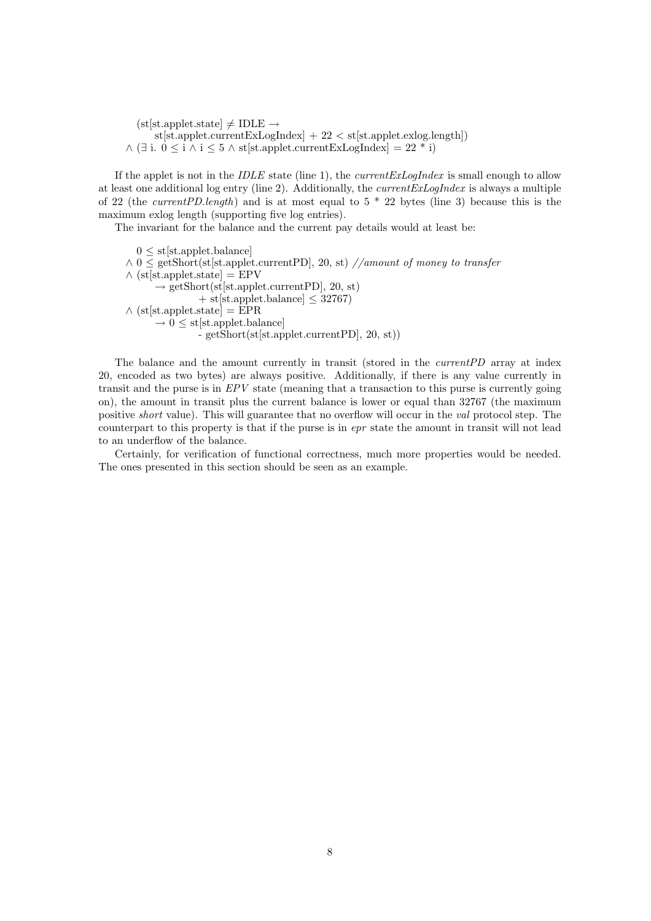```
    (st[st.applet.state] ≠ IDLE →
        st[st.applet.currentExLogIndex] + 22 < st[st.applet.exlog.length])
  ∧ (∃ i. 0 ≤ i ∧ i ≤ 5 ∧ st[st.applet.currentExLogIndex] = 22 * i)
```

If the applet is not in the *IDLE* state (line 1), the *currentExLogIndex* is small enough to allow at least one additional log entry (line 2). Additionally, the *currentExLogIndex* is always a multiple of 22 (the *currentPD.length*) and is at most equal to 5 * 22 bytes (line 3) because this is the maximum exlog length (supporting five log entries).

The invariant for the balance and the current pay details would at least be:

```
    0 ≤ st[st.applet.balance]
  ∧ 0 ≤ getShort(st[st.applet.currentPD], 20, st) //amount of money to transfer
  ∧ (st[st.applet.state] = EPV
        → getShort(st[st.applet.currentPD], 20, st)
              + st[st.applet.balance] ≤ 32767)
  ∧ (st[st.applet.state] = EPR
        → 0 ≤ st[st.applet.balance]
              - getShort(st[st.applet.currentPD], 20, st))
```

The balance and the amount currently in transit (stored in the *currentPD* array at index 20, encoded as two bytes) are always positive. Additionally, if there is any value currently in transit and the purse is in *EPV* state (meaning that a transaction to this purse is currently going on), the amount in transit plus the current balance is lower or equal than 32767 (the maximum positive *short* value). This will guarantee that no overflow will occur in the *val* protocol step. The counterpart to this property is that if the purse is in *epr* state the amount in transit will not lead to an underflow of the balance.

Certainly, for verification of functional correctness, much more properties would be needed. The ones presented in this section should be seen as an example.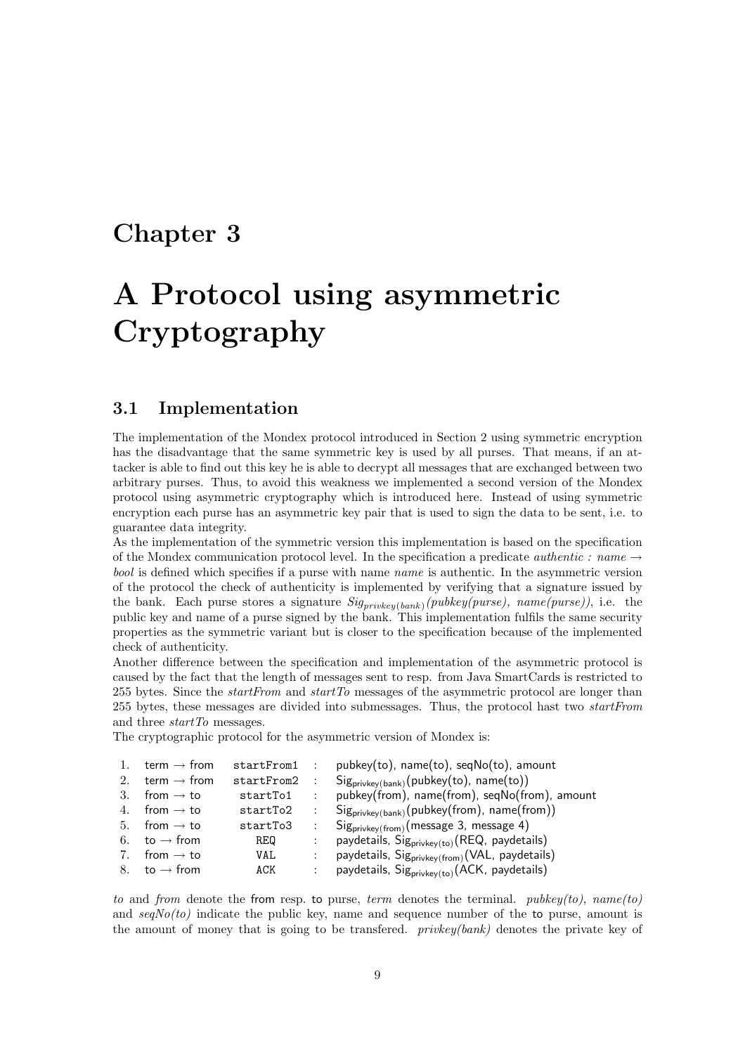# Chapter 3

# A Protocol using asymmetric Cryptography

## 3.1 Implementation

The implementation of the Mondex protocol introduced in Section 2 using symmetric encryption has the disadvantage that the same symmetric key is used by all purses. That means, if an attacker is able to find out this key he is able to decrypt all messages that are exchanged between two arbitrary purses. Thus, to avoid this weakness we implemented a second version of the Mondex protocol using asymmetric cryptography which is introduced here. Instead of using symmetric encryption each purse has an asymmetric key pair that is used to sign the data to be sent, i.e. to guarantee data integrity.

As the implementation of the symmetric version this implementation is based on the specification of the Mondex communication protocol level. In the specification a predicate *authentic : name* $\rightarrow$ *bool* is defined which specifies if a purse with name *name* is authentic. In the asymmetric version of the protocol the check of authenticity is implemented by verifying that a signature issued by the bank. Each purse stores a signature $Sig_{privkey(bank)}(pubkey(purse), name(purse))$, i.e. the public key and name of a purse signed by the bank. This implementation fulfils the same security properties as the symmetric variant but is closer to the specification because of the implemented check of authenticity.

Another difference between the specification and implementation of the asymmetric protocol is caused by the fact that the length of messages sent to resp. from Java SmartCards is restricted to 255 bytes. Since the *startFrom* and *startTo* messages of the asymmetric protocol are longer than 255 bytes, these messages are divided into submessages. Thus, the protocol hast two *startFrom* and three *startTo* messages.

The cryptographic protocol for the asymmetric version of Mondex is:

| | | | | |
|---|---|---|---|---|
| 1. | term $\rightarrow$ from | `startFrom1` | : | pubkey(to), name(to), seqNo(to), amount |
| 2. | term $\rightarrow$ from | `startFrom2` | : | $\mathsf{Sig}_{\mathsf{privkey(bank)}}$(pubkey(to), name(to)) |
| 3. | from $\rightarrow$ to | `startTo1` | : | pubkey(from), name(from), seqNo(from), amount |
| 4. | from $\rightarrow$ to | `startTo2` | : | $\mathsf{Sig}_{\mathsf{privkey(bank)}}$(pubkey(from), name(from)) |
| 5. | from $\rightarrow$ to | `startTo3` | : | $\mathsf{Sig}_{\mathsf{privkey(from)}}$(message 3, message 4) |
| 6. | to $\rightarrow$ from | `REQ` | : | paydetails, $\mathsf{Sig}_{\mathsf{privkey(to)}}$(REQ, paydetails) |
| 7. | from $\rightarrow$ to | `VAL` | : | paydetails, $\mathsf{Sig}_{\mathsf{privkey(from)}}$(VAL, paydetails) |
| 8. | to $\rightarrow$ from | `ACK` | : | paydetails, $\mathsf{Sig}_{\mathsf{privkey(to)}}$(ACK, paydetails) |

*to* and *from* denote the from resp. to purse, *term* denotes the terminal. *pubkey(to)*, *name(to)* and *seqNo(to)* indicate the public key, name and sequence number of the to purse, amount is the amount of money that is going to be transfered. *privkey(bank)* denotes the private key of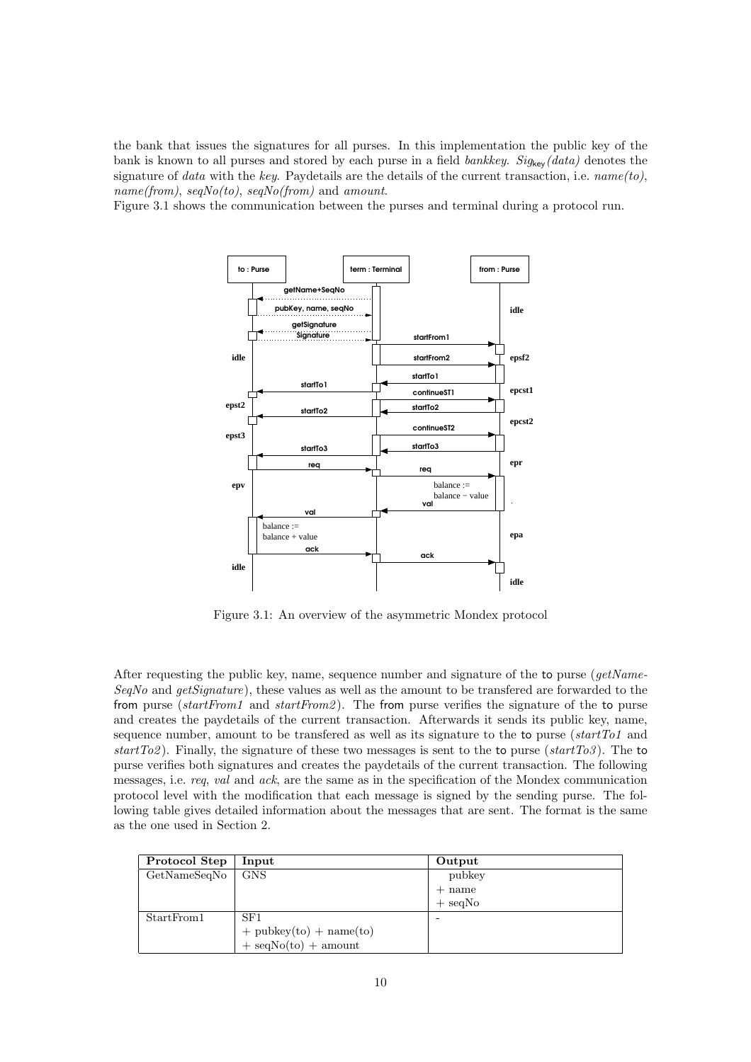the bank that issues the signatures for all purses. In this implementation the public key of the bank is known to all purses and stored by each purse in a field *bankkey*. $Sig_{key}(data)$ denotes the signature of *data* with the *key*. Paydetails are the details of the current transaction, i.e. *name(to)*, *name(from)*, *seqNo(to)*, *seqNo(from)* and *amount*.

Figure 3.1 shows the communication between the purses and terminal during a protocol run.

Figure 3.1: An overview of the asymmetric Mondex protocol

After requesting the public key, name, sequence number and signature of the to purse (*getNameSeqNo* and *getSignature*), these values as well as the amount to be transfered are forwarded to the from purse (*startFrom1* and *startFrom2*). The from purse verifies the signature of the to purse and creates the paydetails of the current transaction. Afterwards it sends its public key, name, sequence number, amount to be transfered as well as its signature to the to purse (*startTo1* and *startTo2*). Finally, the signature of these two messages is sent to the to purse (*startTo3*). The to purse verifies both signatures and creates the paydetails of the current transaction. The following messages, i.e. *req*, *val* and *ack*, are the same as in the specification of the Mondex communication protocol level with the modification that each message is signed by the sending purse. The following table gives detailed information about the messages that are sent. The format is the same as the one used in Section 2.

| **Protocol Step** | **Input** | **Output** |
|---|---|---|
| GetNameSeqNo | GNS | pubkey<br>+ name<br>+ seqNo |
| StartFrom1 | SF1<br>+ pubkey(to) + name(to)<br>+ seqNo(to) + amount | - |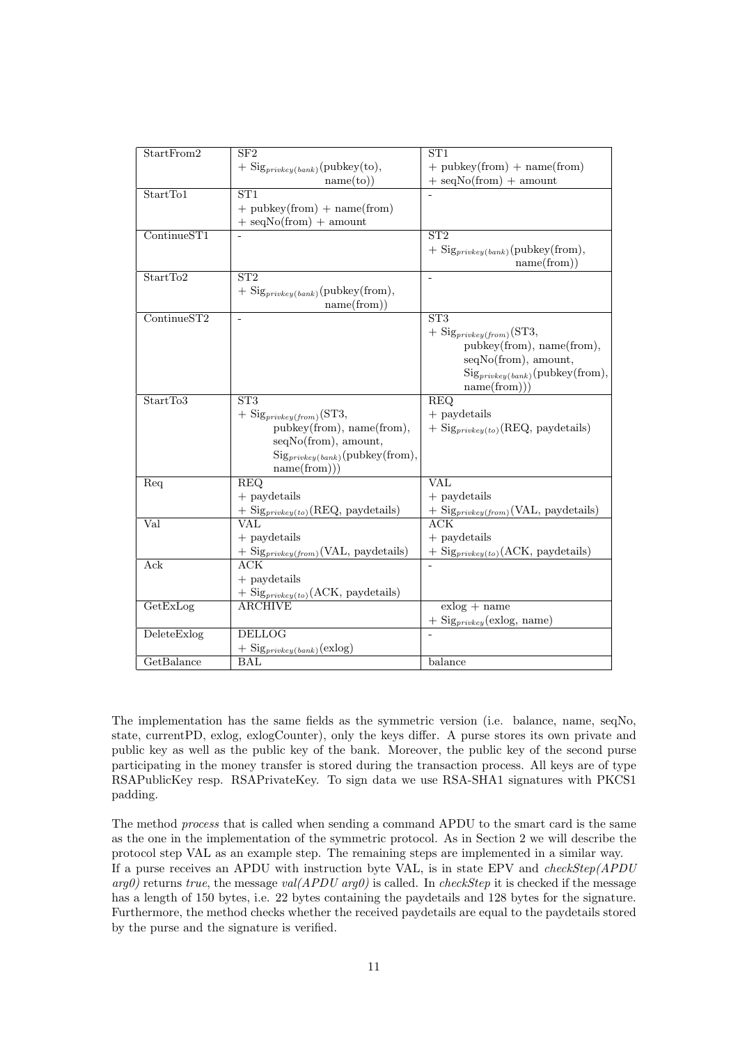| | | |
|---|---|---|
| StartFrom2 | SF2 <br> + $\text{Sig}_{privkey(bank)}$(pubkey(to), name(to)) | ST1 <br> + pubkey(from) + name(from) <br> + seqNo(from) + amount |
| StartTo1 | ST1 <br> + pubkey(from) + name(from) <br> + seqNo(from) + amount | - |
| ContinueST1 | - | ST2 <br> + $\text{Sig}_{privkey(bank)}$(pubkey(from), name(from)) |
| StartTo2 | ST2 <br> + $\text{Sig}_{privkey(bank)}$(pubkey(from), name(from)) | - |
| ContinueST2 | - | ST3 <br> + $\text{Sig}_{privkey(from)}$(ST3, pubkey(from), name(from), seqNo(from), amount, $\text{Sig}_{privkey(bank)}$(pubkey(from), name(from))) |
| StartTo3 | ST3 <br> + $\text{Sig}_{privkey(from)}$(ST3, pubkey(from), name(from), seqNo(from), amount, $\text{Sig}_{privkey(bank)}$(pubkey(from), name(from))) | REQ <br> + paydetails <br> + $\text{Sig}_{privkey(to)}$(REQ, paydetails) |
| Req | REQ <br> + paydetails <br> + $\text{Sig}_{privkey(to)}$(REQ, paydetails) | VAL <br> + paydetails <br> + $\text{Sig}_{privkey(from)}$(VAL, paydetails) |
| Val | VAL <br> + paydetails <br> + $\text{Sig}_{privkey(from)}$(VAL, paydetails) | ACK <br> + paydetails <br> + $\text{Sig}_{privkey(to)}$(ACK, paydetails) |
| Ack | ACK <br> + paydetails <br> + $\text{Sig}_{privkey(to)}$(ACK, paydetails) | - |
| GetExLog | ARCHIVE | exlog + name <br> + $\text{Sig}_{privkey}$(exlog, name) |
| DeleteExlog | DELLOG <br> + $\text{Sig}_{privkey(bank)}$(exlog) | - |
| GetBalance | BAL | balance |

The implementation has the same fields as the symmetric version (i.e. balance, name, seqNo, state, currentPD, exlog, exlogCounter), only the keys differ. A purse stores its own private and public key as well as the public key of the bank. Moreover, the public key of the second purse participating in the money transfer is stored during the transaction process. All keys are of type RSAPublicKey resp. RSAPrivateKey. To sign data we use RSA-SHA1 signatures with PKCS1 padding.

The method *process* that is called when sending a command APDU to the smart card is the same as the one in the implementation of the symmetric protocol. As in Section 2 we will describe the protocol step VAL as an example step. The remaining steps are implemented in a similar way. If a purse receives an APDU with instruction byte VAL, is in state EPV and *checkStep(APDU arg0)* returns *true*, the message *val(APDU arg0)* is called. In *checkStep* it is checked if the message has a length of 150 bytes, i.e. 22 bytes containing the paydetails and 128 bytes for the signature. Furthermore, the method checks whether the received paydetails are equal to the paydetails stored by the purse and the signature is verified.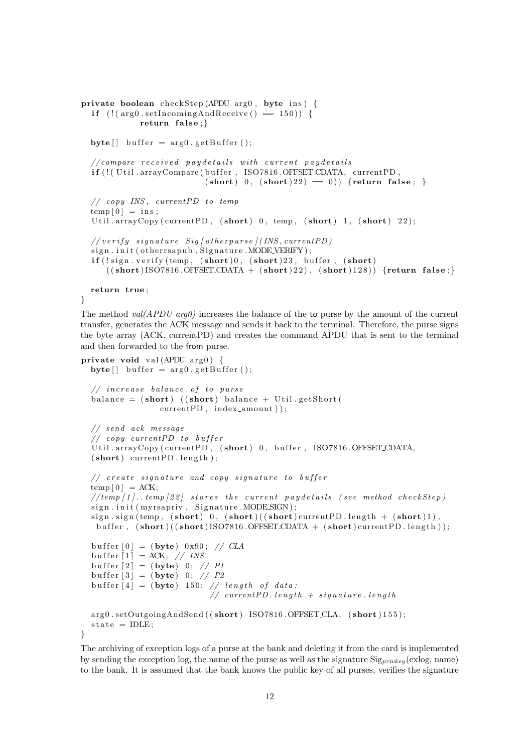```
private boolean checkStep(APDU arg0, byte ins) {
  if (!(arg0.setIncomingAndReceive() == 150)) {
          return false;}

  byte[] buffer = arg0.getBuffer();

  //compare received paydetails with current paydetails
  if(!(Util.arrayCompare(buffer, ISO7816.OFFSET_CDATA, currentPD,
                          (short) 0, (short)22) == 0)) {return false; }

  // copy INS, currentPD to temp
  temp[0] = ins;
  Util.arrayCopy(currentPD, (short) 0, temp, (short) 1, (short) 22);

  //verify signature Sig[otherpurse](INS, currentPD)
  sign.init(otherrsapub, Signature.MODE_VERIFY);
  if(!sign.verify(temp, (short)0, (short)23, buffer, (short)
     ((short)ISO7816.OFFSET_CDATA + (short)22), (short)128)) {return false;}

  return true;
}
```

The method *val(APDU arg0)* increases the balance of the to purse by the amount of the current transfer, generates the ACK message and sends it back to the terminal. Therefore, the purse signs the byte array (ACK, currentPD) and creates the command APDU that is sent to the terminal and then forwarded to the from purse.

```
private void val(APDU arg0) {
  byte[] buffer = arg0.getBuffer();

  // increase balance of to purse
  balance = (short) ((short) balance + Util.getShort(
                currentPD, index_amount));

  // send ack message
  // copy currentPD to buffer
  Util.arrayCopy(currentPD, (short) 0, buffer, ISO7816.OFFSET_CDATA,
  (short) currentPD.length);

  // create signature and copy signature to buffer
  temp[0] = ACK;
  //temp[1]..temp[22] stores the current paydetails (see method checkStep)
  sign.init(myrsapriv, Signature.MODE_SIGN);
  sign.sign(temp, (short) 0, (short)((short)currentPD.length + (short)1),
   buffer, (short)((short)ISO7816.OFFSET_CDATA + (short)currentPD.length));

  buffer[0] = (byte) 0x90; // CLA
  buffer[1] = ACK; // INS
  buffer[2] = (byte) 0; // P1
  buffer[3] = (byte) 0; // P2
  buffer[4] = (byte) 150; // length of data:
                          // currentPD.length + signature.length

  arg0.setOutgoingAndSend((short) ISO7816.OFFSET_CLA, (short)155);
  state = IDLE;
}
```

The archiving of exception logs of a purse at the bank and deleting it from the card is implemented by sending the exception log, the name of the purse as well as the signature $\text{Sig}_{privkey}$(exlog, name) to the bank. It is assumed that the bank knows the public key of all purses, verifies the signature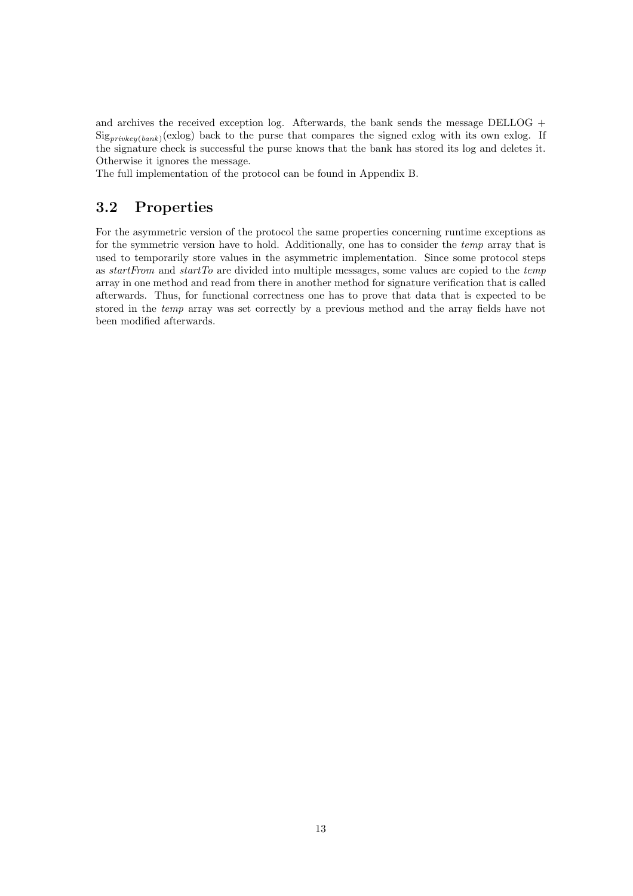and archives the received exception log. Afterwards, the bank sends the message DELLOG + $\text{Sig}_{privkey(bank)}$(exlog) back to the purse that compares the signed exlog with its own exlog. If the signature check is successful the purse knows that the bank has stored its log and deletes it. Otherwise it ignores the message.
The full implementation of the protocol can be found in Appendix B.

## 3.2 Properties

For the asymmetric version of the protocol the same properties concerning runtime exceptions as for the symmetric version have to hold. Additionally, one has to consider the *temp* array that is used to temporarily store values in the asymmetric implementation. Since some protocol steps as *startFrom* and *startTo* are divided into multiple messages, some values are copied to the *temp* array in one method and read from there in another method for signature verification that is called afterwards. Thus, for functional correctness one has to prove that data that is expected to be stored in the *temp* array was set correctly by a previous method and the array fields have not been modified afterwards.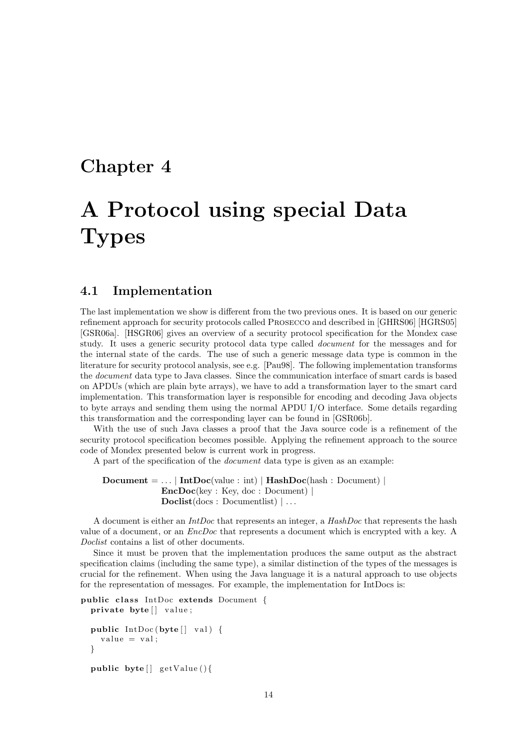# Chapter 4

# A Protocol using special Data Types

## 4.1 Implementation

The last implementation we show is different from the two previous ones. It is based on our generic refinement approach for security protocols called Prosecco and described in [GHRS06] [HGRS05] [GSR06a]. [HSGR06] gives an overview of a security protocol specification for the Mondex case study. It uses a generic security protocol data type called *document* for the messages and for the internal state of the cards. The use of such a generic message data type is common in the literature for security protocol analysis, see e.g. [Pau98]. The following implementation transforms the *document* data type to Java classes. Since the communication interface of smart cards is based on APDUs (which are plain byte arrays), we have to add a transformation layer to the smart card implementation. This transformation layer is responsible for encoding and decoding Java objects to byte arrays and sending them using the normal APDU I/O interface. Some details regarding this transformation and the corresponding layer can be found in [GSR06b].

With the use of such Java classes a proof that the Java source code is a refinement of the security protocol specification becomes possible. Applying the refinement approach to the source code of Mondex presented below is current work in progress.

A part of the specification of the *document* data type is given as an example:

> **Document** = ... | **IntDoc**(value : int) | **HashDoc**(hash : Document) |
> **EncDoc**(key : Key, doc : Document) |
> **Doclist**(docs : Documentlist) | ...

A document is either an *IntDoc* that represents an integer, a *HashDoc* that represents the hash value of a document, or an *EncDoc* that represents a document which is encrypted with a key. A *Doclist* contains a list of other documents.

Since it must be proven that the implementation produces the same output as the abstract specification claims (including the same type), a similar distinction of the types of the messages is crucial for the refinement. When using the Java language it is a natural approach to use objects for the representation of messages. For example, the implementation for IntDocs is:

```
public class IntDoc extends Document {
  private byte[] value;

  public IntDoc(byte[] val) {
    value = val;
  }

  public byte[] getValue(){
```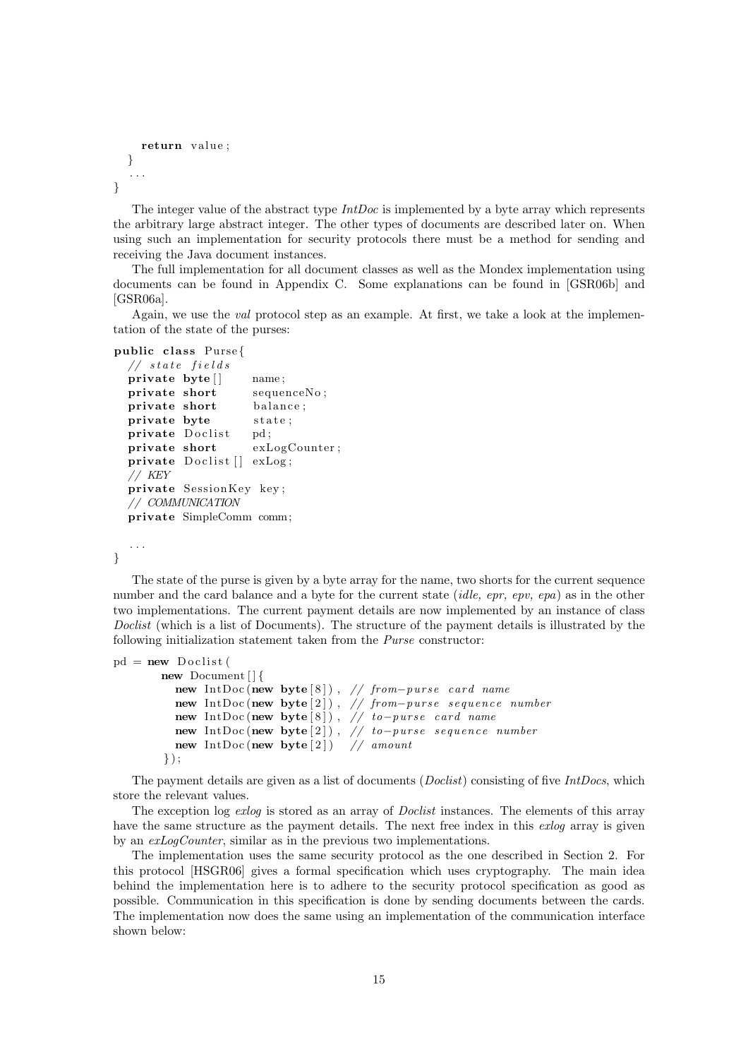```
    return value;
  }
  ...
}
```

The integer value of the abstract type *IntDoc* is implemented by a byte array which represents the arbitrary large abstract integer. The other types of documents are described later on. When using such an implementation for security protocols there must be a method for sending and receiving the Java document instances.

The full implementation for all document classes as well as the Mondex implementation using documents can be found in Appendix C. Some explanations can be found in [GSR06b] and [GSR06a].

Again, we use the *val* protocol step as an example. At first, we take a look at the implementation of the state of the purses:

```
public class Purse{
  // state fields
  private byte[]      name;
  private short       sequenceNo;
  private short       balance;
  private byte        state;
  private Doclist     pd;
  private short       exLogCounter;
  private Doclist[]   exLog;
  // KEY
  private SessionKey key;
  // COMMUNICATION
  private SimpleComm comm;

  ...
}
```

The state of the purse is given by a byte array for the name, two shorts for the current sequence number and the card balance and a byte for the current state (*idle, epr, epv, epa*) as in the other two implementations. The current payment details are now implemented by an instance of class *Doclist* (which is a list of Documents). The structure of the payment details is illustrated by the following initialization statement taken from the *Purse* constructor:

```
pd = new Doclist(
       new Document[]{
         new IntDoc(new byte[8]), // from-purse card name
         new IntDoc(new byte[2]), // from-purse sequence number
         new IntDoc(new byte[8]), // to-purse card name
         new IntDoc(new byte[2]), // to-purse sequence number
         new IntDoc(new byte[2])  // amount
       });
```

The payment details are given as a list of documents (*Doclist*) consisting of five *IntDocs*, which store the relevant values.

The exception log *exlog* is stored as an array of *Doclist* instances. The elements of this array have the same structure as the payment details. The next free index in this *exlog* array is given by an *exLogCounter*, similar as in the previous two implementations.

The implementation uses the same security protocol as the one described in Section 2. For this protocol [HSGR06] gives a formal specification which uses cryptography. The main idea behind the implementation here is to adhere to the security protocol specification as good as possible. Communication in this specification is done by sending documents between the cards. The implementation now does the same using an implementation of the communication interface shown below: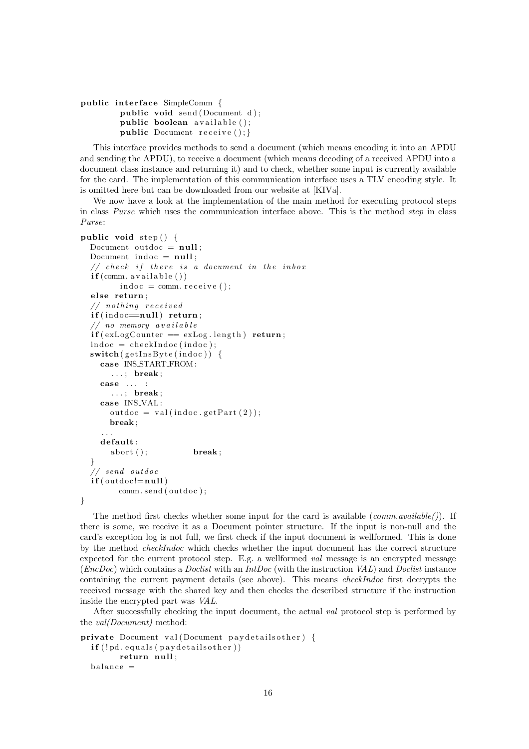```java
public interface SimpleComm {
        public void send(Document d);
        public boolean available();
        public Document receive();}
```

This interface provides methods to send a document (which means encoding it into an APDU and sending the APDU), to receive a document (which means decoding of a received APDU into a document class instance and returning it) and to check, whether some input is currently available for the card. The implementation of this communication interface uses a TLV encoding style. It is omitted here but can be downloaded from our website at [KIVa].

We now have a look at the implementation of the main method for executing protocol steps in class *Purse* which uses the communication interface above. This is the method *step* in class *Purse*:

```java
public void step() {
  Document outdoc = null;
  Document indoc = null;
  // check if there is a document in the inbox
  if(comm.available())
        indoc = comm.receive();
  else return;
  // nothing received
  if(indoc==null) return;
  // no memory available
  if(exLogCounter == exLog.length) return;
  indoc = checkIndoc(indoc);
  switch(getInsByte(indoc)) {
    case INS_START_FROM:
      ...; break;
    case ... :
      ...; break;
    case INS_VAL:
      outdoc = val(indoc.getPart(2));
      break;
    ...
    default:
      abort();            break;
  }
  // send outdoc
  if(outdoc!=null)
        comm.send(outdoc);
}
```

The method first checks whether some input for the card is available (*comm.available()*). If there is some, we receive it as a Document pointer structure. If the input is non-null and the card's exception log is not full, we first check if the input document is wellformed. This is done by the method *checkIndoc* which checks whether the input document has the correct structure expected for the current protocol step. E.g. a wellformed *val* message is an encrypted message (*EncDoc*) which contains a *Doclist* with an *IntDoc* (with the instruction *VAL*) and *Doclist* instance containing the current payment details (see above). This means *checkIndoc* first decrypts the received message with the shared key and then checks the described structure if the instruction inside the encrypted part was *VAL*.

After successfully checking the input document, the actual *val* protocol step is performed by the *val(Document)* method:

```java
private Document val(Document paydetailsother) {
  if(!pd.equals(paydetailsother))
        return null;
  balance =
```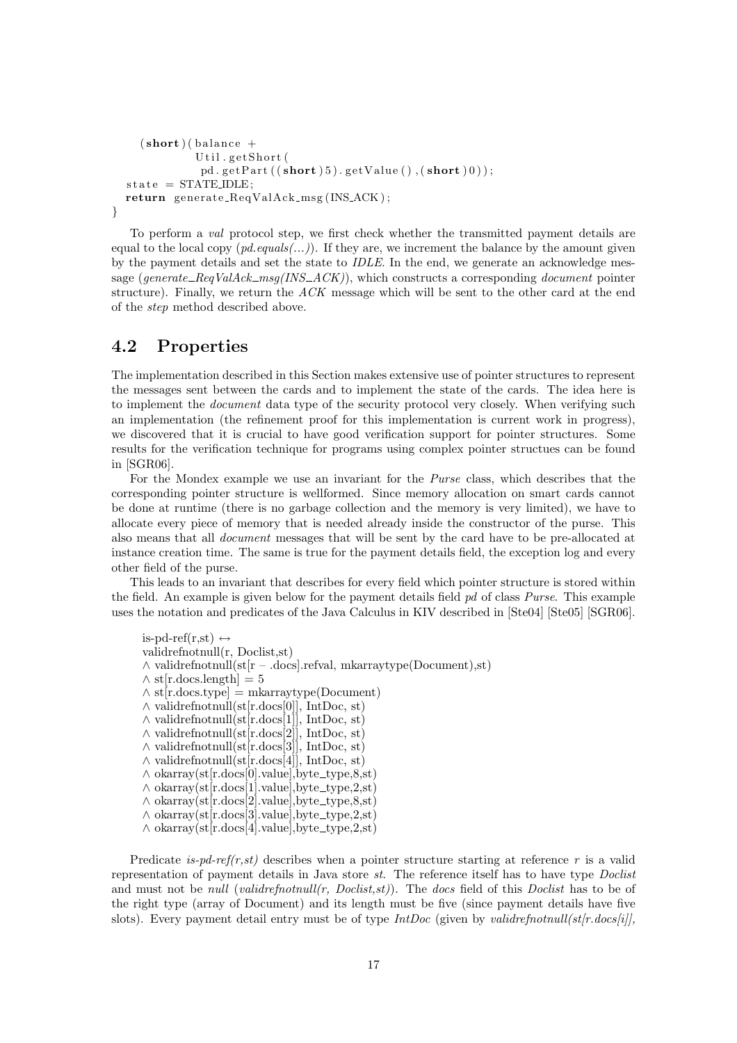```
    (short)(balance +
            Util.getShort(
             pd.getPart((short)5).getValue(),(short)0));
  state = STATE_IDLE;
  return generate_ReqValAck_msg(INS_ACK);
}
```

To perform a *val* protocol step, we first check whether the transmitted payment details are equal to the local copy (*pd.equals(...)*). If they are, we increment the balance by the amount given by the payment details and set the state to *IDLE*. In the end, we generate an acknowledge message (*generate_ReqValAck_msg(INS_ACK)*), which constructs a corresponding *document* pointer structure). Finally, we return the *ACK* message which will be sent to the other card at the end of the *step* method described above.

## 4.2 Properties

The implementation described in this Section makes extensive use of pointer structures to represent the messages sent between the cards and to implement the state of the cards. The idea here is to implement the *document* data type of the security protocol very closely. When verifying such an implementation (the refinement proof for this implementation is current work in progress), we discovered that it is crucial to have good verification support for pointer structures. Some results for the verification technique for programs using complex pointer structues can be found in [SGR06].

For the Mondex example we use an invariant for the *Purse* class, which describes that the corresponding pointer structure is wellformed. Since memory allocation on smart cards cannot be done at runtime (there is no garbage collection and the memory is very limited), we have to allocate every piece of memory that is needed already inside the constructor of the purse. This also means that all *document* messages that will be sent by the card have to be pre-allocated at instance creation time. The same is true for the payment details field, the exception log and every other field of the purse.

This leads to an invariant that describes for every field which pointer structure is stored within the field. An example is given below for the payment details field *pd* of class *Purse*. This example uses the notation and predicates of the Java Calculus in KIV described in [Ste04] [Ste05] [SGR06].

is-pd-ref(r,st) $\leftrightarrow$
validrefnotnull(r, Doclist,st)
$\wedge$ validrefnotnull(st[r – .docs].refval, mkarraytype(Document),st)
$\wedge$ st[r.docs.length] = 5
$\wedge$ st[r.docs.type] = mkarraytype(Document)
$\wedge$ validrefnotnull(st[r.docs[0]], IntDoc, st)
$\wedge$ validrefnotnull(st[r.docs[1]], IntDoc, st)
$\wedge$ validrefnotnull(st[r.docs[2]], IntDoc, st)
$\wedge$ validrefnotnull(st[r.docs[3]], IntDoc, st)
$\wedge$ validrefnotnull(st[r.docs[4]], IntDoc, st)
$\wedge$ okarray(st[r.docs[0].value],byte_type,8,st)
$\wedge$ okarray(st[r.docs[1].value],byte_type,2,st)
$\wedge$ okarray(st[r.docs[2].value],byte_type,8,st)
$\wedge$ okarray(st[r.docs[3].value],byte_type,2,st)
$\wedge$ okarray(st[r.docs[4].value],byte_type,2,st)

Predicate *is-pd-ref(r,st)* describes when a pointer structure starting at reference *r* is a valid representation of payment details in Java store *st*. The reference itself has to have type *Doclist* and must not be *null* (*validrefnotnull(r, Doclist,st)*). The *docs* field of this *Doclist* has to be of the right type (array of Document) and its length must be five (since payment details have five slots). Every payment detail entry must be of type *IntDoc* (given by *validrefnotnull(st[r.docs[i]],*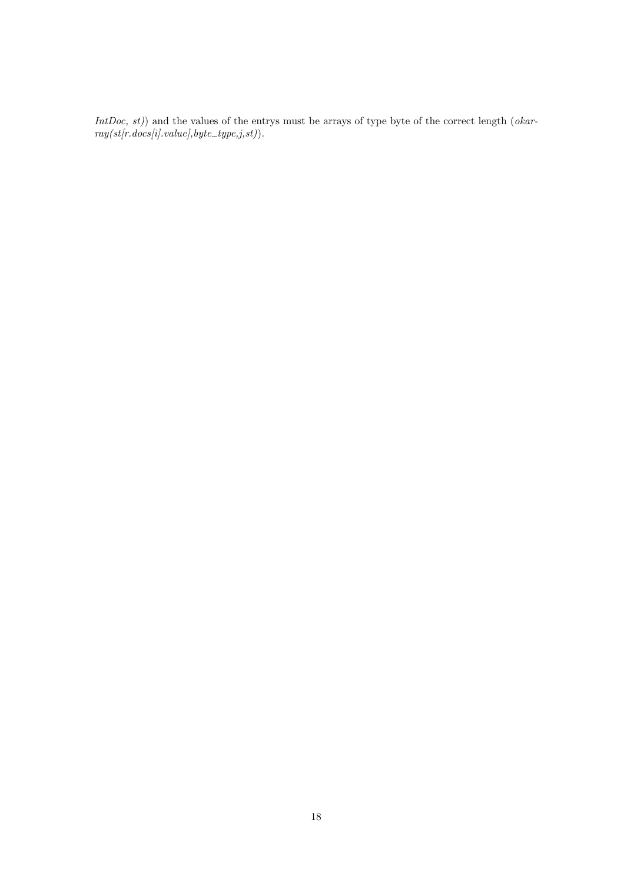*IntDoc, st)*) and the values of the entrys must be arrays of type byte of the correct length (*okarray(st[r.docs[i].value],byte_type,j,st)*).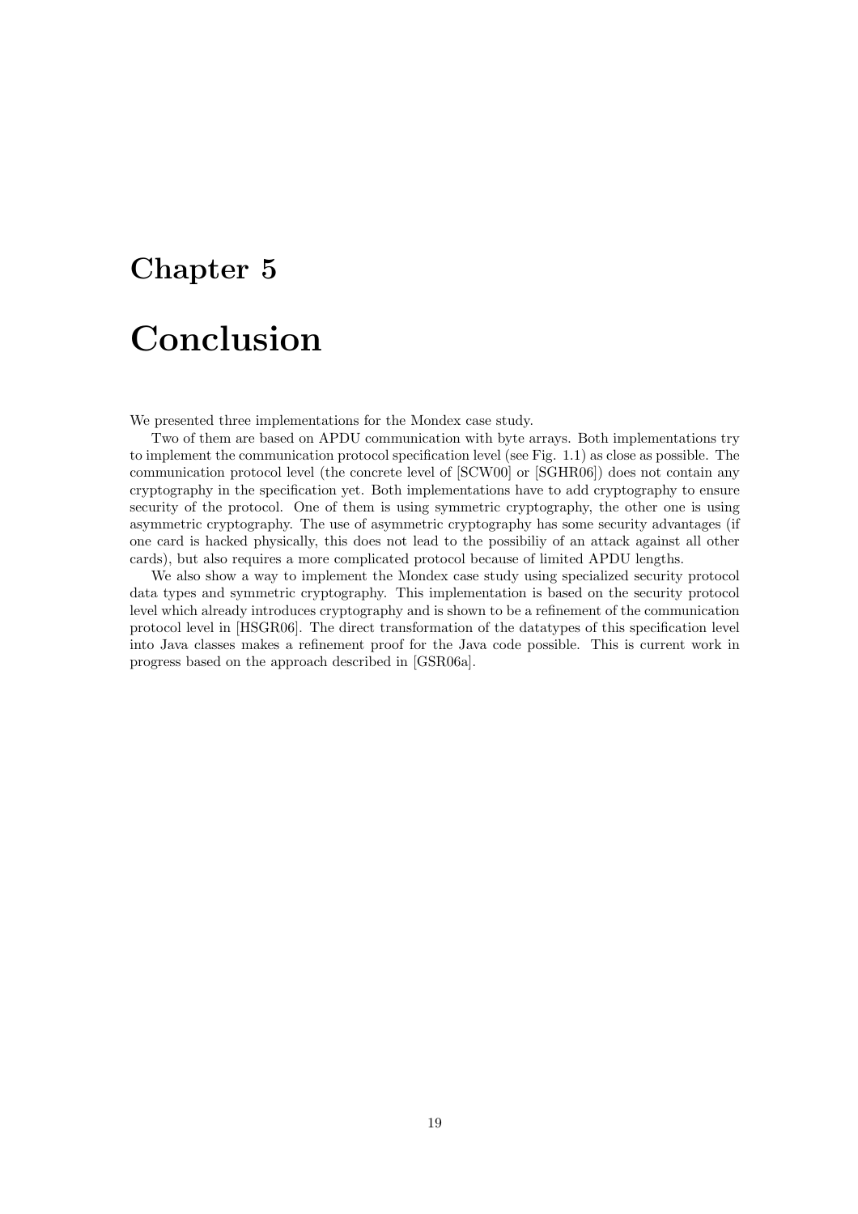# Chapter 5

# Conclusion

We presented three implementations for the Mondex case study.

Two of them are based on APDU communication with byte arrays. Both implementations try to implement the communication protocol specification level (see Fig. 1.1) as close as possible. The communication protocol level (the concrete level of [SCW00] or [SGHR06]) does not contain any cryptography in the specification yet. Both implementations have to add cryptography to ensure security of the protocol. One of them is using symmetric cryptography, the other one is using asymmetric cryptography. The use of asymmetric cryptography has some security advantages (if one card is hacked physically, this does not lead to the possibiliy of an attack against all other cards), but also requires a more complicated protocol because of limited APDU lengths.

We also show a way to implement the Mondex case study using specialized security protocol data types and symmetric cryptography. This implementation is based on the security protocol level which already introduces cryptography and is shown to be a refinement of the communication protocol level in [HSGR06]. The direct transformation of the datatypes of this specification level into Java classes makes a refinement proof for the Java code possible. This is current work in progress based on the approach described in [GSR06a].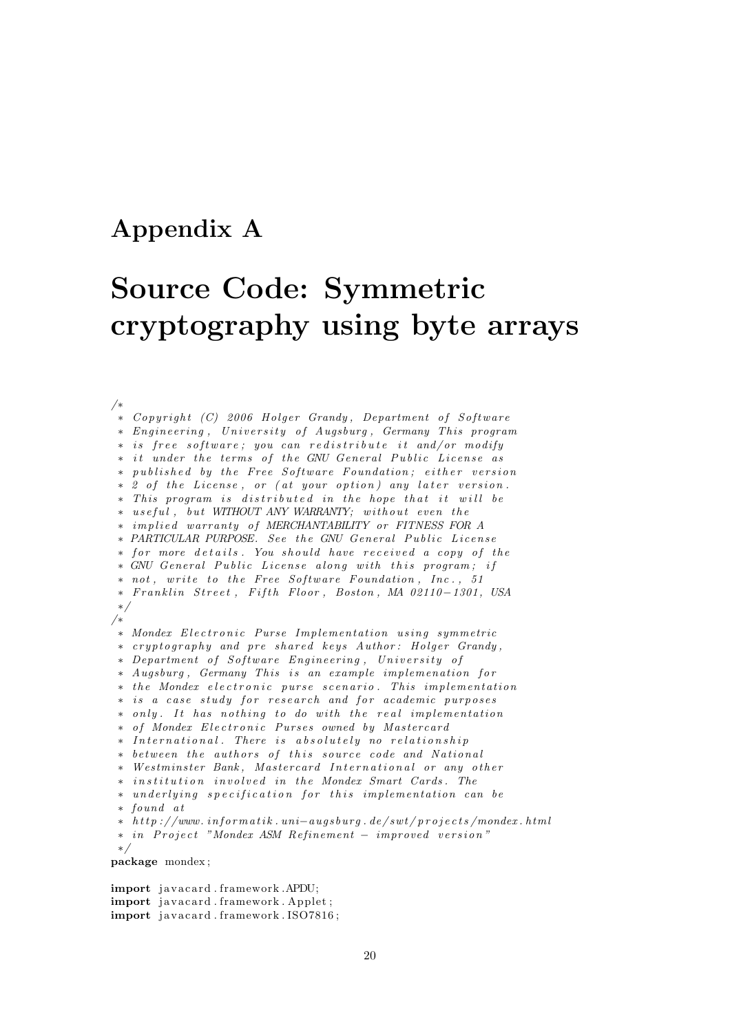# Appendix A

# Source Code: Symmetric cryptography using byte arrays

```
/*
 * Copyright (C) 2006 Holger Grandy, Department of Software
 * Engineering, University of Augsburg, Germany This program
 * is free software; you can redistribute it and/or modify
 * it under the terms of the GNU General Public License as
 * published by the Free Software Foundation; either version
 * 2 of the License, or (at your option) any later version.
 * This program is distributed in the hope that it will be
 * useful, but WITHOUT ANY WARRANTY; without even the
 * implied warranty of MERCHANTABILITY or FITNESS FOR A
 * PARTICULAR PURPOSE. See the GNU General Public License
 * for more details. You should have received a copy of the
 * GNU General Public License along with this program; if
 * not, write to the Free Software Foundation, Inc., 51
 * Franklin Street, Fifth Floor, Boston, MA 02110-1301, USA
 */
/*
 * Mondex Electronic Purse Implementation using symmetric
 * cryptography and pre shared keys Author: Holger Grandy,
 * Department of Software Engineering, University of
 * Augsburg, Germany This is an example implemenation for
 * the Mondex electronic purse scenario. This implementation
 * is a case study for research and for academic purposes
 * only. It has nothing to do with the real implementation
 * of Mondex Electronic Purses owned by Mastercard
 * International. There is absolutely no relationship
 * between the authors of this source code and National
 * Westminster Bank, Mastercard International or any other
 * institution involved in the Mondex Smart Cards. The
 * underlying specification for this implementation can be
 * found at
 * http://www.informatik.uni-augsburg.de/swt/projects/mondex.html
 * in Project "Mondex ASM Refinement - improved version"
 */
package mondex;

import javacard.framework.APDU;
import javacard.framework.Applet;
import javacard.framework.ISO7816;
```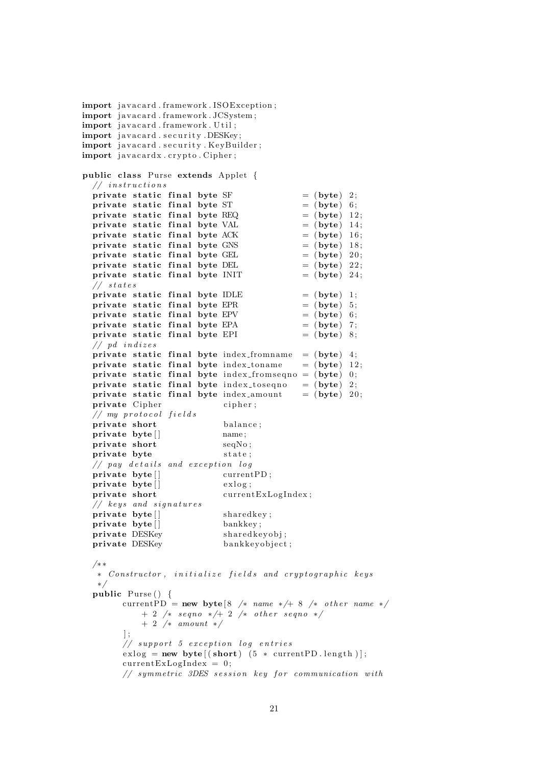```java
import javacard.framework.ISOException;
import javacard.framework.JCSystem;
import javacard.framework.Util;
import javacard.security.DESKey;
import javacard.security.KeyBuilder;
import javacardx.crypto.Cipher;

public class Purse extends Applet {
  // instructions
  private static final byte SF              = (byte) 2;
  private static final byte ST              = (byte) 6;
  private static final byte REQ             = (byte) 12;
  private static final byte VAL             = (byte) 14;
  private static final byte ACK             = (byte) 16;
  private static final byte GNS             = (byte) 18;
  private static final byte GEL             = (byte) 20;
  private static final byte DEL             = (byte) 22;
  private static final byte INIT            = (byte) 24;
  // states
  private static final byte IDLE            = (byte) 1;
  private static final byte EPR             = (byte) 5;
  private static final byte EPV             = (byte) 6;
  private static final byte EPA             = (byte) 7;
  private static final byte EPI             = (byte) 8;
  // pd indizes
  private static final byte index_fromname  = (byte) 4;
  private static final byte index_toname    = (byte) 12;
  private static final byte index_fromseqno = (byte) 0;
  private static final byte index_toseqno   = (byte) 2;
  private static final byte index_amount    = (byte) 20;
  private Cipher            cipher;
  // my protocol fields
  private short             balance;
  private byte[]            name;
  private short             seqNo;
  private byte              state;
  // pay details and exception log
  private byte[]            currentPD;
  private byte[]            exlog;
  private short             currentExLogIndex;
  // keys and signatures
  private byte[]            sharedkey;
  private byte[]            bankkey;
  private DESKey            sharedkeyobj;
  private DESKey            bankkeyobject;

  /**
   * Constructor, initialize fields and cryptographic keys
   */
  public Purse() {
       currentPD = new byte[8 /* name */+ 8 /* other name */
           + 2 /* seqno */+ 2 /* other seqno */
           + 2 /* amount */
       ];
       // support 5 exception log entries
       exlog = new byte[(short) (5 * currentPD.length)];
       currentExLogIndex = 0;
       // symmetric 3DES session key for communication with
```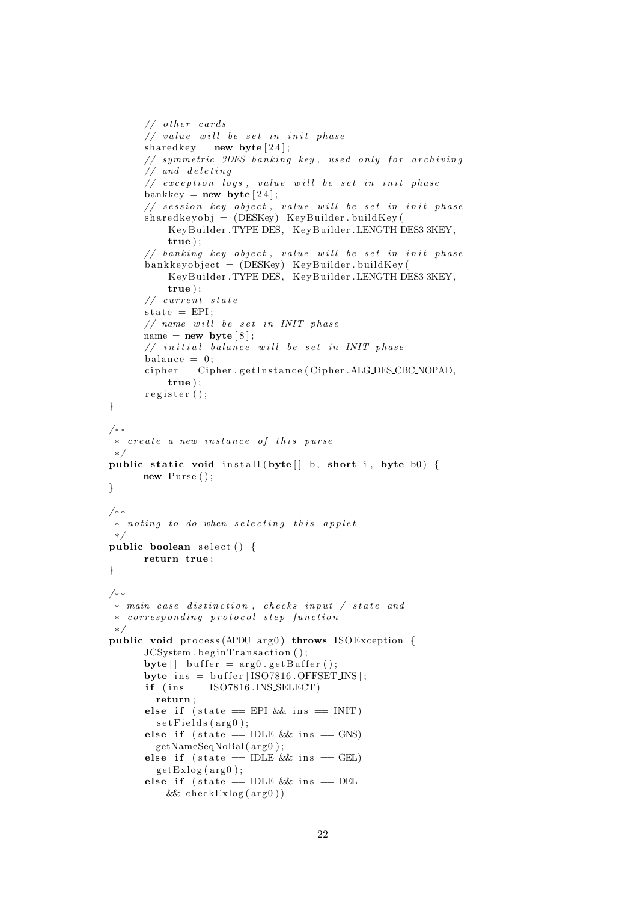```java
        // other cards
        // value will be set in init phase
        sharedkey = new byte[24];
        // symmetric 3DES banking key, used only for archiving
        // and deleting
        // exception logs, value will be set in init phase
        bankkey = new byte[24];
        // session key object, value will be set in init phase
        sharedkeyobj = (DESKey) KeyBuilder.buildKey(
            KeyBuilder.TYPE_DES, KeyBuilder.LENGTH_DES3_3KEY,
            true);
        // banking key object, value will be set in init phase
        bankkeyobject = (DESKey) KeyBuilder.buildKey(
            KeyBuilder.TYPE_DES, KeyBuilder.LENGTH_DES3_3KEY,
            true);
        // current state
        state = EPI;
        // name will be set in INIT phase
        name = new byte[8];
        // initial balance will be set in INIT phase
        balance = 0;
        cipher = Cipher.getInstance(Cipher.ALG_DES_CBC_NOPAD,
            true);
        register();
    }

    /**
     * create a new instance of this purse
     */
    public static void install(byte[] b, short i, byte b0) {
        new Purse();
    }

    /**
     * noting to do when selecting this applet
     */
    public boolean select() {
        return true;
    }

    /**
     * main case distinction, checks input / state and
     * corresponding protocol step function
     */
    public void process(APDU arg0) throws ISOException {
        JCSystem.beginTransaction();
        byte[] buffer = arg0.getBuffer();
        byte ins = buffer[ISO7816.OFFSET_INS];
        if (ins == ISO7816.INS_SELECT)
            return;
        else if (state == EPI && ins == INIT)
            setFields(arg0);
        else if (state == IDLE && ins == GNS)
            getNameSeqNoBal(arg0);
        else if (state == IDLE && ins == GEL)
            getExlog(arg0);
        else if (state == IDLE && ins == DEL
            && checkExlog(arg0))
```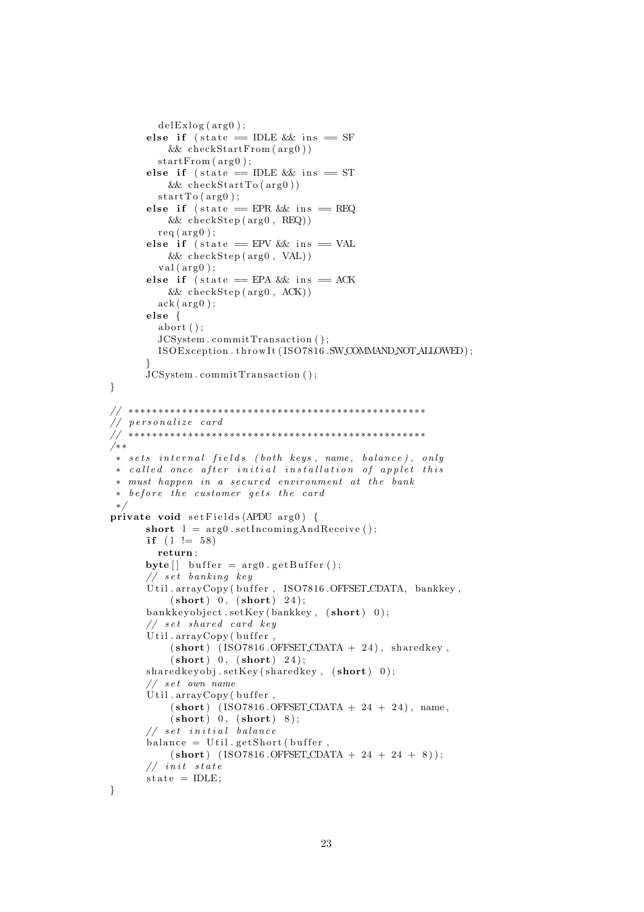```java
        delExlog(arg0);
      else if (state == IDLE && ins == SF
          && checkStartFrom(arg0))
        startFrom(arg0);
      else if (state == IDLE && ins == ST
          && checkStartTo(arg0))
        startTo(arg0);
      else if (state == EPR && ins == REQ
          && checkStep(arg0, REQ))
        req(arg0);
      else if (state == EPV && ins == VAL
          && checkStep(arg0, VAL))
        val(arg0);
      else if (state == EPA && ins == ACK
          && checkStep(arg0, ACK))
        ack(arg0);
      else {
        abort();
        JCSystem.commitTransaction();
        ISOException.throwIt(ISO7816.SW_COMMAND_NOT_ALLOWED);
      }
      JCSystem.commitTransaction();
}

// ***************************************************
// personalize card
// ***************************************************
/**
 * sets internal fields (both keys, name, balance), only
 * called once after initial installation of applet this
 * must happen in a secured environment at the bank
 * before the customer gets the card
 */
private void setFields(APDU arg0) {
      short l = arg0.setIncomingAndReceive();
      if (l != 58)
        return;
      byte[] buffer = arg0.getBuffer();
      // set banking key
      Util.arrayCopy(buffer, ISO7816.OFFSET_CDATA, bankkey,
          (short) 0, (short) 24);
      bankkeyobject.setKey(bankkey, (short) 0);
      // set shared card key
      Util.arrayCopy(buffer,
          (short) (ISO7816.OFFSET_CDATA + 24), sharedkey,
          (short) 0, (short) 24);
      sharedkeyobj.setKey(sharedkey, (short) 0);
      // set own name
      Util.arrayCopy(buffer,
          (short) (ISO7816.OFFSET_CDATA + 24 + 24), name,
          (short) 0, (short) 8);
      // set initial balance
      balance = Util.getShort(buffer,
          (short) (ISO7816.OFFSET_CDATA + 24 + 24 + 8));
      // init state
      state = IDLE;
}
```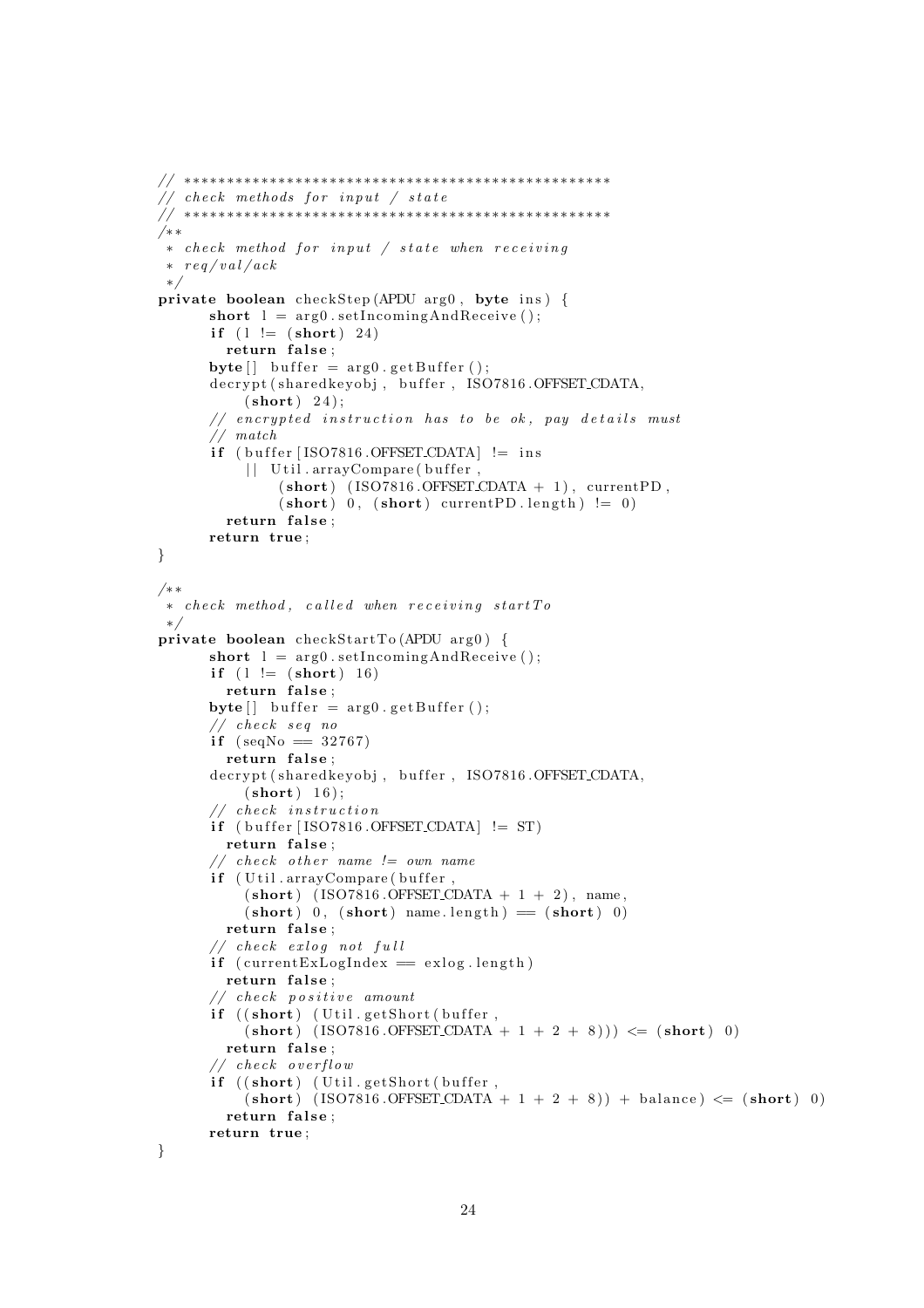```java
// **************************************************
// check methods for input / state
// **************************************************
/**
 * check method for input / state when receiving
 * req/val/ack
 */
private boolean checkStep(APDU arg0, byte ins) {
      short l = arg0.setIncomingAndReceive();
      if (l != (short) 24)
        return false;
      byte[] buffer = arg0.getBuffer();
      decrypt(sharedkeyobj, buffer, ISO7816.OFFSET_CDATA,
          (short) 24);
      // encrypted instruction has to be ok, pay details must
      // match
      if (buffer[ISO7816.OFFSET_CDATA] != ins
          || Util.arrayCompare(buffer,
              (short) (ISO7816.OFFSET_CDATA + 1), currentPD,
              (short) 0, (short) currentPD.length) != 0)
        return false;
      return true;
}

/**
 * check method, called when receiving startTo
 */
private boolean checkStartTo(APDU arg0) {
      short l = arg0.setIncomingAndReceive();
      if (l != (short) 16)
        return false;
      byte[] buffer = arg0.getBuffer();
      // check seq no
      if (seqNo == 32767)
        return false;
      decrypt(sharedkeyobj, buffer, ISO7816.OFFSET_CDATA,
          (short) 16);
      // check instruction
      if (buffer[ISO7816.OFFSET_CDATA] != ST)
        return false;
      // check other name != own name
      if (Util.arrayCompare(buffer,
          (short) (ISO7816.OFFSET_CDATA + 1 + 2), name,
          (short) 0, (short) name.length) == (short) 0)
        return false;
      // check exlog not full
      if (currentExLogIndex == exlog.length)
        return false;
      // check positive amount
      if ((short) (Util.getShort(buffer,
          (short) (ISO7816.OFFSET_CDATA + 1 + 2 + 8))) <= (short) 0)
        return false;
      // check overflow
      if ((short) (Util.getShort(buffer,
          (short) (ISO7816.OFFSET_CDATA + 1 + 2 + 8)) + balance) <= (short) 0)
        return false;
      return true;
}
```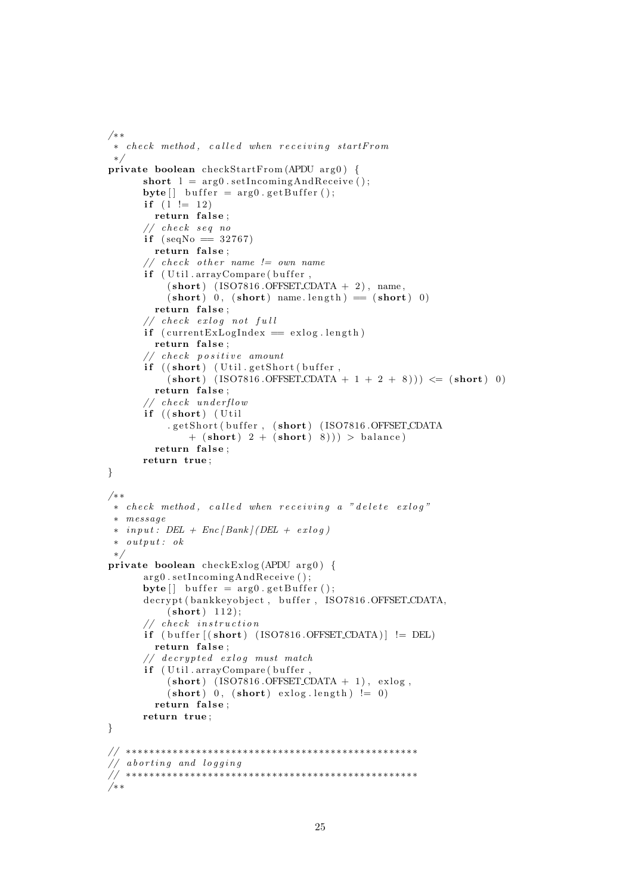```java
/**
 * check method, called when receiving startFrom
 */
private boolean checkStartFrom(APDU arg0) {
      short l = arg0.setIncomingAndReceive();
      byte[] buffer = arg0.getBuffer();
      if (l != 12)
        return false;
      // check seq no
      if (seqNo == 32767)
        return false;
      // check other name != own name
      if (Util.arrayCompare(buffer,
          (short) (ISO7816.OFFSET_CDATA + 2), name,
          (short) 0, (short) name.length) == (short) 0)
        return false;
      // check exlog not full
      if (currentExLogIndex == exlog.length)
        return false;
      // check positive amount
      if ((short) (Util.getShort(buffer,
          (short) (ISO7816.OFFSET_CDATA + 1 + 2 + 8))) <= (short) 0)
        return false;
      // check underflow
      if ((short) (Util
          .getShort(buffer, (short) (ISO7816.OFFSET_CDATA
              + (short) 2 + (short) 8))) > balance)
        return false;
      return true;
}

/**
 * check method, called when receiving a "delete exlog"
 * message
 * input: DEL + Enc[Bank](DEL + exlog)
 * output: ok
 */
private boolean checkExlog(APDU arg0) {
      arg0.setIncomingAndReceive();
      byte[] buffer = arg0.getBuffer();
      decrypt(bankkeyobject, buffer, ISO7816.OFFSET_CDATA,
          (short) 112);
      // check instruction
      if (buffer[(short) (ISO7816.OFFSET_CDATA)] != DEL)
        return false;
      // decrypted exlog must match
      if (Util.arrayCompare(buffer,
          (short) (ISO7816.OFFSET_CDATA + 1), exlog,
          (short) 0, (short) exlog.length) != 0)
        return false;
      return true;
}

// **************************************************
// aborting and logging
// **************************************************
/**
```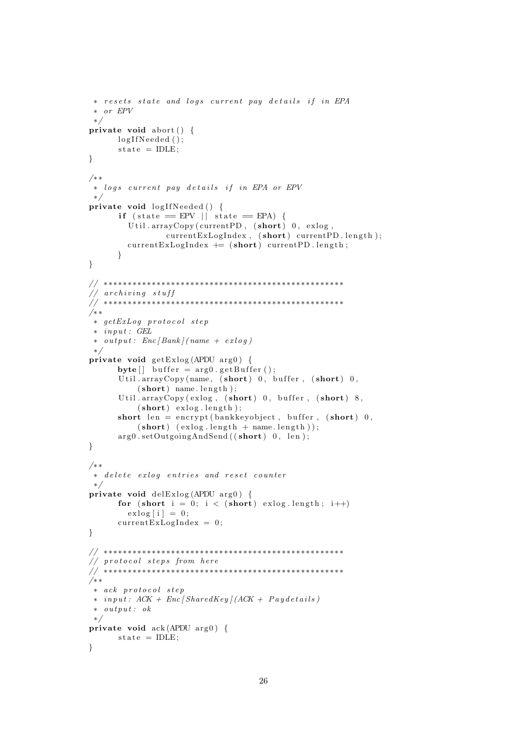```java
 * resets state and logs current pay details if in EPA
 * or EPV
 */
private void abort() {
      logIfNeeded();
      state = IDLE;
}

/**
 * logs current pay details if in EPA or EPV
 */
private void logIfNeeded() {
      if (state == EPV || state == EPA) {
        Util.arrayCopy(currentPD, (short) 0, exlog,
                currentExLogIndex, (short) currentPD.length);
        currentExLogIndex += (short) currentPD.length;
      }
}

// ***************************************************
// archiving stuff
// ***************************************************
/**
 * getExLog protocol step
 * input: GEL
 * output: Enc[Bank](name + exlog)
 */
private void getExlog(APDU arg0) {
      byte[] buffer = arg0.getBuffer();
      Util.arrayCopy(name, (short) 0, buffer, (short) 0,
          (short) name.length);
      Util.arrayCopy(exlog, (short) 0, buffer, (short) 8,
          (short) exlog.length);
      short len = encrypt(bankkeyobject, buffer, (short) 0,
          (short) (exlog.length + name.length));
      arg0.setOutgoingAndSend((short) 0, len);
}

/**
 * delete exlog entries and reset counter
 */
private void delExlog(APDU arg0) {
      for (short i = 0; i < (short) exlog.length; i++)
        exlog[i] = 0;
      currentExLogIndex = 0;
}

// ***************************************************
// protocol steps from here
// ***************************************************
/**
 * ack protocol step
 * input: ACK + Enc[SharedKey](ACK + Paydetails)
 * output: ok
 */
private void ack(APDU arg0) {
      state = IDLE;
}
```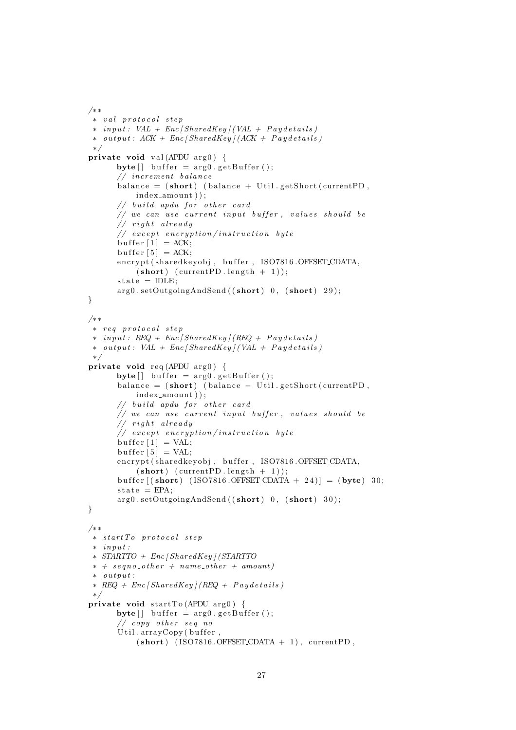```java
/**
 * val protocol step
 * input: VAL + Enc[SharedKey](VAL + Paydetails)
 * output: ACK + Enc[SharedKey](ACK + Paydetails)
 */
private void val(APDU arg0) {
    byte[] buffer = arg0.getBuffer();
    // increment balance
    balance = (short) (balance + Util.getShort(currentPD,
        index_amount));
    // build apdu for other card
    // we can use current input buffer, values should be
    // right already
    // except encryption/instruction byte
    buffer[1] = ACK;
    buffer[5] = ACK;
    encrypt(sharedkeyobj, buffer, ISO7816.OFFSET_CDATA,
        (short) (currentPD.length + 1));
    state = IDLE;
    arg0.setOutgoingAndSend((short) 0, (short) 29);
}

/**
 * req protocol step
 * input: REQ + Enc[SharedKey](REQ + Paydetails)
 * output: VAL + Enc[SharedKey](VAL + Paydetails)
 */
private void req(APDU arg0) {
    byte[] buffer = arg0.getBuffer();
    balance = (short) (balance - Util.getShort(currentPD,
        index_amount));
    // build apdu for other card
    // we can use current input buffer, values should be
    // right already
    // except encryption/instruction byte
    buffer[1] = VAL;
    buffer[5] = VAL;
    encrypt(sharedkeyobj, buffer, ISO7816.OFFSET_CDATA,
        (short) (currentPD.length + 1));
    buffer[(short) (ISO7816.OFFSET_CDATA + 24)] = (byte) 30;
    state = EPA;
    arg0.setOutgoingAndSend((short) 0, (short) 30);
}

/**
 * startTo protocol step
 * input:
 * STARTTO + Enc[SharedKey](STARTTO
 * + seqno_other + name_other + amount)
 * output:
 * REQ + Enc[SharedKey](REQ + Paydetails)
 */
private void startTo(APDU arg0) {
    byte[] buffer = arg0.getBuffer();
    // copy other seq no
    Util.arrayCopy(buffer,
        (short) (ISO7816.OFFSET_CDATA + 1), currentPD,
```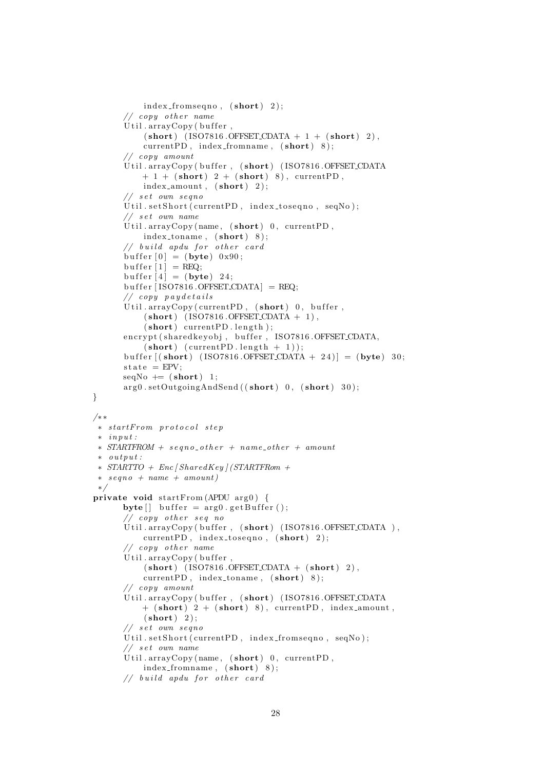```
            index_fromseqno , (short) 2);
        // copy other name
        Util.arrayCopy(buffer ,
            (short) (ISO7816.OFFSET_CDATA + 1 + (short) 2),
            currentPD , index_fromname , (short) 8);
        // copy amount
        Util.arrayCopy(buffer , (short) (ISO7816.OFFSET_CDATA
            + 1 + (short) 2 + (short) 8), currentPD ,
            index_amount , (short) 2);
        // set own seqno
        Util.setShort(currentPD , index_toseqno , seqNo);
        // set own name
        Util.arrayCopy(name, (short) 0, currentPD ,
            index_toname , (short) 8);
        // build apdu for other card
        buffer[0] = (byte) 0x90;
        buffer[1] = REQ;
        buffer[4] = (byte) 24;
        buffer[ISO7816.OFFSET_CDATA] = REQ;
        // copy paydetails
        Util.arrayCopy(currentPD , (short) 0, buffer ,
            (short) (ISO7816.OFFSET_CDATA + 1),
            (short) currentPD.length);
        encrypt(sharedkeyobj , buffer , ISO7816.OFFSET_CDATA,
            (short) (currentPD.length + 1));
        buffer[(short) (ISO7816.OFFSET_CDATA + 24)] = (byte) 30;
        state = EPV;
        seqNo += (short) 1;
        arg0.setOutgoingAndSend((short) 0, (short) 30);
    }

    /**
     * startFrom protocol step
     * input:
     * STARTFROM + seqno_other + name_other + amount
     * output:
     * STARTTO + Enc[SharedKey](STARTFRom +
     * seqno + name + amount)
     */
    private void startFrom(APDU arg0) {
        byte[] buffer = arg0.getBuffer();
        // copy other seq no
        Util.arrayCopy(buffer , (short) (ISO7816.OFFSET_CDATA ),
            currentPD , index_toseqno , (short) 2);
        // copy other name
        Util.arrayCopy(buffer ,
            (short) (ISO7816.OFFSET_CDATA + (short) 2),
            currentPD , index_toname , (short) 8);
        // copy amount
        Util.arrayCopy(buffer , (short) (ISO7816.OFFSET_CDATA
            + (short) 2 + (short) 8), currentPD , index_amount ,
            (short) 2);
        // set own seqno
        Util.setShort(currentPD , index_fromseqno , seqNo);
        // set own name
        Util.arrayCopy(name, (short) 0, currentPD ,
            index_fromname , (short) 8);
        // build apdu for other card
```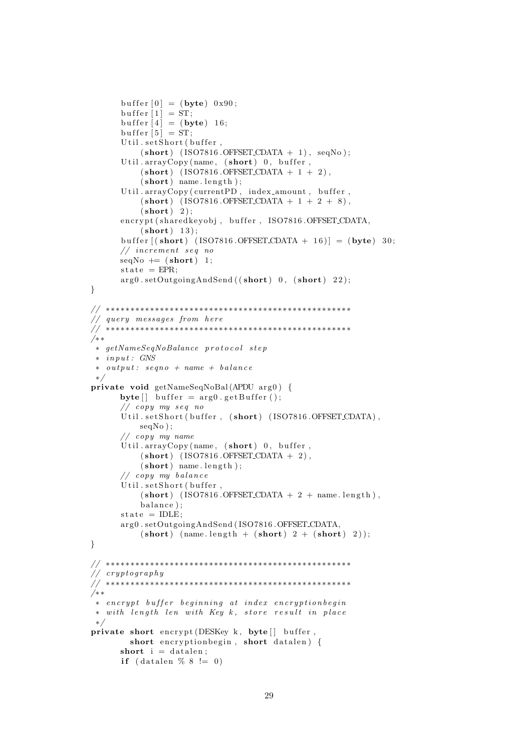```java
        buffer[0] = (byte) 0x90;
        buffer[1] = ST;
        buffer[4] = (byte) 16;
        buffer[5] = ST;
        Util.setShort(buffer,
            (short) (ISO7816.OFFSET_CDATA + 1), seqNo);
        Util.arrayCopy(name, (short) 0, buffer,
            (short) (ISO7816.OFFSET_CDATA + 1 + 2),
            (short) name.length);
        Util.arrayCopy(currentPD, index_amount, buffer,
            (short) (ISO7816.OFFSET_CDATA + 1 + 2 + 8),
            (short) 2);
        encrypt(sharedkeyobj, buffer, ISO7816.OFFSET_CDATA,
            (short) 13);
        buffer[(short) (ISO7816.OFFSET_CDATA + 16)] = (byte) 30;
        // increment seq no
        seqNo += (short) 1;
        state = EPR;
        arg0.setOutgoingAndSend((short) 0, (short) 22);
    }

    // **************************************************
    // query messages from here
    // **************************************************
    /**
     * getNameSeqNoBalance protocol step
     * input: GNS
     * output: seqno + name + balance
     */
    private void getNameSeqNoBal(APDU arg0) {
        byte[] buffer = arg0.getBuffer();
        // copy my seq no
        Util.setShort(buffer, (short) (ISO7816.OFFSET_CDATA),
            seqNo);
        // copy my name
        Util.arrayCopy(name, (short) 0, buffer,
            (short) (ISO7816.OFFSET_CDATA + 2),
            (short) name.length);
        // copy my balance
        Util.setShort(buffer,
            (short) (ISO7816.OFFSET_CDATA + 2 + name.length),
            balance);
        state = IDLE;
        arg0.setOutgoingAndSend(ISO7816.OFFSET_CDATA,
            (short) (name.length + (short) 2 + (short) 2));
    }

    // **************************************************
    // cryptography
    // **************************************************
    /**
     * encrypt buffer beginning at index encryptionbegin
     * with length len with Key k, store result in place
     */
    private short encrypt(DESKey k, byte[] buffer,
          short encryptionbegin, short datalen) {
        short i = datalen;
        if (datalen % 8 != 0)
```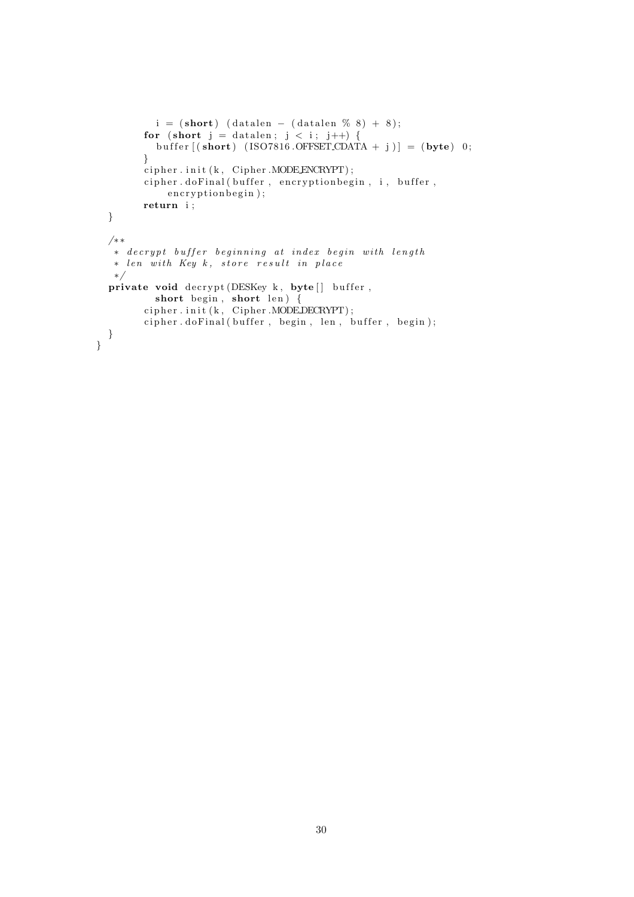```java
            i = (short) (datalen - (datalen % 8) + 8);
        for (short j = datalen; j < i; j++) {
            buffer[(short) (ISO7816.OFFSET_CDATA + j)] = (byte) 0;
        }
        cipher.init(k, Cipher.MODE_ENCRYPT);
        cipher.doFinal(buffer, encryptionbegin, i, buffer,
            encryptionbegin);
        return i;
    }

    /**
     * decrypt buffer beginning at index begin with length
     * len with Key k, store result in place
     */
    private void decrypt(DESKey k, byte[] buffer,
            short begin, short len) {
        cipher.init(k, Cipher.MODE_DECRYPT);
        cipher.doFinal(buffer, begin, len, buffer, begin);
    }
}
```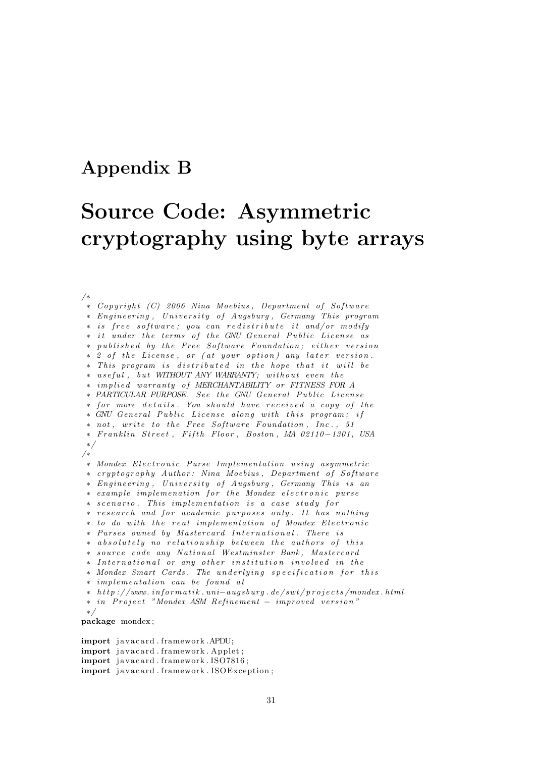# Appendix B

# Source Code: Asymmetric cryptography using byte arrays

```java
/*
 * Copyright (C) 2006 Nina Moebius, Department of Software
 * Engineering, University of Augsburg, Germany This program
 * is free software; you can redistribute it and/or modify
 * it under the terms of the GNU General Public License as
 * published by the Free Software Foundation; either version
 * 2 of the License, or (at your option) any later version.
 * This program is distributed in the hope that it will be
 * useful, but WITHOUT ANY WARRANTY; without even the
 * implied warranty of MERCHANTABILITY or FITNESS FOR A
 * PARTICULAR PURPOSE. See the GNU General Public License
 * for more details. You should have received a copy of the
 * GNU General Public License along with this program; if
 * not, write to the Free Software Foundation, Inc., 51
 * Franklin Street, Fifth Floor, Boston, MA 02110-1301, USA
 */
/*
 * Mondex Electronic Purse Implementation using asymmetric
 * cryptography Author: Nina Moebius, Department of Software
 * Engineering, University of Augsburg, Germany This is an
 * example implemenation for the Mondex electronic purse
 * scenario. This implementation is a case study for
 * research and for academic purposes only. It has nothing
 * to do with the real implementation of Mondex Electronic
 * Purses owned by Mastercard International. There is
 * absolutely no relationship between the authors of this
 * source code any National Westminster Bank, Mastercard
 * International or any other institution involved in the
 * Mondex Smart Cards. The underlying specification for this
 * implementation can be found at
 * http://www.informatik.uni-augsburg.de/swt/projects/mondex.html
 * in Project "Mondex ASM Refinement - improved version"
 */
package mondex;

import javacard.framework.APDU;
import javacard.framework.Applet;
import javacard.framework.ISO7816;
import javacard.framework.ISOException;
```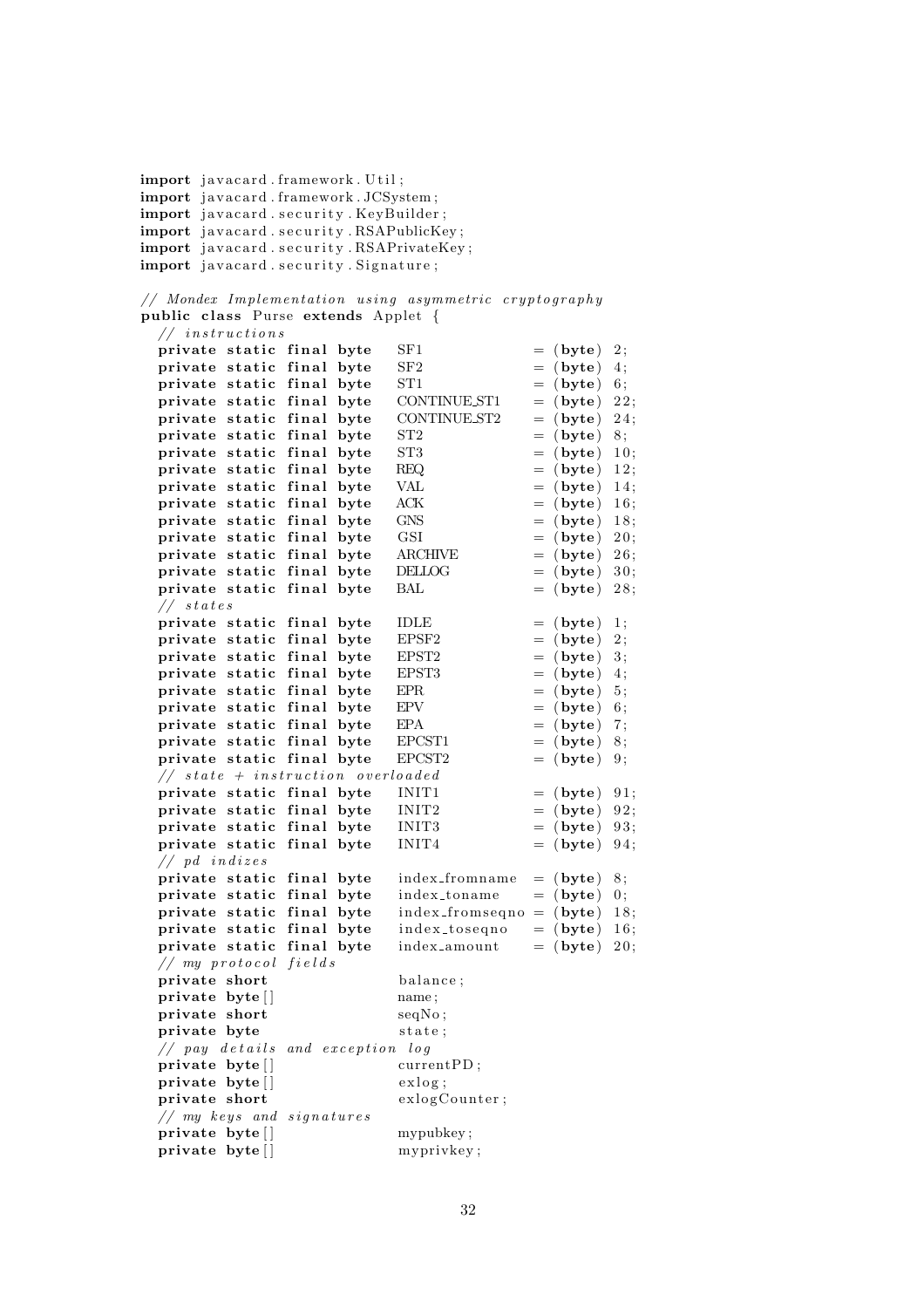```java
import javacard.framework.Util;
import javacard.framework.JCSystem;
import javacard.security.KeyBuilder;
import javacard.security.RSAPublicKey;
import javacard.security.RSAPrivateKey;
import javacard.security.Signature;

// Mondex Implementation using asymmetric cryptography
public class Purse extends Applet {
  // instructions
  private static final byte   SF1             = (byte) 2;
  private static final byte   SF2             = (byte) 4;
  private static final byte   ST1             = (byte) 6;
  private static final byte   CONTINUE_ST1    = (byte) 22;
  private static final byte   CONTINUE_ST2    = (byte) 24;
  private static final byte   ST2             = (byte) 8;
  private static final byte   ST3             = (byte) 10;
  private static final byte   REQ             = (byte) 12;
  private static final byte   VAL             = (byte) 14;
  private static final byte   ACK             = (byte) 16;
  private static final byte   GNS             = (byte) 18;
  private static final byte   GSI             = (byte) 20;
  private static final byte   ARCHIVE         = (byte) 26;
  private static final byte   DELLOG          = (byte) 30;
  private static final byte   BAL             = (byte) 28;
  // states
  private static final byte   IDLE            = (byte) 1;
  private static final byte   EPSF2           = (byte) 2;
  private static final byte   EPST2           = (byte) 3;
  private static final byte   EPST3           = (byte) 4;
  private static final byte   EPR             = (byte) 5;
  private static final byte   EPV             = (byte) 6;
  private static final byte   EPA             = (byte) 7;
  private static final byte   EPCST1          = (byte) 8;
  private static final byte   EPCST2          = (byte) 9;
  // state + instruction overloaded
  private static final byte   INIT1           = (byte) 91;
  private static final byte   INIT2           = (byte) 92;
  private static final byte   INIT3           = (byte) 93;
  private static final byte   INIT4           = (byte) 94;
  // pd indizes
  private static final byte   index_fromname  = (byte) 8;
  private static final byte   index_toname    = (byte) 0;
  private static final byte   index_fromseqno = (byte) 18;
  private static final byte   index_toseqno   = (byte) 16;
  private static final byte   index_amount    = (byte) 20;
  // my protocol fields
  private short               balance;
  private byte[]              name;
  private short               seqNo;
  private byte                state;
  // pay details and exception log
  private byte[]              currentPD;
  private byte[]              exlog;
  private short               exlogCounter;
  // my keys and signatures
  private byte[]              mypubkey;
  private byte[]              myprivkey;
```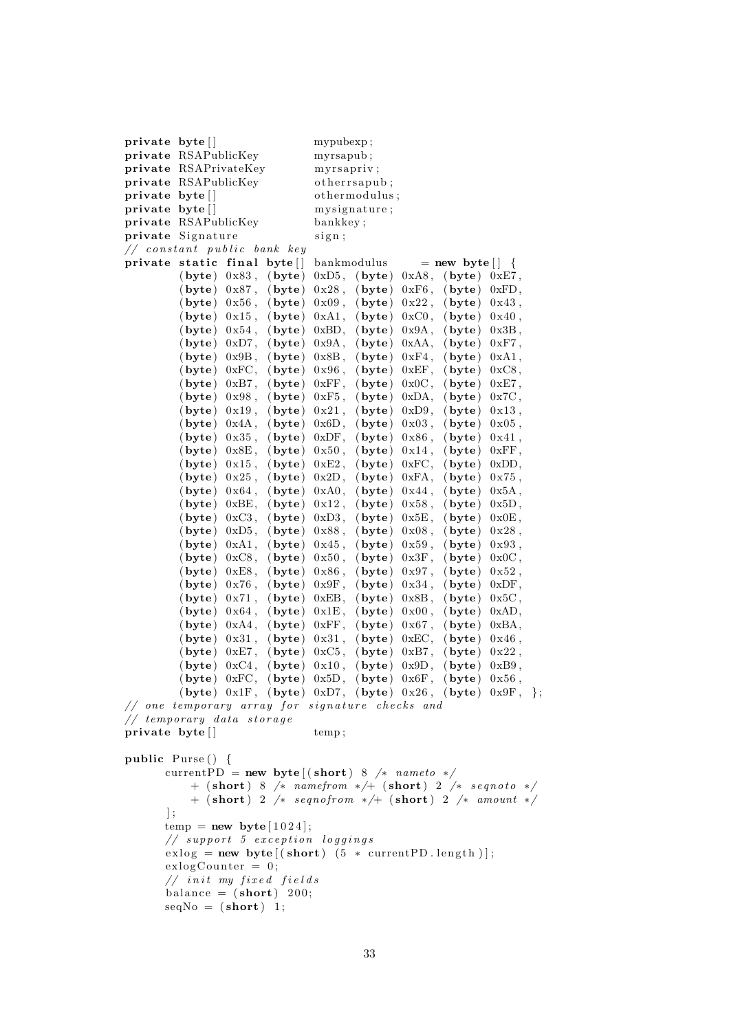```java
private byte[]              mypubexp;
private RSAPublicKey        myrsapub;
private RSAPrivateKey       myrsapriv;
private RSAPublicKey        otherrsapub;
private byte[]              othermodulus;
private byte[]              mysignature;
private RSAPublicKey        bankkey;
private Signature           sign;
// constant public bank key
private static final byte[] bankmodulus     = new byte[] {
        (byte) 0x83, (byte) 0xD5, (byte) 0xA8, (byte) 0xE7,
        (byte) 0x87, (byte) 0x28, (byte) 0xF6, (byte) 0xFD,
        (byte) 0x56, (byte) 0x09, (byte) 0x22, (byte) 0x43,
        (byte) 0x15, (byte) 0xA1, (byte) 0xC0, (byte) 0x40,
        (byte) 0x54, (byte) 0xBD, (byte) 0x9A, (byte) 0x3B,
        (byte) 0xD7, (byte) 0x9A, (byte) 0xAA, (byte) 0xF7,
        (byte) 0x9B, (byte) 0x8B, (byte) 0xF4, (byte) 0xA1,
        (byte) 0xFC, (byte) 0x96, (byte) 0xEF, (byte) 0xC8,
        (byte) 0xB7, (byte) 0xFF, (byte) 0x0C, (byte) 0xE7,
        (byte) 0x98, (byte) 0xF5, (byte) 0xDA, (byte) 0x7C,
        (byte) 0x19, (byte) 0x21, (byte) 0xD9, (byte) 0x13,
        (byte) 0x4A, (byte) 0x6D, (byte) 0x03, (byte) 0x05,
        (byte) 0x35, (byte) 0xDF, (byte) 0x86, (byte) 0x41,
        (byte) 0x8E, (byte) 0x50, (byte) 0x14, (byte) 0xFF,
        (byte) 0x15, (byte) 0xE2, (byte) 0xFC, (byte) 0xDD,
        (byte) 0x25, (byte) 0x2D, (byte) 0xFA, (byte) 0x75,
        (byte) 0x64, (byte) 0xA0, (byte) 0x44, (byte) 0x5A,
        (byte) 0xBE, (byte) 0x12, (byte) 0x58, (byte) 0x5D,
        (byte) 0xC3, (byte) 0xD3, (byte) 0x5E, (byte) 0x0E,
        (byte) 0xD5, (byte) 0x88, (byte) 0x08, (byte) 0x28,
        (byte) 0xA1, (byte) 0x45, (byte) 0x59, (byte) 0x93,
        (byte) 0xC8, (byte) 0x50, (byte) 0x3F, (byte) 0x0C,
        (byte) 0xE8, (byte) 0x86, (byte) 0x97, (byte) 0x52,
        (byte) 0x76, (byte) 0x9F, (byte) 0x34, (byte) 0xDF,
        (byte) 0x71, (byte) 0xEB, (byte) 0x8B, (byte) 0x5C,
        (byte) 0x64, (byte) 0x1E, (byte) 0x00, (byte) 0xAD,
        (byte) 0xA4, (byte) 0xFF, (byte) 0x67, (byte) 0xBA,
        (byte) 0x31, (byte) 0x31, (byte) 0xEC, (byte) 0x46,
        (byte) 0xE7, (byte) 0xC5, (byte) 0xB7, (byte) 0x22,
        (byte) 0xC4, (byte) 0x10, (byte) 0x9D, (byte) 0xB9,
        (byte) 0xFC, (byte) 0x5D, (byte) 0x6F, (byte) 0x56,
        (byte) 0x1F, (byte) 0xD7, (byte) 0x26, (byte) 0x9F, };
// one temporary array for signature checks and
// temporary data storage
private byte[]              temp;

public Purse() {
      currentPD = new byte[(short) 8 /* nameto */
          + (short) 8 /* namefrom */+ (short) 2 /* seqnoto */
          + (short) 2 /* seqnofrom */+ (short) 2 /* amount */
      ];
      temp = new byte[1024];
      // support 5 exception loggings
      exlog = new byte[(short) (5 * currentPD.length)];
      exlogCounter = 0;
      // init my fixed fields
      balance = (short) 200;
      seqNo = (short) 1;
```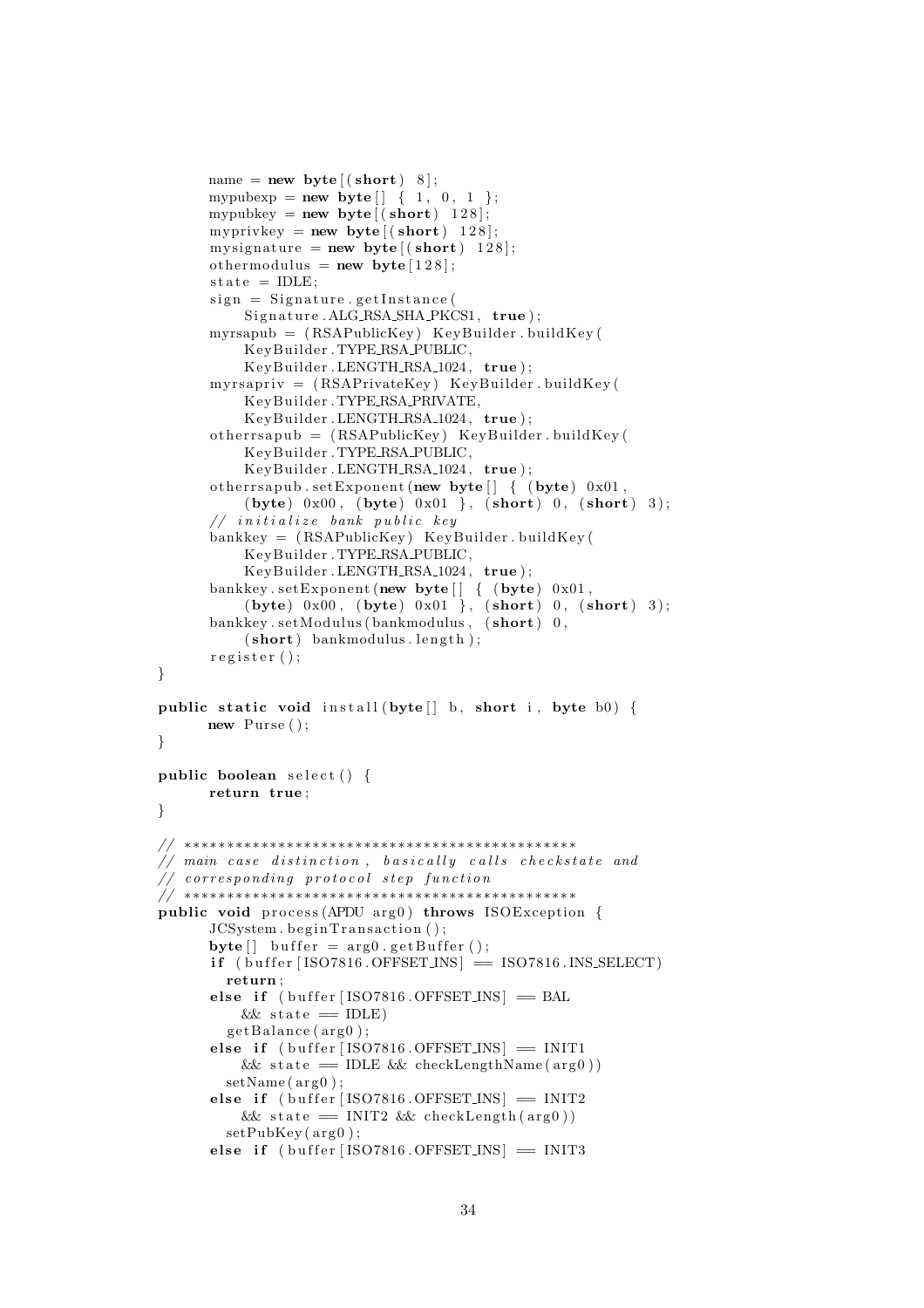```java
        name = new byte[(short) 8];
        mypubexp = new byte[] { 1, 0, 1 };
        mypubkey = new byte[(short) 128];
        myprivkey = new byte[(short) 128];
        mysignature = new byte[(short) 128];
        othermodulus = new byte[128];
        state = IDLE;
        sign = Signature.getInstance(
            Signature.ALG_RSA_SHA_PKCS1, true);
        myrsapub = (RSAPublicKey) KeyBuilder.buildKey(
            KeyBuilder.TYPE_RSA_PUBLIC,
            KeyBuilder.LENGTH_RSA_1024, true);
        myrsapriv = (RSAPrivateKey) KeyBuilder.buildKey(
            KeyBuilder.TYPE_RSA_PRIVATE,
            KeyBuilder.LENGTH_RSA_1024, true);
        otherrsapub = (RSAPublicKey) KeyBuilder.buildKey(
            KeyBuilder.TYPE_RSA_PUBLIC,
            KeyBuilder.LENGTH_RSA_1024, true);
        otherrsapub.setExponent(new byte[] { (byte) 0x01,
            (byte) 0x00, (byte) 0x01 }, (short) 0, (short) 3);
        // initialize bank public key
        bankkey = (RSAPublicKey) KeyBuilder.buildKey(
            KeyBuilder.TYPE_RSA_PUBLIC,
            KeyBuilder.LENGTH_RSA_1024, true);
        bankkey.setExponent(new byte[] { (byte) 0x01,
            (byte) 0x00, (byte) 0x01 }, (short) 0, (short) 3);
        bankkey.setModulus(bankmodulus, (short) 0,
            (short) bankmodulus.length);
        register();
    }

    public static void install(byte[] b, short i, byte b0) {
        new Purse();
    }

    public boolean select() {
        return true;
    }

    // *********************************************
    // main case distinction, basically calls checkstate and
    // corresponding protocol step function
    // *********************************************
    public void process(APDU arg0) throws ISOException {
        JCSystem.beginTransaction();
        byte[] buffer = arg0.getBuffer();
        if (buffer[ISO7816.OFFSET_INS] == ISO7816.INS_SELECT)
            return;
        else if (buffer[ISO7816.OFFSET_INS] == BAL
            && state == IDLE)
            getBalance(arg0);
        else if (buffer[ISO7816.OFFSET_INS] == INIT1
            && state == IDLE && checkLengthName(arg0))
            setName(arg0);
        else if (buffer[ISO7816.OFFSET_INS] == INIT2
            && state == INIT2 && checkLength(arg0))
            setPubKey(arg0);
        else if (buffer[ISO7816.OFFSET_INS] == INIT3
```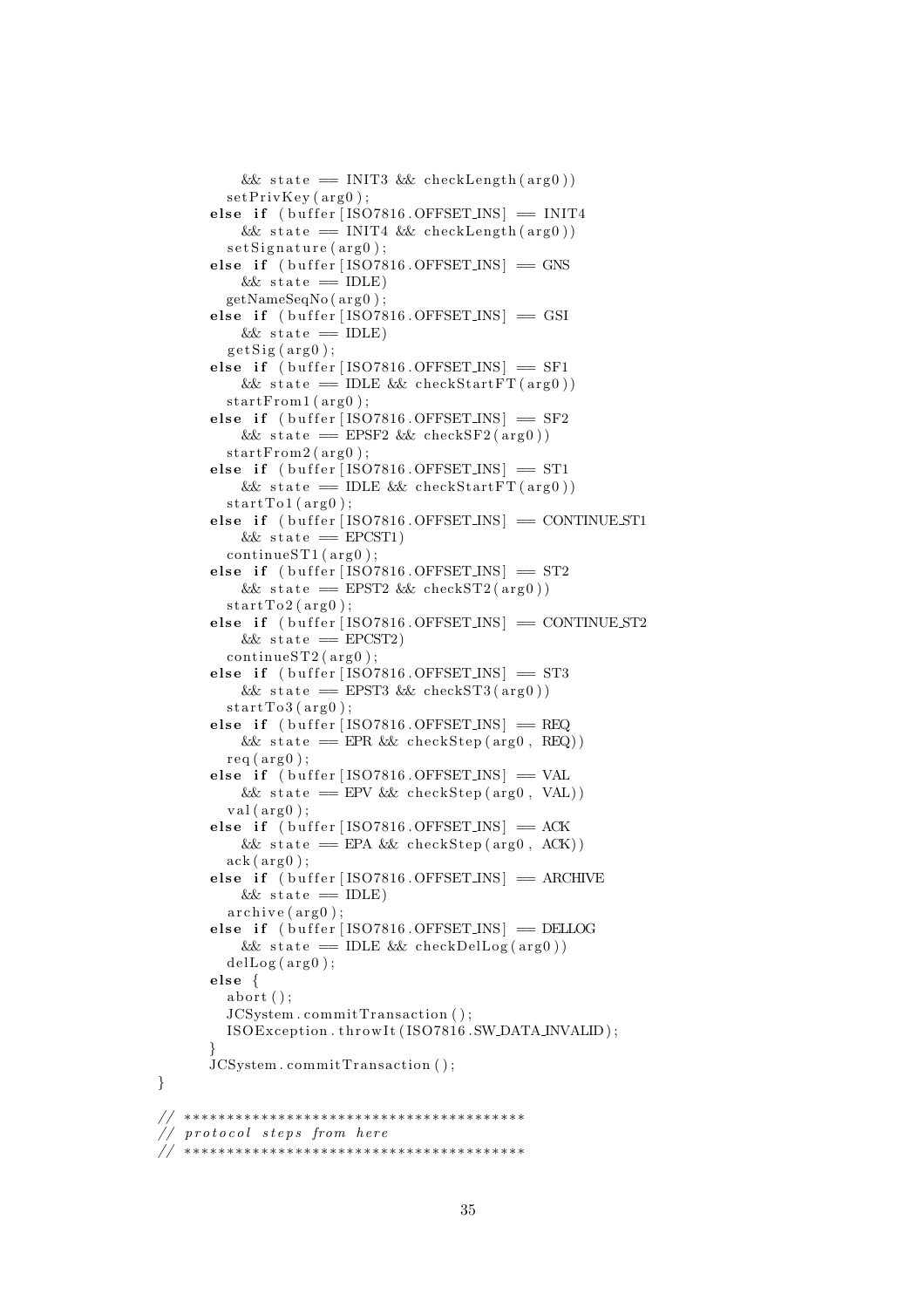```java
            && state == INIT3 && checkLength(arg0))
          setPrivKey(arg0);
        else if (buffer[ISO7816.OFFSET_INS] == INIT4
            && state == INIT4 && checkLength(arg0))
          setSignature(arg0);
        else if (buffer[ISO7816.OFFSET_INS] == GNS
            && state == IDLE)
          getNameSeqNo(arg0);
        else if (buffer[ISO7816.OFFSET_INS] == GSI
            && state == IDLE)
          getSig(arg0);
        else if (buffer[ISO7816.OFFSET_INS] == SF1
            && state == IDLE && checkStartFT(arg0))
          startFrom1(arg0);
        else if (buffer[ISO7816.OFFSET_INS] == SF2
            && state == EPSF2 && checkSF2(arg0))
          startFrom2(arg0);
        else if (buffer[ISO7816.OFFSET_INS] == ST1
            && state == IDLE && checkStartFT(arg0))
          startTo1(arg0);
        else if (buffer[ISO7816.OFFSET_INS] == CONTINUE_ST1
            && state == EPCST1)
          continueST1(arg0);
        else if (buffer[ISO7816.OFFSET_INS] == ST2
            && state == EPST2 && checkST2(arg0))
          startTo2(arg0);
        else if (buffer[ISO7816.OFFSET_INS] == CONTINUE_ST2
            && state == EPCST2)
          continueST2(arg0);
        else if (buffer[ISO7816.OFFSET_INS] == ST3
            && state == EPST3 && checkST3(arg0))
          startTo3(arg0);
        else if (buffer[ISO7816.OFFSET_INS] == REQ
            && state == EPR && checkStep(arg0, REQ))
          req(arg0);
        else if (buffer[ISO7816.OFFSET_INS] == VAL
            && state == EPV && checkStep(arg0, VAL))
          val(arg0);
        else if (buffer[ISO7816.OFFSET_INS] == ACK
            && state == EPA && checkStep(arg0, ACK))
          ack(arg0);
        else if (buffer[ISO7816.OFFSET_INS] == ARCHIVE
            && state == IDLE)
          archive(arg0);
        else if (buffer[ISO7816.OFFSET_INS] == DELLOG
            && state == IDLE && checkDelLog(arg0))
          delLog(arg0);
        else {
          abort();
          JCSystem.commitTransaction();
          ISOException.throwIt(ISO7816.SW_DATA_INVALID);
        }
        JCSystem.commitTransaction();
}

    // ****************************************
    // protocol steps from here
    // ****************************************
```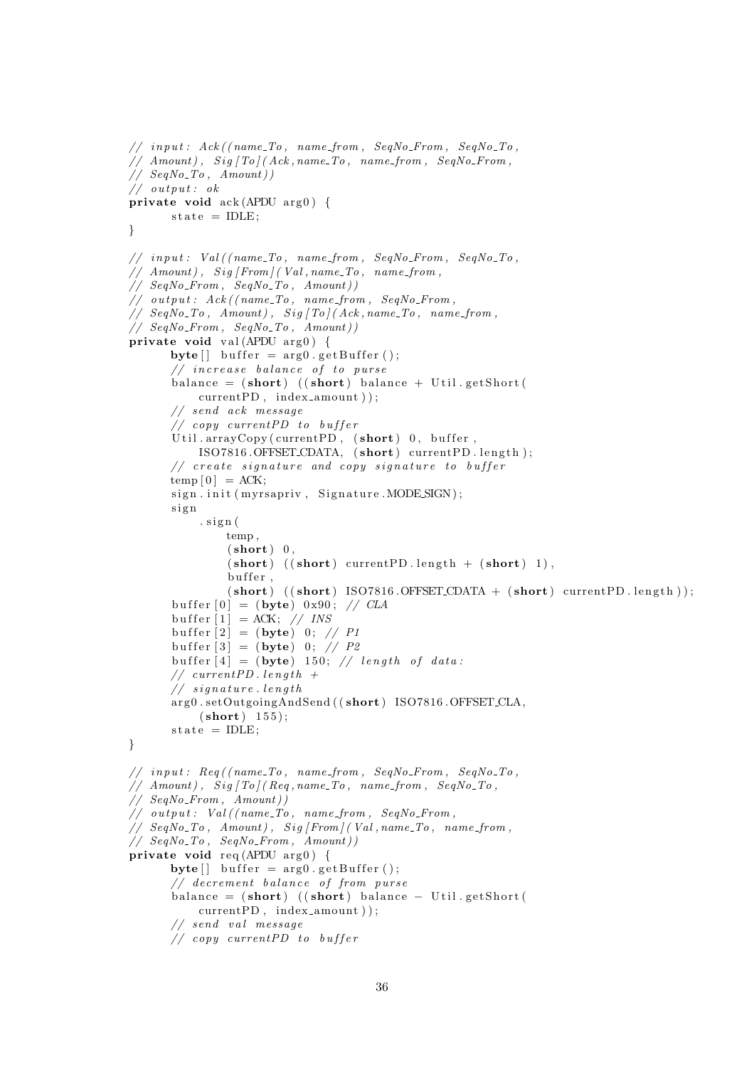```java
// input: Ack((name_To, name_from, SeqNo_From, SeqNo_To,
// Amount), Sig[To](Ack,name_To, name_from, SeqNo_From,
// SeqNo_To, Amount))
// output: ok
private void ack(APDU arg0) {
      state = IDLE;
}

// input: Val((name_To, name_from, SeqNo_From, SeqNo_To,
// Amount), Sig[From](Val,name_To, name_from,
// SeqNo_From, SeqNo_To, Amount))
// output: Ack((name_To, name_from, SeqNo_From,
// SeqNo_To, Amount), Sig[To](Ack,name_To, name_from,
// SeqNo_From, SeqNo_To, Amount))
private void val(APDU arg0) {
      byte[] buffer = arg0.getBuffer();
      // increase balance of to purse
      balance = (short) ((short) balance + Util.getShort(
          currentPD, index_amount));
      // send ack message
      // copy currentPD to buffer
      Util.arrayCopy(currentPD, (short) 0, buffer,
          ISO7816.OFFSET_CDATA, (short) currentPD.length);
      // create signature and copy signature to buffer
      temp[0] = ACK;
      sign.init(myrsapriv, Signature.MODE_SIGN);
      sign
          .sign(
              temp,
              (short) 0,
              (short) ((short) currentPD.length + (short) 1),
              buffer,
              (short) ((short) ISO7816.OFFSET_CDATA + (short) currentPD.length));
      buffer[0] = (byte) 0x90; // CLA
      buffer[1] = ACK; // INS
      buffer[2] = (byte) 0; // P1
      buffer[3] = (byte) 0; // P2
      buffer[4] = (byte) 150; // length of data:
      // currentPD.length +
      // signature.length
      arg0.setOutgoingAndSend((short) ISO7816.OFFSET_CLA,
          (short) 155);
      state = IDLE;
}

// input: Req((name_To, name_from, SeqNo_From, SeqNo_To,
// Amount), Sig[To](Req,name_To, name_from, SeqNo_To,
// SeqNo_From, Amount))
// output: Val((name_To, name_from, SeqNo_From,
// SeqNo_To, Amount), Sig[From](Val,name_To, name_from,
// SeqNo_To, SeqNo_From, Amount))
private void req(APDU arg0) {
      byte[] buffer = arg0.getBuffer();
      // decrement balance of from purse
      balance = (short) ((short) balance - Util.getShort(
          currentPD, index_amount));
      // send val message
      // copy currentPD to buffer
```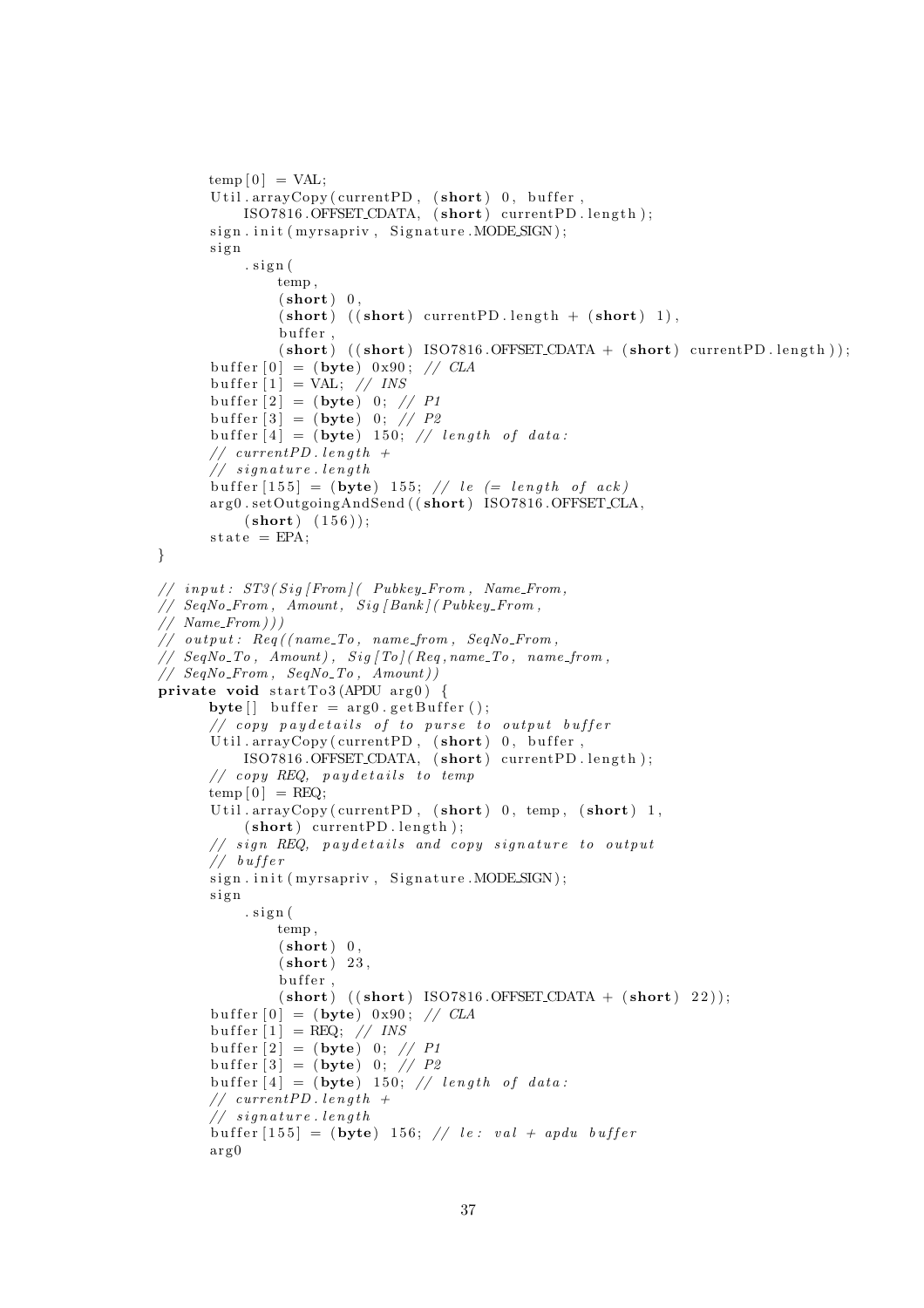```
        temp[0] = VAL;
        Util.arrayCopy(currentPD, (short) 0, buffer,
            ISO7816.OFFSET_CDATA, (short) currentPD.length);
        sign.init(myrsapriv, Signature.MODE_SIGN);
        sign
            .sign(
                temp,
                (short) 0,
                (short) ((short) currentPD.length + (short) 1),
                buffer,
                (short) ((short) ISO7816.OFFSET_CDATA + (short) currentPD.length));
        buffer[0] = (byte) 0x90; // CLA
        buffer[1] = VAL; // INS
        buffer[2] = (byte) 0; // P1
        buffer[3] = (byte) 0; // P2
        buffer[4] = (byte) 150; // length of data:
        // currentPD.length +
        // signature.length
        buffer[155] = (byte) 155; // le (= length of ack)
        arg0.setOutgoingAndSend((short) ISO7816.OFFSET_CLA,
            (short) (156));
        state = EPA;
    }

    // input: ST3(Sig[From](Pubkey_From, Name_From,
    // SeqNo_From, Amount, Sig[Bank](Pubkey_From,
    // Name_From)))
    // output: Req((name_To, name_from, SeqNo_From,
    // SeqNo_To, Amount), Sig[To](Req,name_To, name_from,
    // SeqNo_From, SeqNo_To, Amount))
    private void startTo3(APDU arg0) {
        byte[] buffer = arg0.getBuffer();
        // copy paydetails of to purse to output buffer
        Util.arrayCopy(currentPD, (short) 0, buffer,
            ISO7816.OFFSET_CDATA, (short) currentPD.length);
        // copy REQ, paydetails to temp
        temp[0] = REQ;
        Util.arrayCopy(currentPD, (short) 0, temp, (short) 1,
            (short) currentPD.length);
        // sign REQ, paydetails and copy signature to output
        // buffer
        sign.init(myrsapriv, Signature.MODE_SIGN);
        sign
            .sign(
                temp,
                (short) 0,
                (short) 23,
                buffer,
                (short) ((short) ISO7816.OFFSET_CDATA + (short) 22));
        buffer[0] = (byte) 0x90; // CLA
        buffer[1] = REQ; // INS
        buffer[2] = (byte) 0; // P1
        buffer[3] = (byte) 0; // P2
        buffer[4] = (byte) 150; // length of data:
        // currentPD.length +
        // signature.length
        buffer[155] = (byte) 156; // le: val + apdu buffer
        arg0
```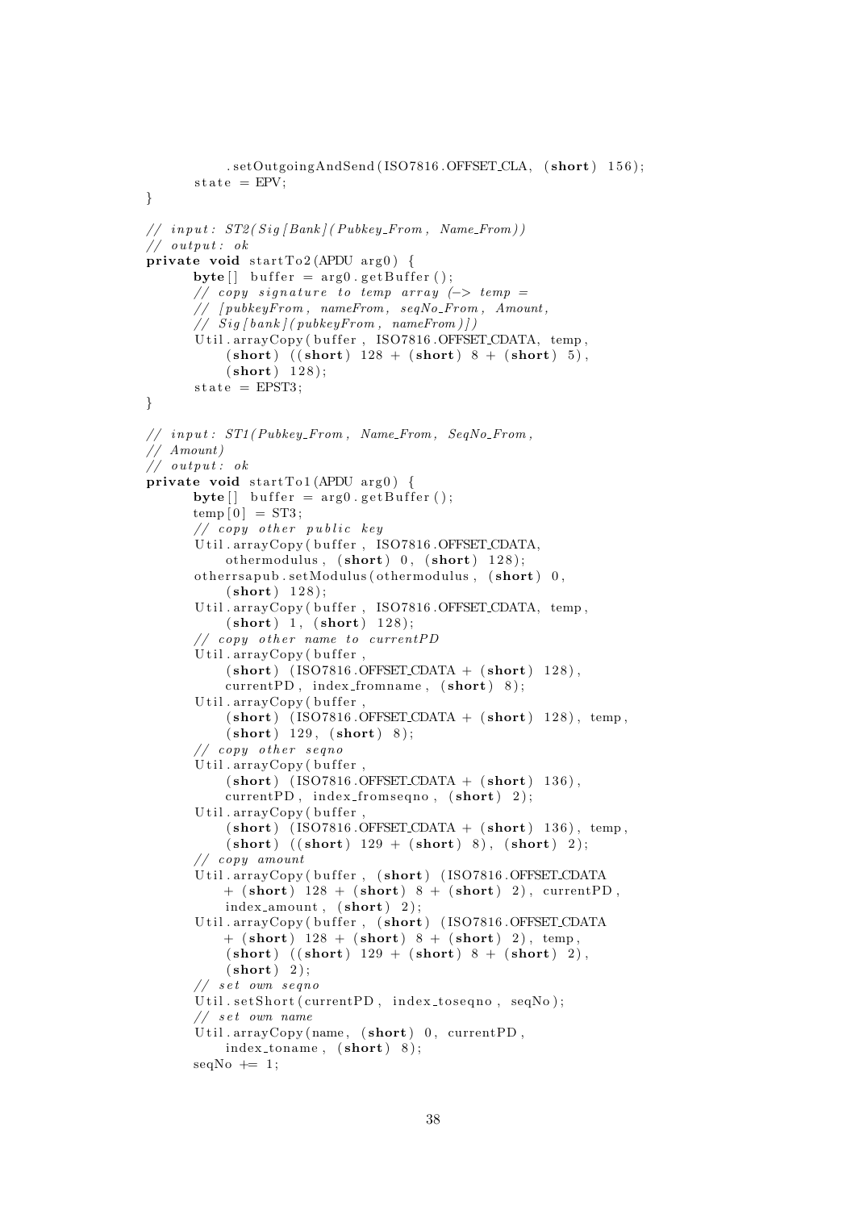```
            .setOutgoingAndSend(ISO7816.OFFSET_CLA, (short) 156);
        state = EPV;
}

// input: ST2(Sig[Bank](Pubkey_From, Name_From))
// output: ok
private void startTo2(APDU arg0) {
        byte[] buffer = arg0.getBuffer();
        // copy signature to temp array (-> temp =
        // [pubkeyFrom, nameFrom, seqNo_From, Amount,
        // Sig[bank](pubkeyFrom, nameFrom)])
        Util.arrayCopy(buffer, ISO7816.OFFSET_CDATA, temp,
            (short) ((short) 128 + (short) 8 + (short) 5),
            (short) 128);
        state = EPST3;
}

// input: ST1(Pubkey_From, Name_From, SeqNo_From,
// Amount)
// output: ok
private void startTo1(APDU arg0) {
        byte[] buffer = arg0.getBuffer();
        temp[0] = ST3;
        // copy other public key
        Util.arrayCopy(buffer, ISO7816.OFFSET_CDATA,
            othermodulus, (short) 0, (short) 128);
        otherrsapub.setModulus(othermodulus, (short) 0,
            (short) 128);
        Util.arrayCopy(buffer, ISO7816.OFFSET_CDATA, temp,
            (short) 1, (short) 128);
        // copy other name to currentPD
        Util.arrayCopy(buffer,
            (short) (ISO7816.OFFSET_CDATA + (short) 128),
            currentPD, index_fromname, (short) 8);
        Util.arrayCopy(buffer,
            (short) (ISO7816.OFFSET_CDATA + (short) 128), temp,
            (short) 129, (short) 8);
        // copy other seqno
        Util.arrayCopy(buffer,
            (short) (ISO7816.OFFSET_CDATA + (short) 136),
            currentPD, index_fromseqno, (short) 2);
        Util.arrayCopy(buffer,
            (short) (ISO7816.OFFSET_CDATA + (short) 136), temp,
            (short) ((short) 129 + (short) 8), (short) 2);
        // copy amount
        Util.arrayCopy(buffer, (short) (ISO7816.OFFSET_CDATA
           + (short) 128 + (short) 8 + (short) 2), currentPD,
            index_amount, (short) 2);
        Util.arrayCopy(buffer, (short) (ISO7816.OFFSET_CDATA
           + (short) 128 + (short) 8 + (short) 2), temp,
            (short) ((short) 129 + (short) 8 + (short) 2),
            (short) 2);
        // set own seqno
        Util.setShort(currentPD, index_toseqno, seqNo);
        // set own name
        Util.arrayCopy(name, (short) 0, currentPD,
            index_toname, (short) 8);
        seqNo += 1;
```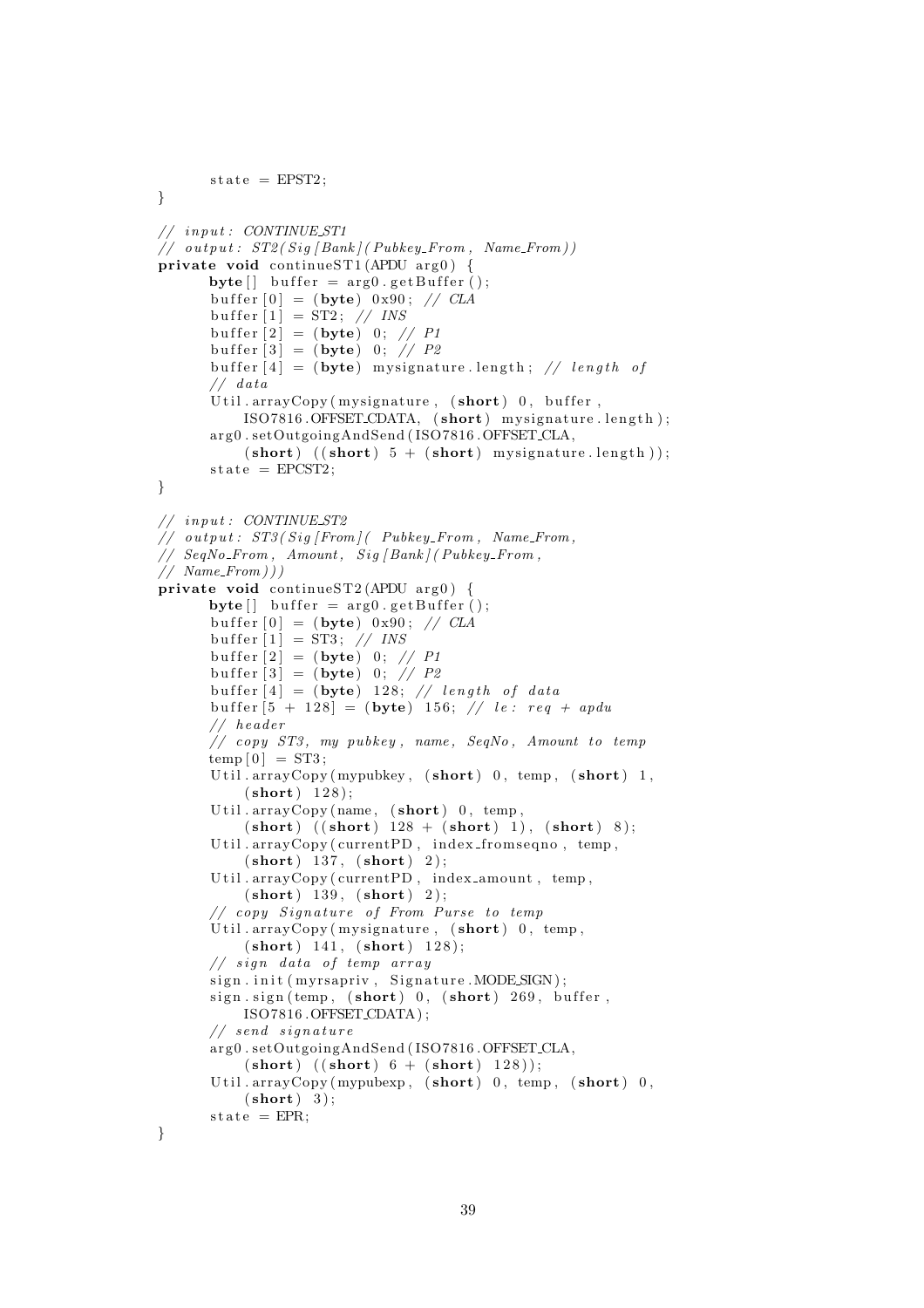```java
        state = EPST2;
    }

    // input: CONTINUE_ST1
    // output: ST2(Sig[Bank](Pubkey_From, Name_From))
    private void continueST1(APDU arg0) {
        byte[] buffer = arg0.getBuffer();
        buffer[0] = (byte) 0x90; // CLA
        buffer[1] = ST2; // INS
        buffer[2] = (byte) 0; // P1
        buffer[3] = (byte) 0; // P2
        buffer[4] = (byte) mysignature.length; // length of
        // data
        Util.arrayCopy(mysignature, (short) 0, buffer,
            ISO7816.OFFSET_CDATA, (short) mysignature.length);
        arg0.setOutgoingAndSend(ISO7816.OFFSET_CLA,
            (short) ((short) 5 + (short) mysignature.length));
        state = EPCST2;
    }

    // input: CONTINUE_ST2
    // output: ST3(Sig[From]( Pubkey_From, Name_From,
    // SeqNo_From, Amount, Sig[Bank](Pubkey_From,
    // Name_From)))
    private void continueST2(APDU arg0) {
        byte[] buffer = arg0.getBuffer();
        buffer[0] = (byte) 0x90; // CLA
        buffer[1] = ST3; // INS
        buffer[2] = (byte) 0; // P1
        buffer[3] = (byte) 0; // P2
        buffer[4] = (byte) 128; // length of data
        buffer[5 + 128] = (byte) 156; // le: req + apdu
        // header
        // copy ST3, my pubkey, name, SeqNo, Amount to temp
        temp[0] = ST3;
        Util.arrayCopy(mypubkey, (short) 0, temp, (short) 1,
            (short) 128);
        Util.arrayCopy(name, (short) 0, temp,
            (short) ((short) 128 + (short) 1), (short) 8);
        Util.arrayCopy(currentPD, index_fromseqno, temp,
            (short) 137, (short) 2);
        Util.arrayCopy(currentPD, index_amount, temp,
            (short) 139, (short) 2);
        // copy Signature of From Purse to temp
        Util.arrayCopy(mysignature, (short) 0, temp,
            (short) 141, (short) 128);
        // sign data of temp array
        sign.init(myrsapriv, Signature.MODE_SIGN);
        sign.sign(temp, (short) 0, (short) 269, buffer,
            ISO7816.OFFSET_CDATA);
        // send signature
        arg0.setOutgoingAndSend(ISO7816.OFFSET_CLA,
            (short) ((short) 6 + (short) 128));
        Util.arrayCopy(mypubexp, (short) 0, temp, (short) 0,
            (short) 3);
        state = EPR;
    }
```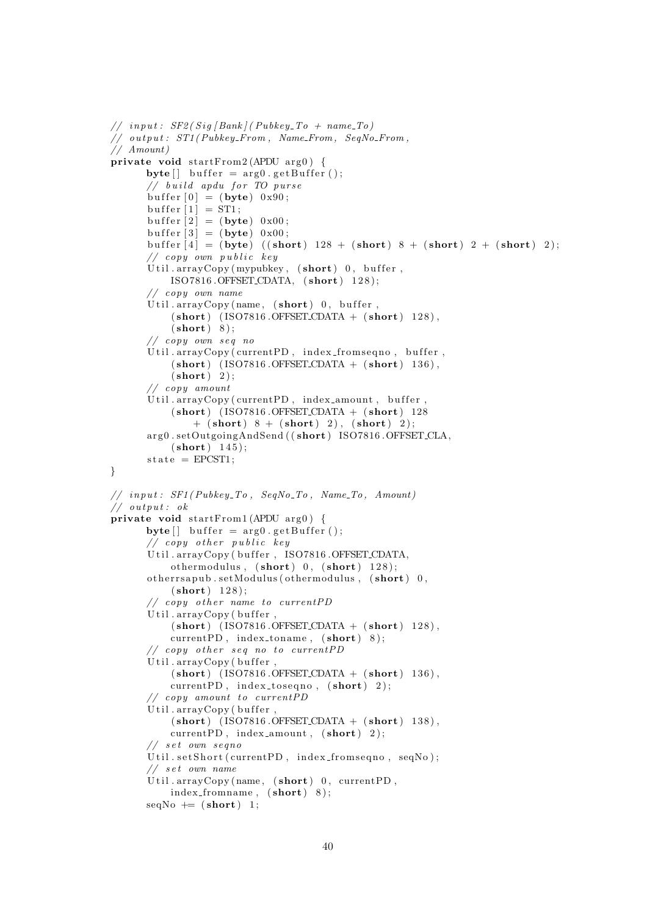```
// input: SF2(Sig[Bank](Pubkey_To + name_To)
// output: ST1(Pubkey_From, Name_From, SeqNo_From,
// Amount)
private void startFrom2(APDU arg0) {
      byte[] buffer = arg0.getBuffer();
      // build apdu for TO purse
      buffer[0] = (byte) 0x90;
      buffer[1] = ST1;
      buffer[2] = (byte) 0x00;
      buffer[3] = (byte) 0x00;
      buffer[4] = (byte) ((short) 128 + (short) 8 + (short) 2 + (short) 2);
      // copy own public key
      Util.arrayCopy(mypubkey, (short) 0, buffer,
          ISO7816.OFFSET_CDATA, (short) 128);
      // copy own name
      Util.arrayCopy(name, (short) 0, buffer,
          (short) (ISO7816.OFFSET_CDATA + (short) 128),
          (short) 8);
      // copy own seq no
      Util.arrayCopy(currentPD, index_fromseqno, buffer,
          (short) (ISO7816.OFFSET_CDATA + (short) 136),
          (short) 2);
      // copy amount
      Util.arrayCopy(currentPD, index_amount, buffer,
          (short) (ISO7816.OFFSET_CDATA + (short) 128
              + (short) 8 + (short) 2), (short) 2);
      arg0.setOutgoingAndSend((short) ISO7816.OFFSET_CLA,
          (short) 145);
      state = EPCST1;
}

// input: SF1(Pubkey_To, SeqNo_To, Name_To, Amount)
// output: ok
private void startFrom1(APDU arg0) {
      byte[] buffer = arg0.getBuffer();
      // copy other public key
      Util.arrayCopy(buffer, ISO7816.OFFSET_CDATA,
          othermodulus, (short) 0, (short) 128);
      otherrsapub.setModulus(othermodulus, (short) 0,
          (short) 128);
      // copy other name to currentPD
      Util.arrayCopy(buffer,
          (short) (ISO7816.OFFSET_CDATA + (short) 128),
          currentPD, index_toname, (short) 8);
      // copy other seq no to currentPD
      Util.arrayCopy(buffer,
          (short) (ISO7816.OFFSET_CDATA + (short) 136),
          currentPD, index_toseqno, (short) 2);
      // copy amount to currentPD
      Util.arrayCopy(buffer,
          (short) (ISO7816.OFFSET_CDATA + (short) 138),
          currentPD, index_amount, (short) 2);
      // set own seqno
      Util.setShort(currentPD, index_fromseqno, seqNo);
      // set own name
      Util.arrayCopy(name, (short) 0, currentPD,
          index_fromname, (short) 8);
      seqNo += (short) 1;
```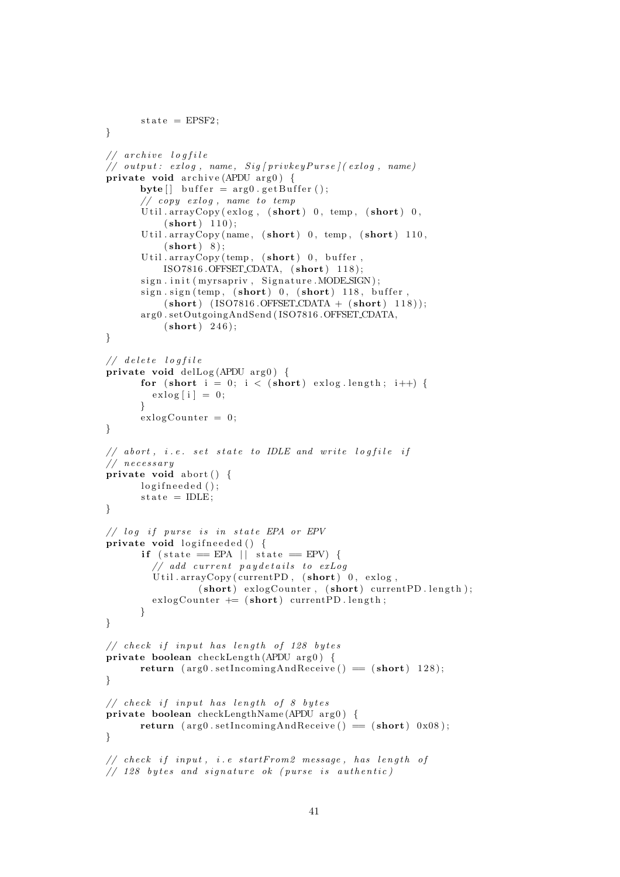```
        state = EPSF2;
    }

    // archive logfile
    // output: exlog, name, Sig[privkeyPurse](exlog, name)
    private void archive(APDU arg0) {
        byte[] buffer = arg0.getBuffer();
        // copy exlog, name to temp
        Util.arrayCopy(exlog, (short) 0, temp, (short) 0,
            (short) 110);
        Util.arrayCopy(name, (short) 0, temp, (short) 110,
            (short) 8);
        Util.arrayCopy(temp, (short) 0, buffer,
            ISO7816.OFFSET_CDATA, (short) 118);
        sign.init(myrsapriv, Signature.MODE_SIGN);
        sign.sign(temp, (short) 0, (short) 118, buffer,
            (short) (ISO7816.OFFSET_CDATA + (short) 118));
        arg0.setOutgoingAndSend(ISO7816.OFFSET_CDATA,
            (short) 246);
    }

    // delete logfile
    private void delLog(APDU arg0) {
        for (short i = 0; i < (short) exlog.length; i++) {
            exlog[i] = 0;
        }
        exlogCounter = 0;
    }

    // abort, i.e. set state to IDLE and write logfile if
    // necessary
    private void abort() {
        logifneeded();
        state = IDLE;
    }

    // log if purse is in state EPA or EPV
    private void logifneeded() {
        if (state == EPA || state == EPV) {
            // add current paydetails to exLog
            Util.arrayCopy(currentPD, (short) 0, exlog,
                    (short) exlogCounter, (short) currentPD.length);
            exlogCounter += (short) currentPD.length;
        }
    }

    // check if input has length of 128 bytes
    private boolean checkLength(APDU arg0) {
        return (arg0.setIncomingAndReceive() == (short) 128);
    }

    // check if input has length of 8 bytes
    private boolean checkLengthName(APDU arg0) {
        return (arg0.setIncomingAndReceive() == (short) 0x08);
    }

    // check if input, i.e startFrom2 message, has length of
    // 128 bytes and signature ok (purse is authentic)
```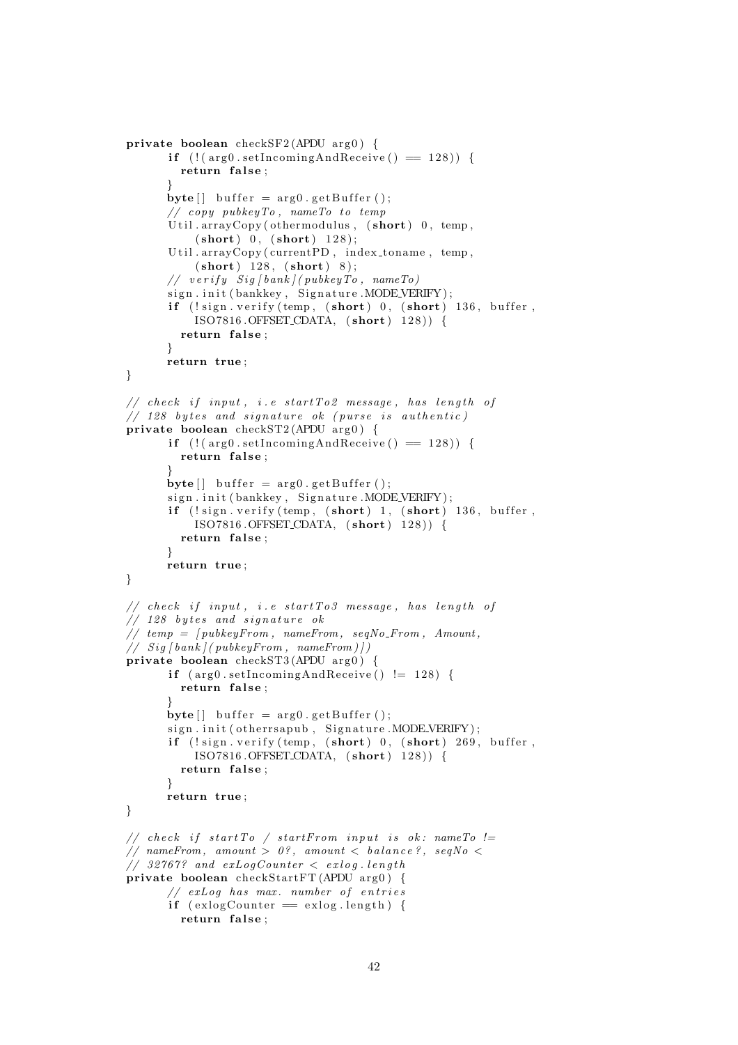```java
private boolean checkSF2(APDU arg0) {
      if (!(arg0.setIncomingAndReceive() == 128)) {
        return false;
      }
      byte[] buffer = arg0.getBuffer();
      // copy pubkeyTo, nameTo to temp
      Util.arrayCopy(othermodulus, (short) 0, temp,
          (short) 0, (short) 128);
      Util.arrayCopy(currentPD, index_toname, temp,
          (short) 128, (short) 8);
      // verify Sig[bank](pubkeyTo, nameTo)
      sign.init(bankkey, Signature.MODE_VERIFY);
      if (!sign.verify(temp, (short) 0, (short) 136, buffer,
          ISO7816.OFFSET_CDATA, (short) 128)) {
        return false;
      }
      return true;
}

// check if input, i.e startTo2 message, has length of
// 128 bytes and signature ok (purse is authentic)
private boolean checkST2(APDU arg0) {
      if (!(arg0.setIncomingAndReceive() == 128)) {
        return false;
      }
      byte[] buffer = arg0.getBuffer();
      sign.init(bankkey, Signature.MODE_VERIFY);
      if (!sign.verify(temp, (short) 1, (short) 136, buffer,
          ISO7816.OFFSET_CDATA, (short) 128)) {
        return false;
      }
      return true;
}

// check if input, i.e startTo3 message, has length of
// 128 bytes and signature ok
// temp = [pubkeyFrom, nameFrom, seqNo_From, Amount,
// Sig[bank](pubkeyFrom, nameFrom)])
private boolean checkST3(APDU arg0) {
      if (arg0.setIncomingAndReceive() != 128) {
        return false;
      }
      byte[] buffer = arg0.getBuffer();
      sign.init(otherrsapub, Signature.MODE_VERIFY);
      if (!sign.verify(temp, (short) 0, (short) 269, buffer,
          ISO7816.OFFSET_CDATA, (short) 128)) {
        return false;
      }
      return true;
}

// check if startTo / startFrom input is ok: nameTo !=
// nameFrom, amount > 0?, amount < balance?, seqNo <
// 32767? and exLogCounter < exlog.length
private boolean checkStartFT(APDU arg0) {
      // exLog has max. number of entries
      if (exlogCounter == exlog.length) {
        return false;
```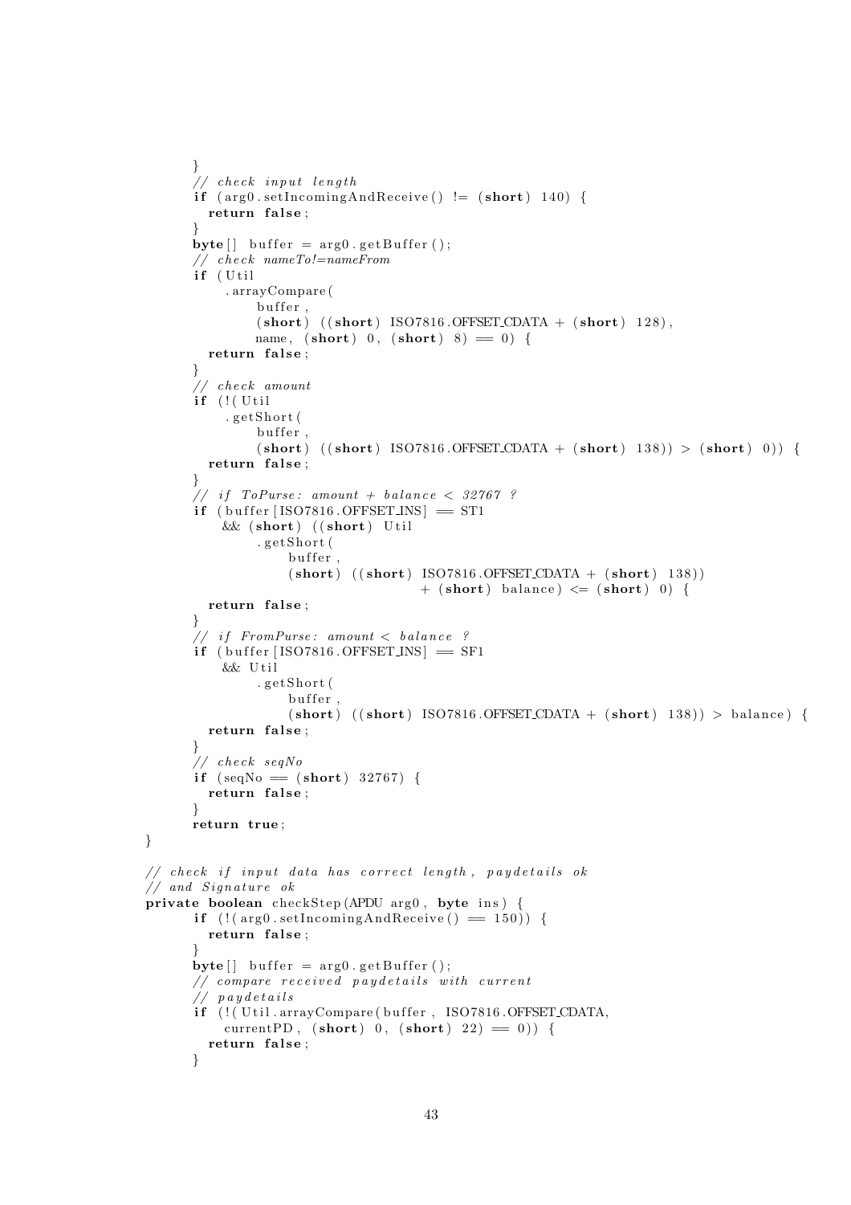```java
        }
        // check input length
        if (arg0.setIncomingAndReceive() != (short) 140) {
          return false;
        }
        byte[] buffer = arg0.getBuffer();
        // check nameTo!=nameFrom
        if (Util
            .arrayCompare(
                buffer,
                (short) ((short) ISO7816.OFFSET_CDATA + (short) 128),
                name, (short) 0, (short) 8) == 0) {
          return false;
        }
        // check amount
        if (!(Util
            .getShort(
                buffer,
                (short) ((short) ISO7816.OFFSET_CDATA + (short) 138)) > (short) 0)) {
          return false;
        }
        // if ToPurse: amount + balance < 32767 ?
        if (buffer[ISO7816.OFFSET_INS] == ST1
            && (short) ((short) Util
                .getShort(
                    buffer,
                    (short) ((short) ISO7816.OFFSET_CDATA + (short) 138))
                                + (short) balance) <= (short) 0) {
          return false;
        }
        // if FromPurse: amount < balance ?
        if (buffer[ISO7816.OFFSET_INS] == SF1
            && Util
                .getShort(
                    buffer,
                    (short) ((short) ISO7816.OFFSET_CDATA + (short) 138)) > balance) {
          return false;
        }
        // check seqNo
        if (seqNo == (short) 32767) {
          return false;
        }
        return true;
  }

  // check if input data has correct length, paydetails ok
  // and Signature ok
  private boolean checkStep(APDU arg0, byte ins) {
        if (!(arg0.setIncomingAndReceive() == 150)) {
          return false;
        }
        byte[] buffer = arg0.getBuffer();
        // compare received paydetails with current
        // paydetails
        if (!(Util.arrayCompare(buffer, ISO7816.OFFSET_CDATA,
            currentPD, (short) 0, (short) 22) == 0)) {
          return false;
        }
```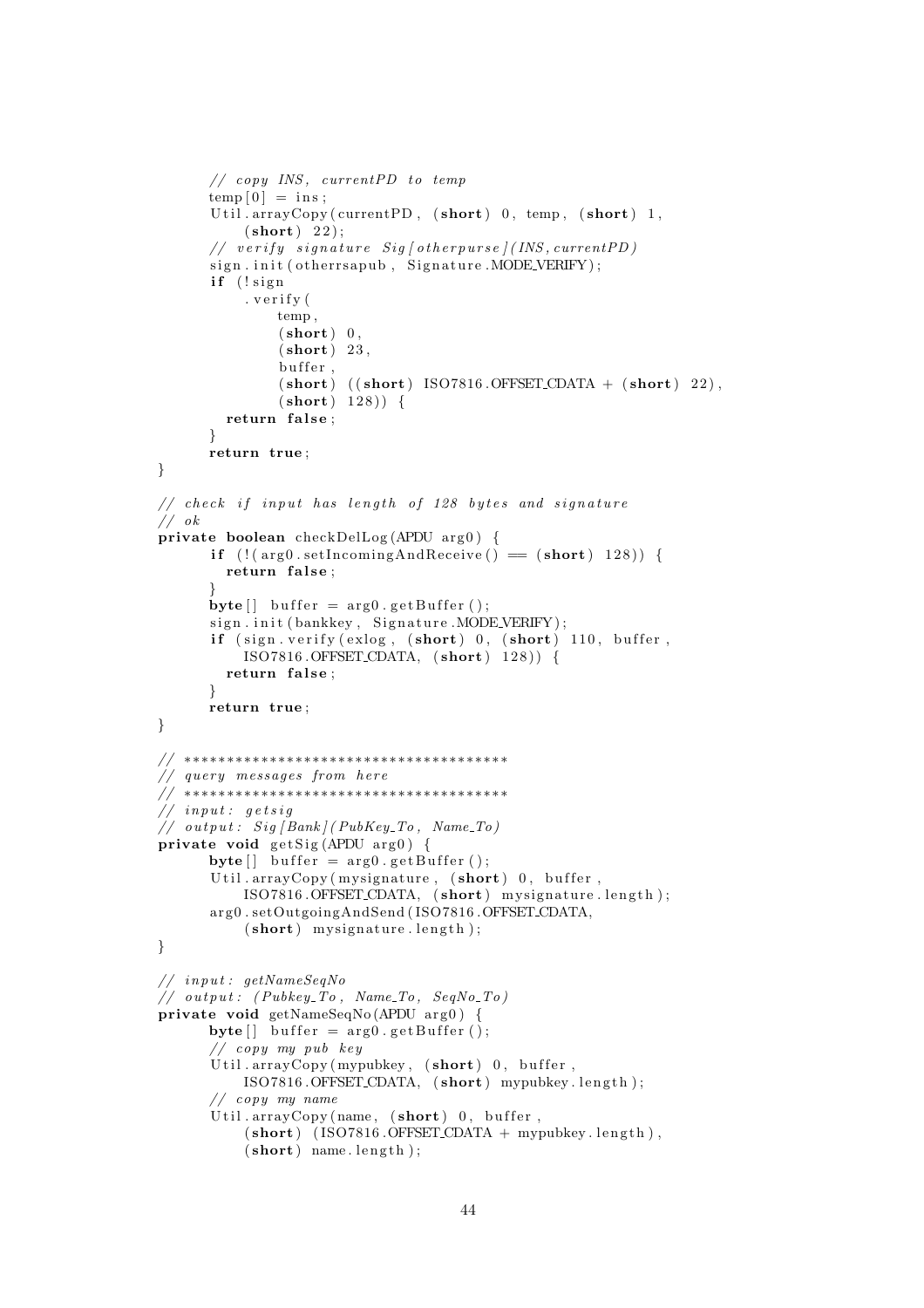```java
        // copy INS, currentPD to temp
        temp[0] = ins;
        Util.arrayCopy(currentPD, (short) 0, temp, (short) 1,
            (short) 22);
        // verify signature Sig[otherpurse](INS,currentPD)
        sign.init(otherrsapub, Signature.MODE_VERIFY);
        if (!sign
            .verify(
                temp,
                (short) 0,
                (short) 23,
                buffer,
                (short) ((short) ISO7816.OFFSET_CDATA + (short) 22),
                (short) 128)) {
          return false;
        }
        return true;
  }

  // check if input has length of 128 bytes and signature
  // ok
  private boolean checkDelLog(APDU arg0) {
        if (!(arg0.setIncomingAndReceive() == (short) 128)) {
          return false;
        }
        byte[] buffer = arg0.getBuffer();
        sign.init(bankkey, Signature.MODE_VERIFY);
        if (sign.verify(exlog, (short) 0, (short) 110, buffer,
            ISO7816.OFFSET_CDATA, (short) 128)) {
          return false;
        }
        return true;
  }

  // **************************************
  // query messages from here
  // **************************************
  // input: getsig
  // output: Sig[Bank](PubKey_To, Name_To)
  private void getSig(APDU arg0) {
        byte[] buffer = arg0.getBuffer();
        Util.arrayCopy(mysignature, (short) 0, buffer,
            ISO7816.OFFSET_CDATA, (short) mysignature.length);
        arg0.setOutgoingAndSend(ISO7816.OFFSET_CDATA,
            (short) mysignature.length);
  }

  // input: getNameSeqNo
  // output: (Pubkey_To, Name_To, SeqNo_To)
  private void getNameSeqNo(APDU arg0) {
        byte[] buffer = arg0.getBuffer();
        // copy my pub key
        Util.arrayCopy(mypubkey, (short) 0, buffer,
            ISO7816.OFFSET_CDATA, (short) mypubkey.length);
        // copy my name
        Util.arrayCopy(name, (short) 0, buffer,
            (short) (ISO7816.OFFSET_CDATA + mypubkey.length),
            (short) name.length);
```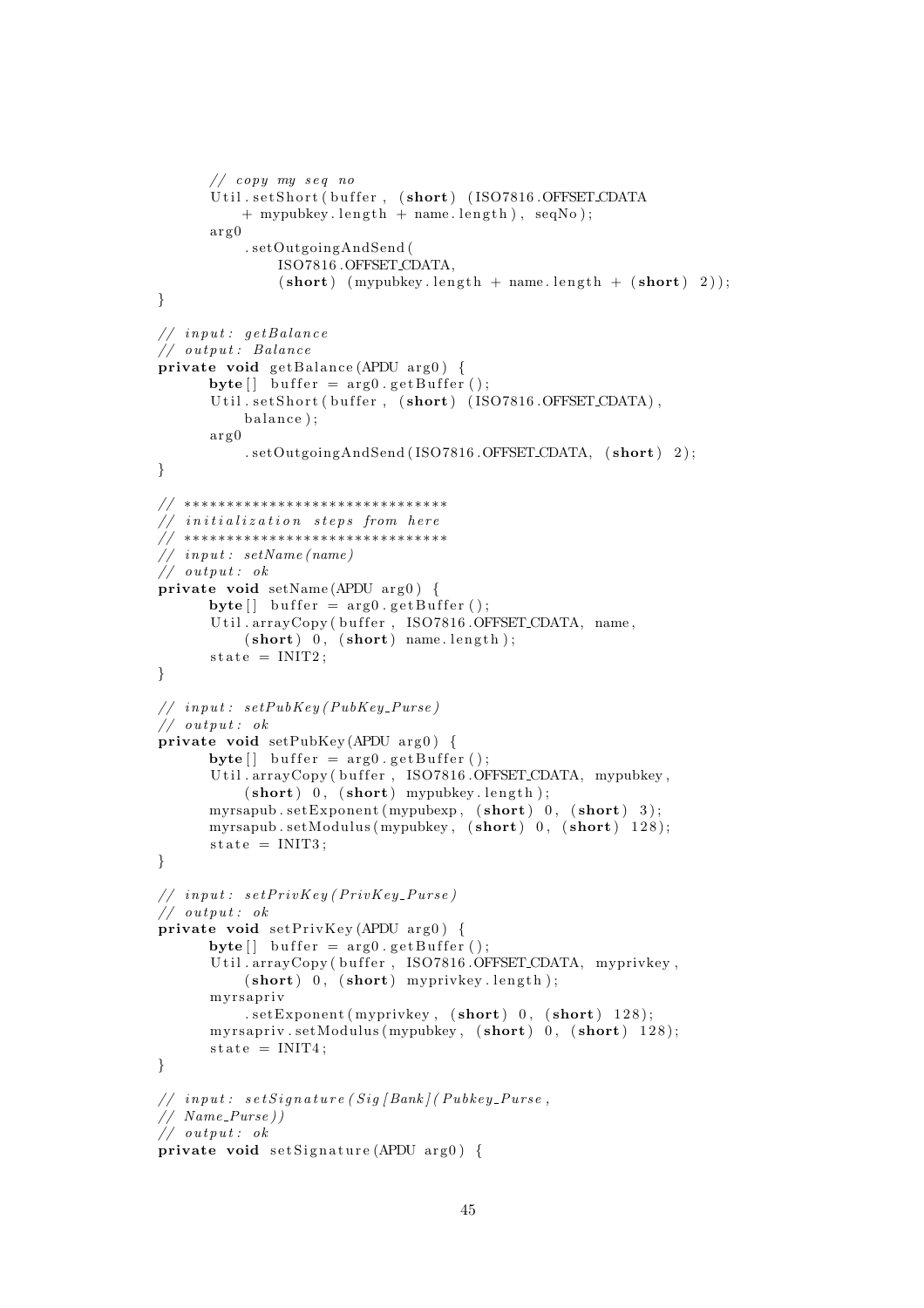```java
        // copy my seq no
        Util.setShort(buffer, (short) (ISO7816.OFFSET_CDATA
            + mypubkey.length + name.length), seqNo);
        arg0
            .setOutgoingAndSend(
                ISO7816.OFFSET_CDATA,
                (short) (mypubkey.length + name.length + (short) 2));
    }

    // input: getBalance
    // output: Balance
    private void getBalance(APDU arg0) {
        byte[] buffer = arg0.getBuffer();
        Util.setShort(buffer, (short) (ISO7816.OFFSET_CDATA),
            balance);
        arg0
            .setOutgoingAndSend(ISO7816.OFFSET_CDATA, (short) 2);
    }

    // *******************************
    // initialization steps from here
    // *******************************
    // input: setName(name)
    // output: ok
    private void setName(APDU arg0) {
        byte[] buffer = arg0.getBuffer();
        Util.arrayCopy(buffer, ISO7816.OFFSET_CDATA, name,
            (short) 0, (short) name.length);
        state = INIT2;
    }

    // input: setPubKey(PubKey_Purse)
    // output: ok
    private void setPubKey(APDU arg0) {
        byte[] buffer = arg0.getBuffer();
        Util.arrayCopy(buffer, ISO7816.OFFSET_CDATA, mypubkey,
            (short) 0, (short) mypubkey.length);
        myrsapub.setExponent(mypubexp, (short) 0, (short) 3);
        myrsapub.setModulus(mypubkey, (short) 0, (short) 128);
        state = INIT3;
    }

    // input: setPrivKey(PrivKey_Purse)
    // output: ok
    private void setPrivKey(APDU arg0) {
        byte[] buffer = arg0.getBuffer();
        Util.arrayCopy(buffer, ISO7816.OFFSET_CDATA, myprivkey,
            (short) 0, (short) myprivkey.length);
        myrsapriv
            .setExponent(myprivkey, (short) 0, (short) 128);
        myrsapriv.setModulus(mypubkey, (short) 0, (short) 128);
        state = INIT4;
    }

    // input: setSignature(Sig[Bank](Pubkey_Purse,
    // Name_Purse))
    // output: ok
    private void setSignature(APDU arg0) {
```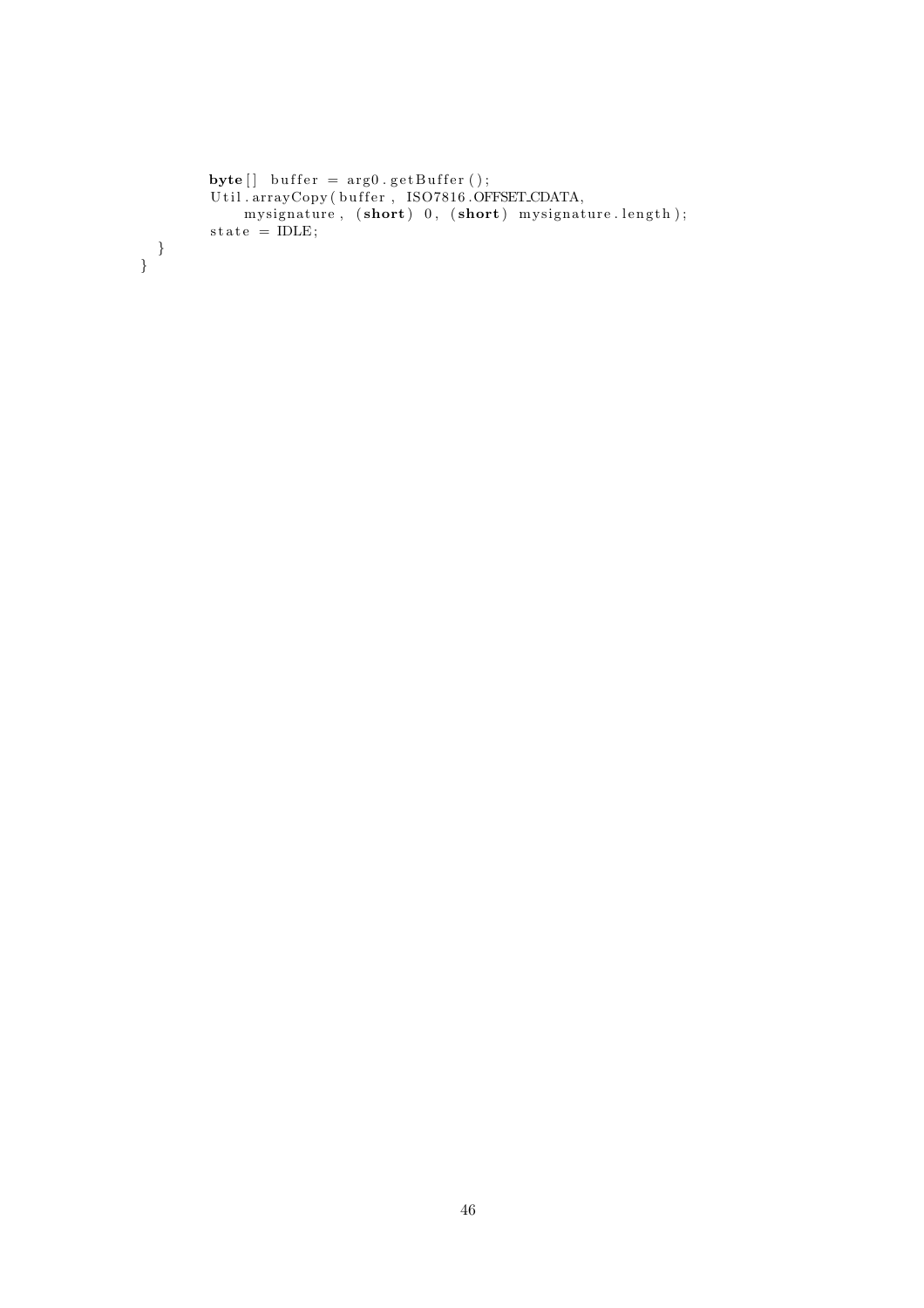```
        byte[] buffer = arg0.getBuffer();
        Util.arrayCopy(buffer, ISO7816.OFFSET_CDATA,
            mysignature, (short) 0, (short) mysignature.length);
        state = IDLE;
    }
}
```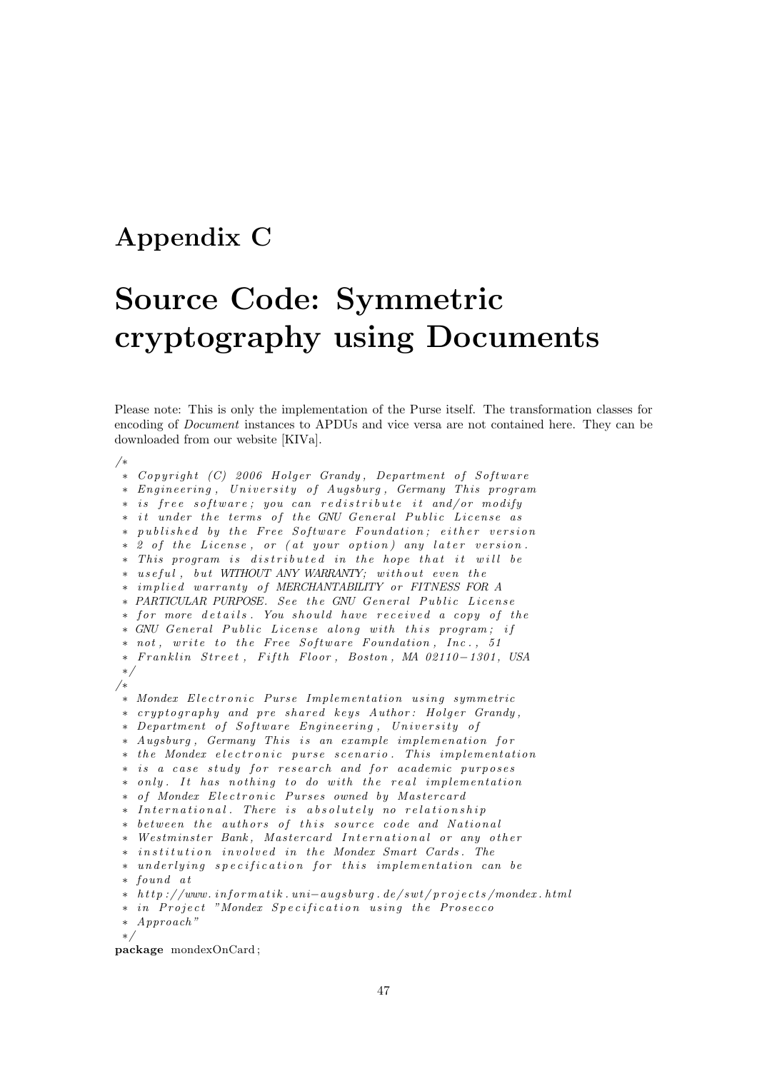# Appendix C

# Source Code: Symmetric cryptography using Documents

Please note: This is only the implementation of the Purse itself. The transformation classes for encoding of *Document* instances to APDUs and vice versa are not contained here. They can be downloaded from our website [KIVa].

```
/*
 * Copyright (C) 2006 Holger Grandy, Department of Software
 * Engineering, University of Augsburg, Germany This program
 * is free software; you can redistribute it and/or modify
 * it under the terms of the GNU General Public License as
 * published by the Free Software Foundation; either version
 * 2 of the License, or (at your option) any later version.
 * This program is distributed in the hope that it will be
 * useful, but WITHOUT ANY WARRANTY; without even the
 * implied warranty of MERCHANTABILITY or FITNESS FOR A
 * PARTICULAR PURPOSE. See the GNU General Public License
 * for more details. You should have received a copy of the
 * GNU General Public License along with this program; if
 * not, write to the Free Software Foundation, Inc., 51
 * Franklin Street, Fifth Floor, Boston, MA 02110-1301, USA
 */
/*
 * Mondex Electronic Purse Implementation using symmetric
 * cryptography and pre shared keys Author: Holger Grandy,
 * Department of Software Engineering, University of
 * Augsburg, Germany This is an example implemenation for
 * the Mondex electronic purse scenario. This implementation
 * is a case study for research and for academic purposes
 * only. It has nothing to do with the real implementation
 * of Mondex Electronic Purses owned by Mastercard
 * International. There is absolutely no relationship
 * between the authors of this source code and National
 * Westminster Bank, Mastercard International or any other
 * institution involved in the Mondex Smart Cards. The
 * underlying specification for this implementation can be
 * found at
 * http://www.informatik.uni-augsburg.de/swt/projects/mondex.html
 * in Project "Mondex Specification using the Prosecco
 * Approach"
 */
package mondexOnCard;
```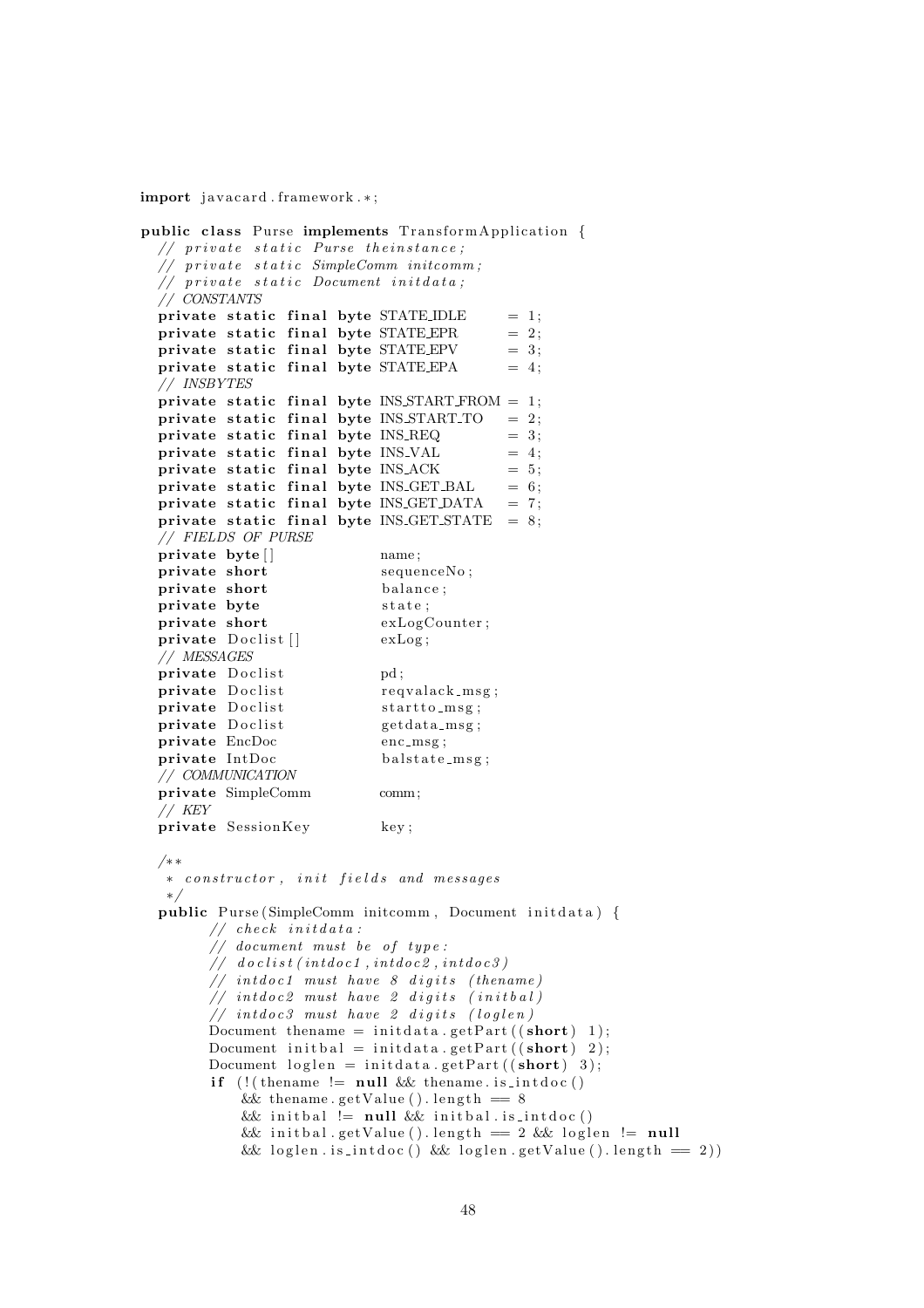```java
import javacard.framework.*;

public class Purse implements TransformApplication {
  // private static Purse theinstance;
  // private static SimpleComm initcomm;
  // private static Document initdata;
  // CONSTANTS
  private static final byte STATE_IDLE      = 1;
  private static final byte STATE_EPR       = 2;
  private static final byte STATE_EPV       = 3;
  private static final byte STATE_EPA       = 4;
  // INSBYTES
  private static final byte INS_START_FROM  = 1;
  private static final byte INS_START_TO    = 2;
  private static final byte INS_REQ         = 3;
  private static final byte INS_VAL         = 4;
  private static final byte INS_ACK         = 5;
  private static final byte INS_GET_BAL     = 6;
  private static final byte INS_GET_DATA    = 7;
  private static final byte INS_GET_STATE   = 8;
  // FIELDS OF PURSE
  private byte[]              name;
  private short               sequenceNo;
  private short               balance;
  private byte                state;
  private short               exLogCounter;
  private Doclist[]           exLog;
  // MESSAGES
  private Doclist             pd;
  private Doclist             reqvalack_msg;
  private Doclist             startto_msg;
  private Doclist             getdata_msg;
  private EncDoc              enc_msg;
  private IntDoc              balstate_msg;
  // COMMUNICATION
  private SimpleComm          comm;
  // KEY
  private SessionKey          key;

  /**
   * constructor, init fields and messages
   */
  public Purse(SimpleComm initcomm, Document initdata) {
        // check initdata:
        // document must be of type:
        // doclist(intdoc1,intdoc2,intdoc3)
        // intdoc1 must have 8 digits (thename)
        // intdoc2 must have 2 digits (initbal)
        // intdoc3 must have 2 digits (loglen)
        Document thename = initdata.getPart((short) 1);
        Document initbal = initdata.getPart((short) 2);
        Document loglen = initdata.getPart((short) 3);
        if (!(thename != null && thename.is_intdoc()
            && thename.getValue().length == 8
            && initbal != null && initbal.is_intdoc()
            && initbal.getValue().length == 2 && loglen != null
            && loglen.is_intdoc() && loglen.getValue().length == 2))
```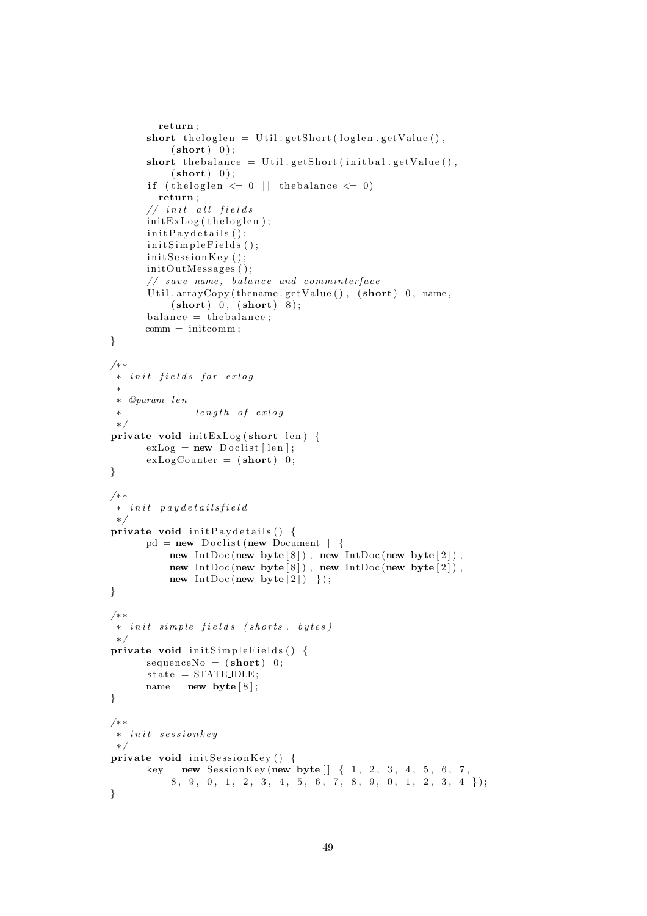```java
            return;
        short theloglen = Util.getShort(loglen.getValue(),
            (short) 0);
        short thebalance = Util.getShort(initbal.getValue(),
            (short) 0);
        if (theloglen <= 0 || thebalance <= 0)
            return;
        // init all fields
        initExLog(theloglen);
        initPaydetails();
        initSimpleFields();
        initSessionKey();
        initOutMessages();
        // save name, balance and comminterface
        Util.arrayCopy(thename.getValue(), (short) 0, name,
            (short) 0, (short) 8);
        balance = thebalance;
        comm = initcomm;
    }

    /**
     * init fields for exlog
     *
     * @param len
     *            length of exlog
     */
    private void initExLog(short len) {
        exLog = new Doclist[len];
        exLogCounter = (short) 0;
    }

    /**
     * init paydetailsfield
     */
    private void initPaydetails() {
        pd = new Doclist(new Document[] {
            new IntDoc(new byte[8]), new IntDoc(new byte[2]),
            new IntDoc(new byte[8]), new IntDoc(new byte[2]),
            new IntDoc(new byte[2]) });
    }

    /**
     * init simple fields (shorts, bytes)
     */
    private void initSimpleFields() {
        sequenceNo = (short) 0;
        state = STATE_IDLE;
        name = new byte[8];
    }

    /**
     * init sessionkey
     */
    private void initSessionKey() {
        key = new SessionKey(new byte[] { 1, 2, 3, 4, 5, 6, 7,
            8, 9, 0, 1, 2, 3, 4, 5, 6, 7, 8, 9, 0, 1, 2, 3, 4 });
    }
```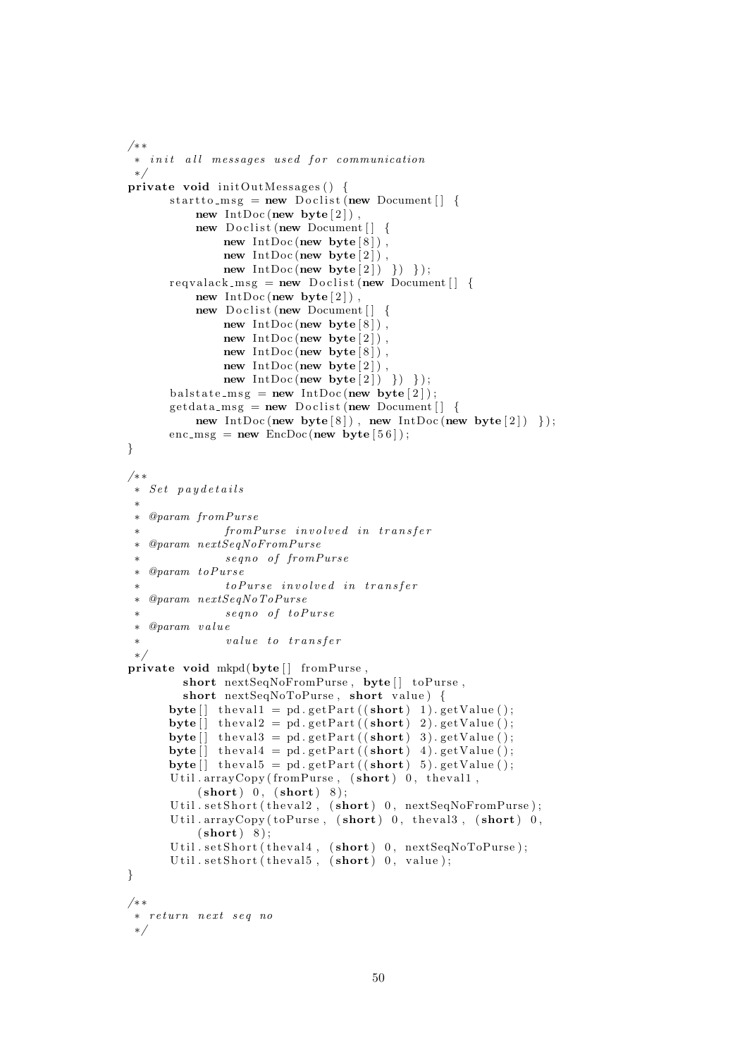```java
/**
 * init all messages used for communication
 */
private void initOutMessages() {
      startto_msg = new Doclist(new Document[] {
          new IntDoc(new byte[2]),
          new Doclist(new Document[] {
              new IntDoc(new byte[8]),
              new IntDoc(new byte[2]),
              new IntDoc(new byte[2]) }) });
      reqvalack_msg = new Doclist(new Document[] {
          new IntDoc(new byte[2]),
          new Doclist(new Document[] {
              new IntDoc(new byte[8]),
              new IntDoc(new byte[2]),
              new IntDoc(new byte[8]),
              new IntDoc(new byte[2]),
              new IntDoc(new byte[2]) }) });
      balstate_msg = new IntDoc(new byte[2]);
      getdata_msg = new Doclist(new Document[] {
          new IntDoc(new byte[8]), new IntDoc(new byte[2]) });
      enc_msg = new EncDoc(new byte[56]);
}

/**
 * Set paydetails
 *
 * @param fromPurse
 *            fromPurse involved in transfer
 * @param nextSeqNoFromPurse
 *            seqno of fromPurse
 * @param toPurse
 *            toPurse involved in transfer
 * @param nextSeqNoToPurse
 *            seqno of toPurse
 * @param value
 *            value to transfer
 */
private void mkpd(byte[] fromPurse,
        short nextSeqNoFromPurse, byte[] toPurse,
        short nextSeqNoToPurse, short value) {
      byte[] theval1 = pd.getPart((short) 1).getValue();
      byte[] theval2 = pd.getPart((short) 2).getValue();
      byte[] theval3 = pd.getPart((short) 3).getValue();
      byte[] theval4 = pd.getPart((short) 4).getValue();
      byte[] theval5 = pd.getPart((short) 5).getValue();
      Util.arrayCopy(fromPurse, (short) 0, theval1,
          (short) 0, (short) 8);
      Util.setShort(theval2, (short) 0, nextSeqNoFromPurse);
      Util.arrayCopy(toPurse, (short) 0, theval3, (short) 0,
          (short) 8);
      Util.setShort(theval4, (short) 0, nextSeqNoToPurse);
      Util.setShort(theval5, (short) 0, value);
}

/**
 * return next seq no
 */
```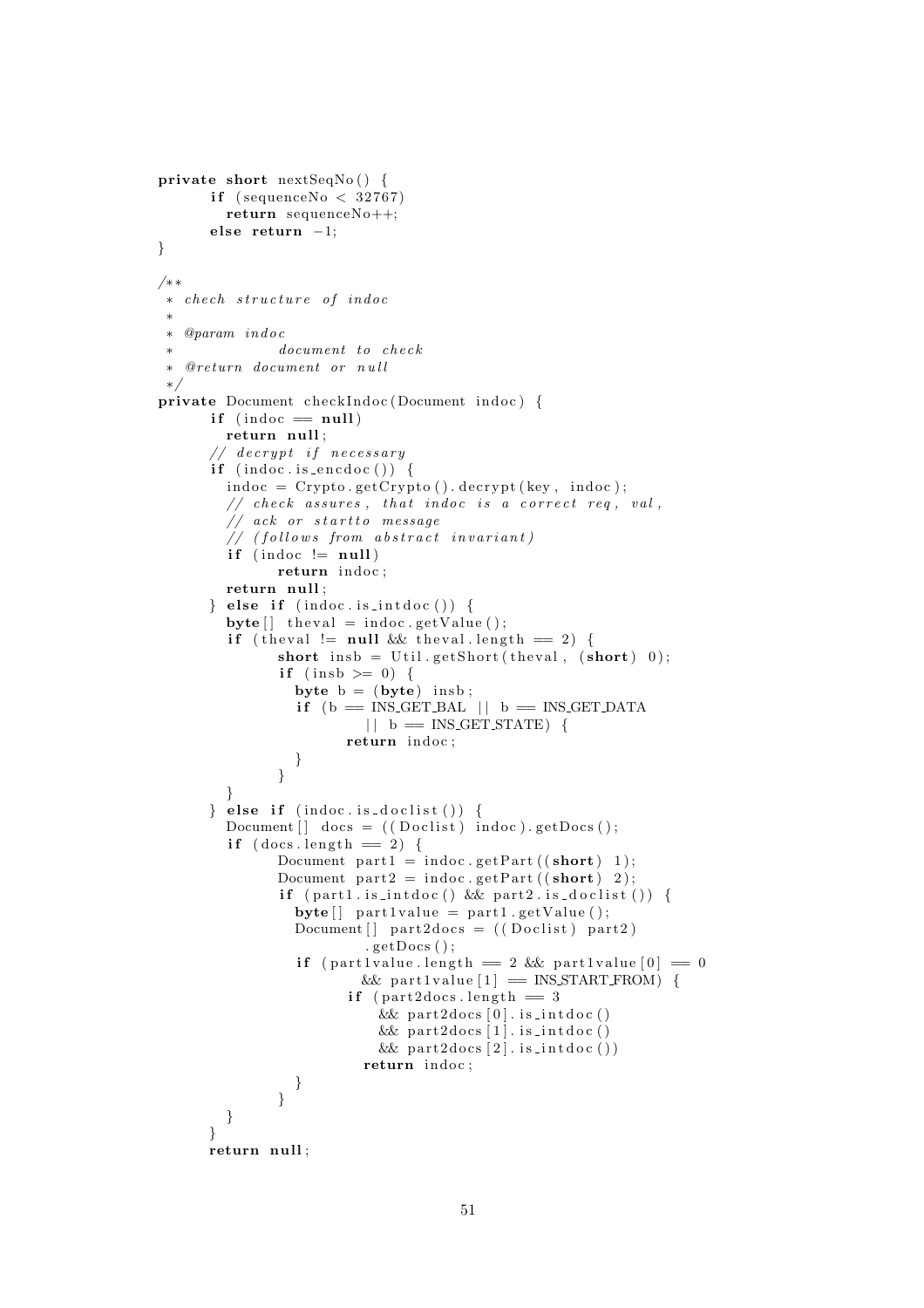```java
private short nextSeqNo() {
      if (sequenceNo < 32767)
        return sequenceNo++;
      else return -1;
}

/**
 * chech structure of indoc
 *
 * @param indoc
 *            document to check
 * @return document or null
 */
private Document checkIndoc(Document indoc) {
      if (indoc == null)
        return null;
      // decrypt if necessary
      if (indoc.is_encdoc()) {
        indoc = Crypto.getCrypto().decrypt(key, indoc);
        // check assures, that indoc is a correct req, val,
        // ack or startto message
        // (follows from abstract invariant)
        if (indoc != null)
              return indoc;
        return null;
      } else if (indoc.is_intdoc()) {
        byte[] theval = indoc.getValue();
        if (theval != null && theval.length == 2) {
              short insb = Util.getShort(theval, (short) 0);
              if (insb >= 0) {
                byte b = (byte) insb;
                if (b == INS_GET_BAL || b == INS_GET_DATA
                         || b == INS_GET_STATE) {
                      return indoc;
                }
              }
        }
      } else if (indoc.is_doclist()) {
        Document[] docs = ((Doclist) indoc).getDocs();
        if (docs.length == 2) {
              Document part1 = indoc.getPart((short) 1);
              Document part2 = indoc.getPart((short) 2);
              if (part1.is_intdoc() && part2.is_doclist()) {
                byte[] part1value = part1.getValue();
                Document[] part2docs = ((Doclist) part2)
                         .getDocs();
                if (part1value.length == 2 && part1value[0] == 0
                        && part1value[1] == INS_START_FROM) {
                      if (part2docs.length == 3
                          && part2docs[0].is_intdoc()
                          && part2docs[1].is_intdoc()
                          && part2docs[2].is_intdoc())
                        return indoc;
                }
              }
        }
      }
      return null;
```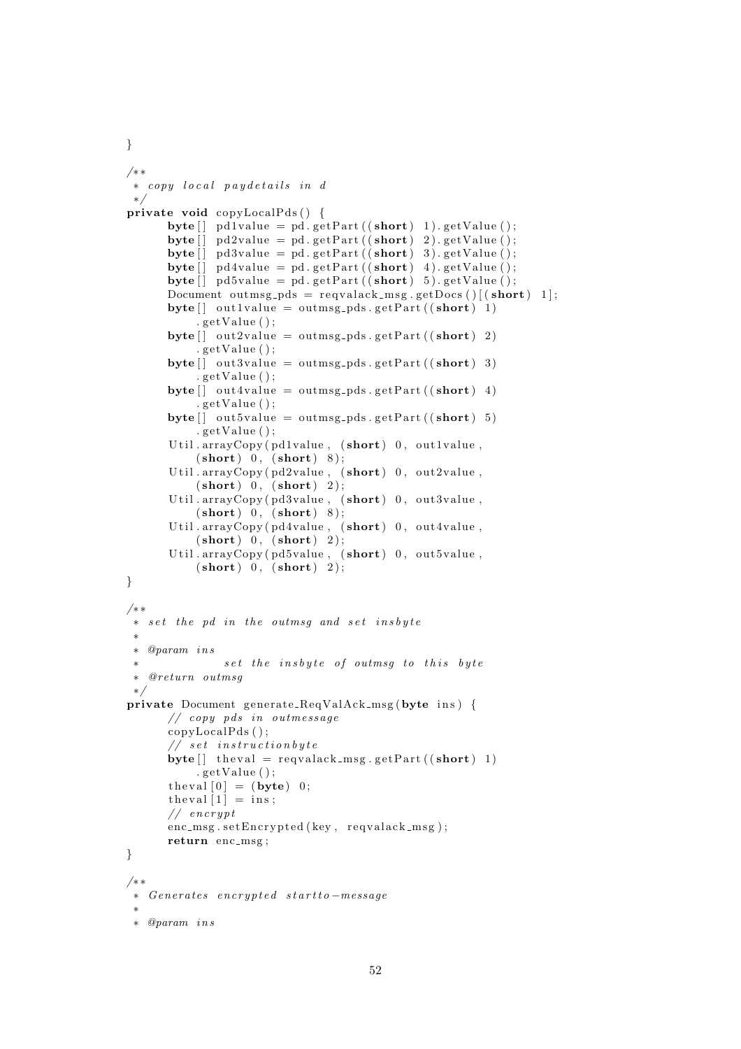```java
}

/**
 * copy local paydetails in d
 */
private void copyLocalPds() {
      byte[] pd1value = pd.getPart((short) 1).getValue();
      byte[] pd2value = pd.getPart((short) 2).getValue();
      byte[] pd3value = pd.getPart((short) 3).getValue();
      byte[] pd4value = pd.getPart((short) 4).getValue();
      byte[] pd5value = pd.getPart((short) 5).getValue();
      Document outmsg_pds = reqvalack_msg.getDocs()[(short) 1];
      byte[] out1value = outmsg_pds.getPart((short) 1)
           .getValue();
      byte[] out2value = outmsg_pds.getPart((short) 2)
           .getValue();
      byte[] out3value = outmsg_pds.getPart((short) 3)
           .getValue();
      byte[] out4value = outmsg_pds.getPart((short) 4)
           .getValue();
      byte[] out5value = outmsg_pds.getPart((short) 5)
           .getValue();
      Util.arrayCopy(pd1value, (short) 0, out1value,
           (short) 0, (short) 8);
      Util.arrayCopy(pd2value, (short) 0, out2value,
           (short) 0, (short) 2);
      Util.arrayCopy(pd3value, (short) 0, out3value,
           (short) 0, (short) 8);
      Util.arrayCopy(pd4value, (short) 0, out4value,
           (short) 0, (short) 2);
      Util.arrayCopy(pd5value, (short) 0, out5value,
           (short) 0, (short) 2);
}

/**
 * set the pd in the outmsg and set insbyte
 *
 * @param ins
 *             set the insbyte of outmsg to this byte
 * @return outmsg
 */
private Document generate_ReqValAck_msg(byte ins) {
      // copy pds in outmessage
      copyLocalPds();
      // set instructionbyte
      byte[] theval = reqvalack_msg.getPart((short) 1)
           .getValue();
      theval[0] = (byte) 0;
      theval[1] = ins;
      // encrypt
      enc_msg.setEncrypted(key, reqvalack_msg);
      return enc_msg;
}

/**
 * Generates encrypted startto-message
 *
 * @param ins
```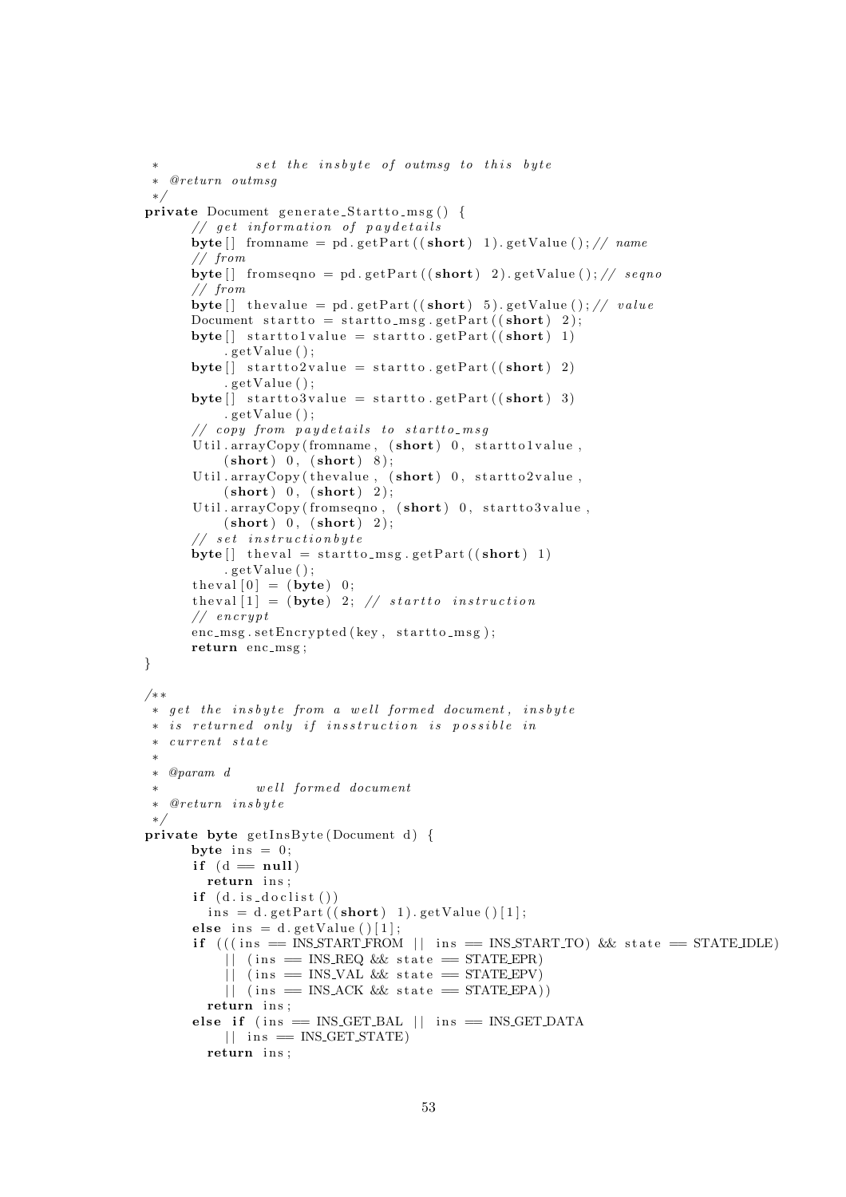```java
     *              set the insbyte of outmsg to this byte
     * @return outmsg
     */
    private Document generate_Startto_msg() {
        // get information of paydetails
        byte[] fromname = pd.getPart((short) 1).getValue();// name
        // from
        byte[] fromseqno = pd.getPart((short) 2).getValue();// seqno
        // from
        byte[] thevalue = pd.getPart((short) 5).getValue();// value
        Document startto = startto_msg.getPart((short) 2);
        byte[] startto1value = startto.getPart((short) 1)
            .getValue();
        byte[] startto2value = startto.getPart((short) 2)
            .getValue();
        byte[] startto3value = startto.getPart((short) 3)
            .getValue();
        // copy from paydetails to startto_msg
        Util.arrayCopy(fromname, (short) 0, startto1value,
            (short) 0, (short) 8);
        Util.arrayCopy(thevalue, (short) 0, startto2value,
            (short) 0, (short) 2);
        Util.arrayCopy(fromseqno, (short) 0, startto3value,
            (short) 0, (short) 2);
        // set instructionbyte
        byte[] theval = startto_msg.getPart((short) 1)
            .getValue();
        theval[0] = (byte) 0;
        theval[1] = (byte) 2; // startto instruction
        // encrypt
        enc_msg.setEncrypted(key, startto_msg);
        return enc_msg;
    }

    /**
     * get the insbyte from a well formed document, insbyte
     * is returned only if insstruction is possible in
     * current state
     *
     * @param d
     *              well formed document
     * @return insbyte
     */
    private byte getInsByte(Document d) {
        byte ins = 0;
        if (d == null)
          return ins;
        if (d.is_doclist())
          ins = d.getPart((short) 1).getValue()[1];
        else ins = d.getValue()[1];
        if (((ins == INS_START_FROM || ins == INS_START_TO) && state == STATE_IDLE)
            || (ins == INS_REQ && state == STATE_EPR)
            || (ins == INS_VAL && state == STATE_EPV)
            || (ins == INS_ACK && state == STATE_EPA))
          return ins;
        else if (ins == INS_GET_BAL || ins == INS_GET_DATA
            || ins == INS_GET_STATE)
          return ins;
```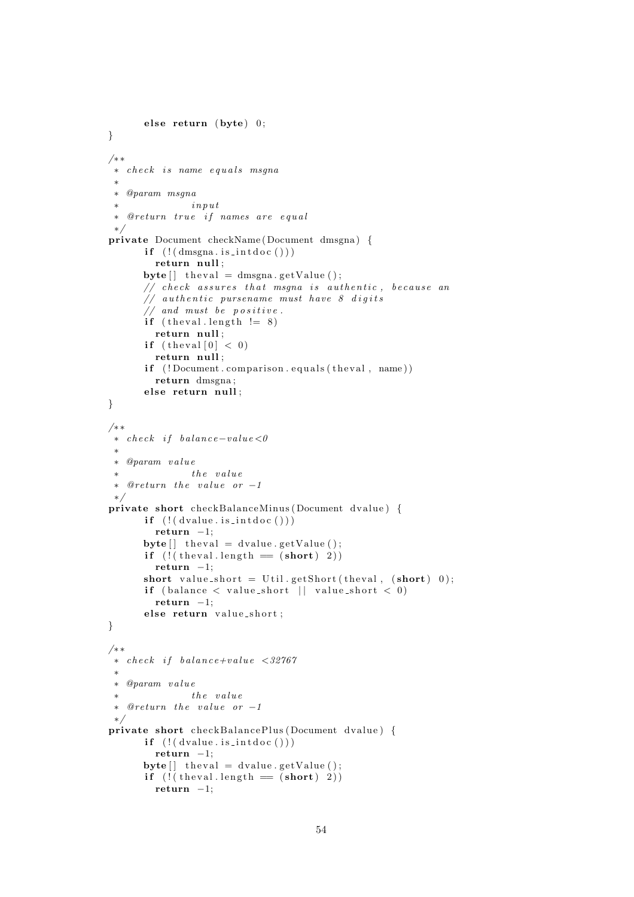```java
        else return (byte) 0;
}

/**
 * check is name equals msgna
 *
 * @param msgna
 *            input
 * @return true if names are equal
 */
private Document checkName(Document dmsgna) {
        if (!(dmsgna.is_intdoc()))
          return null;
        byte[] theval = dmsgna.getValue();
        // check assures that msgna is authentic, because an
        // authentic pursename must have 8 digits
        // and must be positive.
        if (theval.length != 8)
          return null;
        if (theval[0] < 0)
          return null;
        if (!Document.comparison.equals(theval, name))
          return dmsgna;
        else return null;
}

/**
 * check if balance-value<0
 *
 * @param value
 *            the value
 * @return the value or -1
 */
private short checkBalanceMinus(Document dvalue) {
        if (!(dvalue.is_intdoc()))
          return -1;
        byte[] theval = dvalue.getValue();
        if (!(theval.length == (short) 2))
          return -1;
        short value_short = Util.getShort(theval, (short) 0);
        if (balance < value_short || value_short < 0)
          return -1;
        else return value_short;
}

/**
 * check if balance+value <32767
 *
 * @param value
 *            the value
 * @return the value or -1
 */
private short checkBalancePlus(Document dvalue) {
        if (!(dvalue.is_intdoc()))
          return -1;
        byte[] theval = dvalue.getValue();
        if (!(theval.length == (short) 2))
          return -1;
```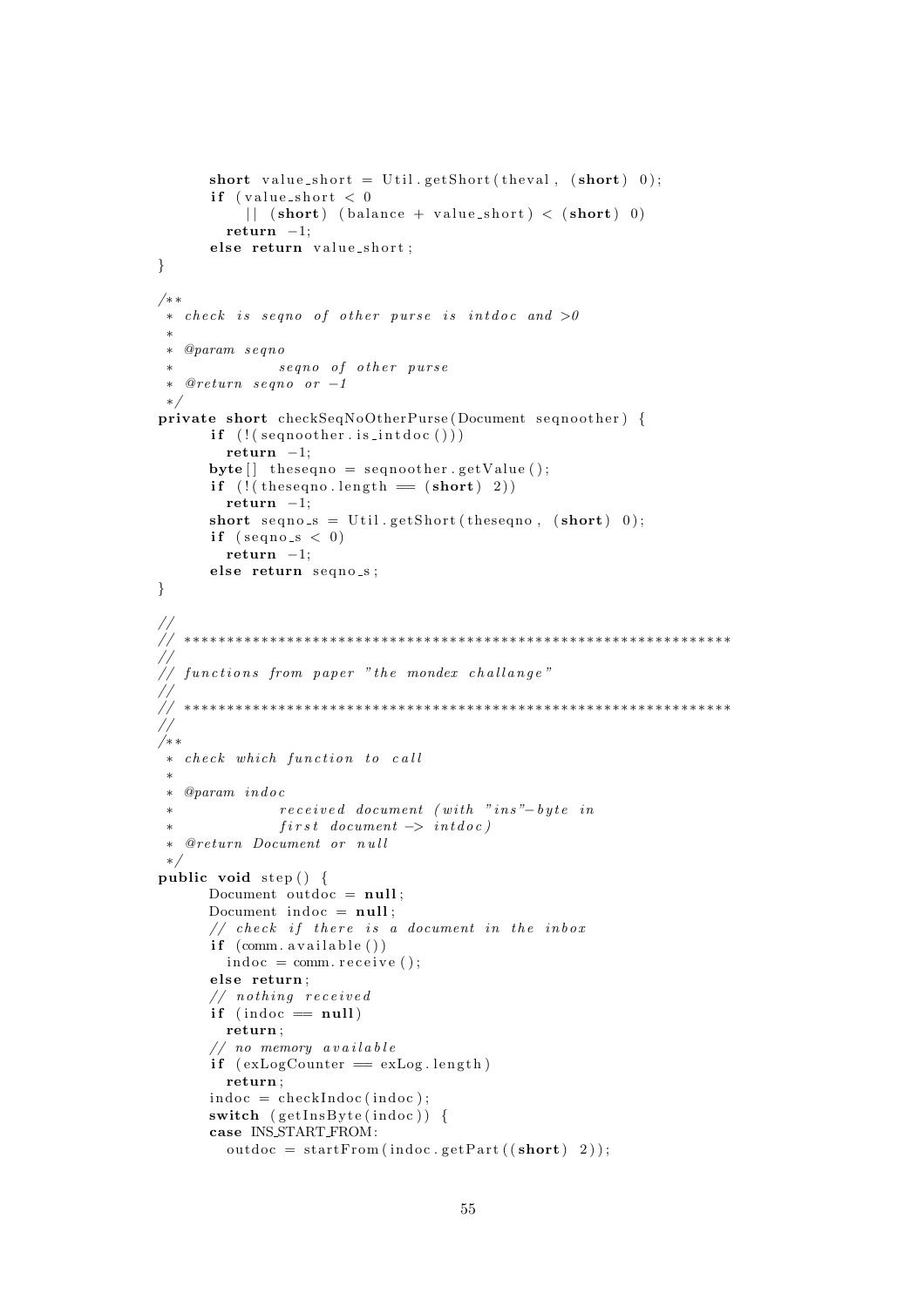```java
        short value_short = Util.getShort(theval, (short) 0);
        if (value_short < 0
            || (short) (balance + value_short) < (short) 0)
          return -1;
        else return value_short;
  }

  /**
   * check is seqno of other purse is intdoc and >0
   *
   * @param seqno
   *            seqno of other purse
   * @return seqno or -1
   */
  private short checkSeqNoOtherPurse(Document seqnoother) {
        if (!(seqnoother.is_intdoc()))
          return -1;
        byte[] theseqno = seqnoother.getValue();
        if (!(theseqno.length == (short) 2))
          return -1;
        short seqno_s = Util.getShort(theseqno, (short) 0);
        if (seqno_s < 0)
          return -1;
        else return seqno_s;
  }

  //
  // ****************************************************************
  //
  // functions from paper "the mondex challange"
  //
  // ****************************************************************
  //
  /**
   * check which function to call
   *
   * @param indoc
   *            received document (with "ins"-byte in
   *            first document -> intdoc)
   * @return Document or null
   */
  public void step() {
        Document outdoc = null;
        Document indoc = null;
        // check if there is a document in the inbox
        if (comm.available())
          indoc = comm.receive();
        else return;
        // nothing received
        if (indoc == null)
          return;
        // no memory available
        if (exLogCounter == exLog.length)
          return;
        indoc = checkIndoc(indoc);
        switch (getInsByte(indoc)) {
        case INS_START_FROM:
          outdoc = startFrom(indoc.getPart((short) 2));
```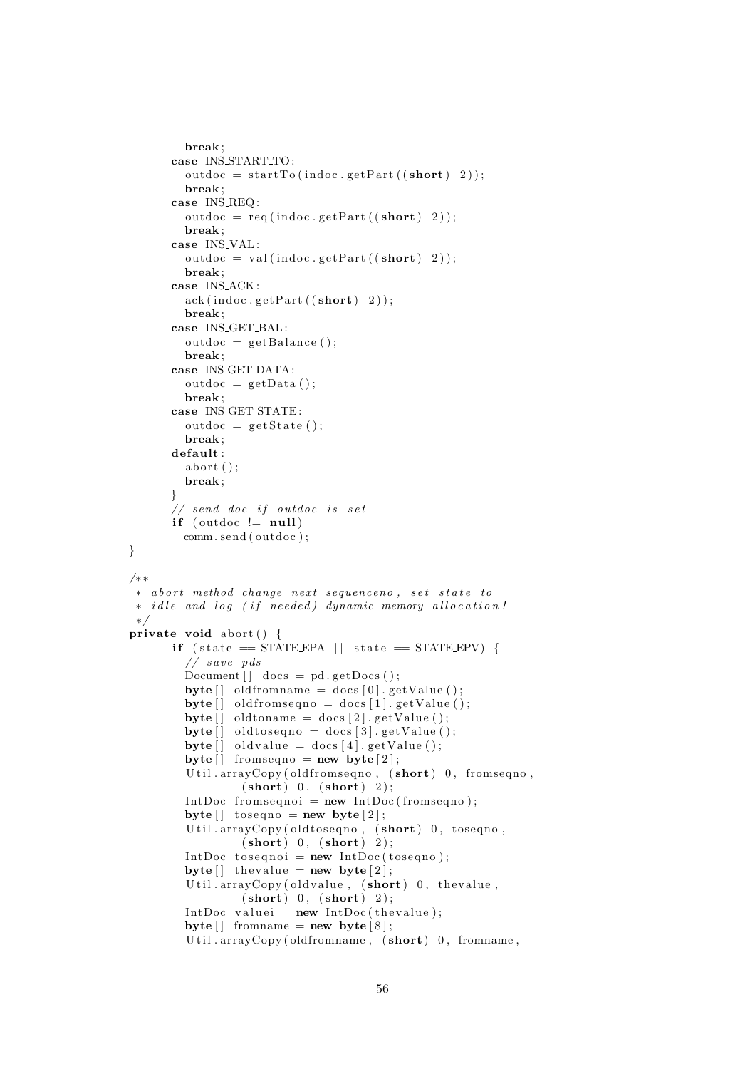```java
          break;
        case INS_START_TO:
          outdoc = startTo(indoc.getPart((short) 2));
          break;
        case INS_REQ:
          outdoc = req(indoc.getPart((short) 2));
          break;
        case INS_VAL:
          outdoc = val(indoc.getPart((short) 2));
          break;
        case INS_ACK:
          ack(indoc.getPart((short) 2));
          break;
        case INS_GET_BAL:
          outdoc = getBalance();
          break;
        case INS_GET_DATA:
          outdoc = getData();
          break;
        case INS_GET_STATE:
          outdoc = getState();
          break;
        default:
          abort();
          break;
        }
        // send doc if outdoc is set
        if (outdoc != null)
          comm.send(outdoc);
  }

  /**
   * abort method change next sequenceno, set state to
   * idle and log (if needed) dynamic memory allocation!
   */
  private void abort() {
        if (state == STATE_EPA || state == STATE_EPV) {
          // save pds
          Document[] docs = pd.getDocs();
          byte[] oldfromname = docs[0].getValue();
          byte[] oldfromseqno = docs[1].getValue();
          byte[] oldtoname = docs[2].getValue();
          byte[] oldtoseqno = docs[3].getValue();
          byte[] oldvalue = docs[4].getValue();
          byte[] fromseqno = new byte[2];
          Util.arrayCopy(oldfromseqno, (short) 0, fromseqno,
                  (short) 0, (short) 2);
          IntDoc fromseqnoi = new IntDoc(fromseqno);
          byte[] toseqno = new byte[2];
          Util.arrayCopy(oldtoseqno, (short) 0, toseqno,
                  (short) 0, (short) 2);
          IntDoc toseqnoi = new IntDoc(toseqno);
          byte[] thevalue = new byte[2];
          Util.arrayCopy(oldvalue, (short) 0, thevalue,
                  (short) 0, (short) 2);
          IntDoc valuei = new IntDoc(thevalue);
          byte[] fromname = new byte[8];
          Util.arrayCopy(oldfromname, (short) 0, fromname,
```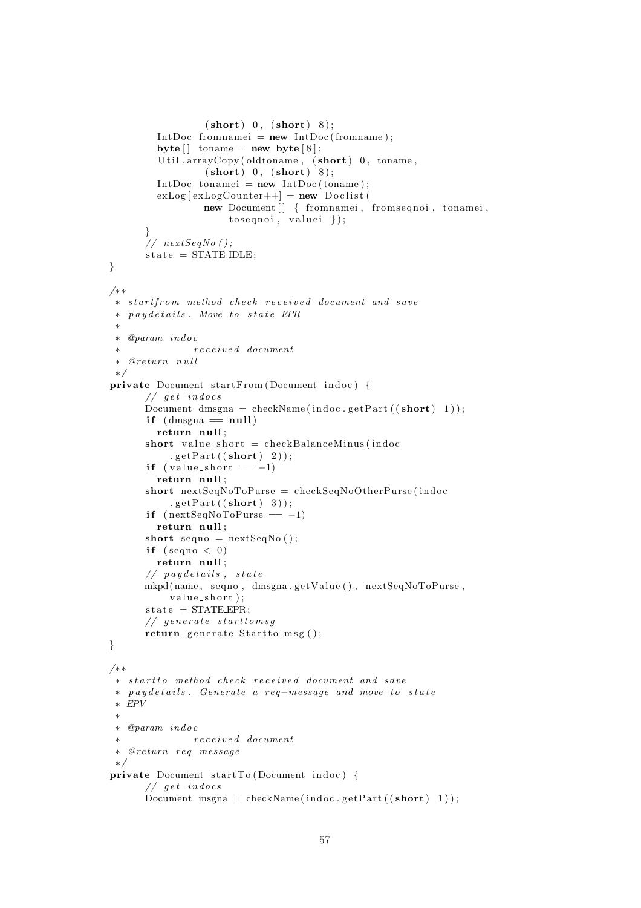```java
                (short) 0, (short) 8);
        IntDoc fromnamei = new IntDoc(fromname);
        byte[] toname = new byte[8];
        Util.arrayCopy(oldtoname, (short) 0, toname,
                (short) 0, (short) 8);
        IntDoc tonamei = new IntDoc(toname);
        exLog[exLogCounter++] = new Doclist(
                new Document[] { fromnamei, fromseqnoi, tonamei,
                    toseqnoi, valuei });
      }
      // nextSeqNo();
      state = STATE_IDLE;
}

/**
 * startfrom method check received document and save
 * paydetails. Move to state EPR
 *
 * @param indoc
 *            received document
 * @return null
 */
private Document startFrom(Document indoc) {
      // get indocs
      Document dmsgna = checkName(indoc.getPart((short) 1));
      if (dmsgna == null)
        return null;
      short value_short = checkBalanceMinus(indoc
          .getPart((short) 2));
      if (value_short == -1)
        return null;
      short nextSeqNoToPurse = checkSeqNoOtherPurse(indoc
          .getPart((short) 3));
      if (nextSeqNoToPurse == -1)
        return null;
      short seqno = nextSeqNo();
      if (seqno < 0)
        return null;
      // paydetails, state
      mkpd(name, seqno, dmsgna.getValue(), nextSeqNoToPurse,
          value_short);
      state = STATE_EPR;
      // generate starttomsg
      return generate_Startto_msg();
}

/**
 * startto method check received document and save
 * paydetails. Generate a req-message and move to state
 * EPV
 *
 * @param indoc
 *            received document
 * @return req message
 */
private Document startTo(Document indoc) {
      // get indocs
      Document msgna = checkName(indoc.getPart((short) 1));
```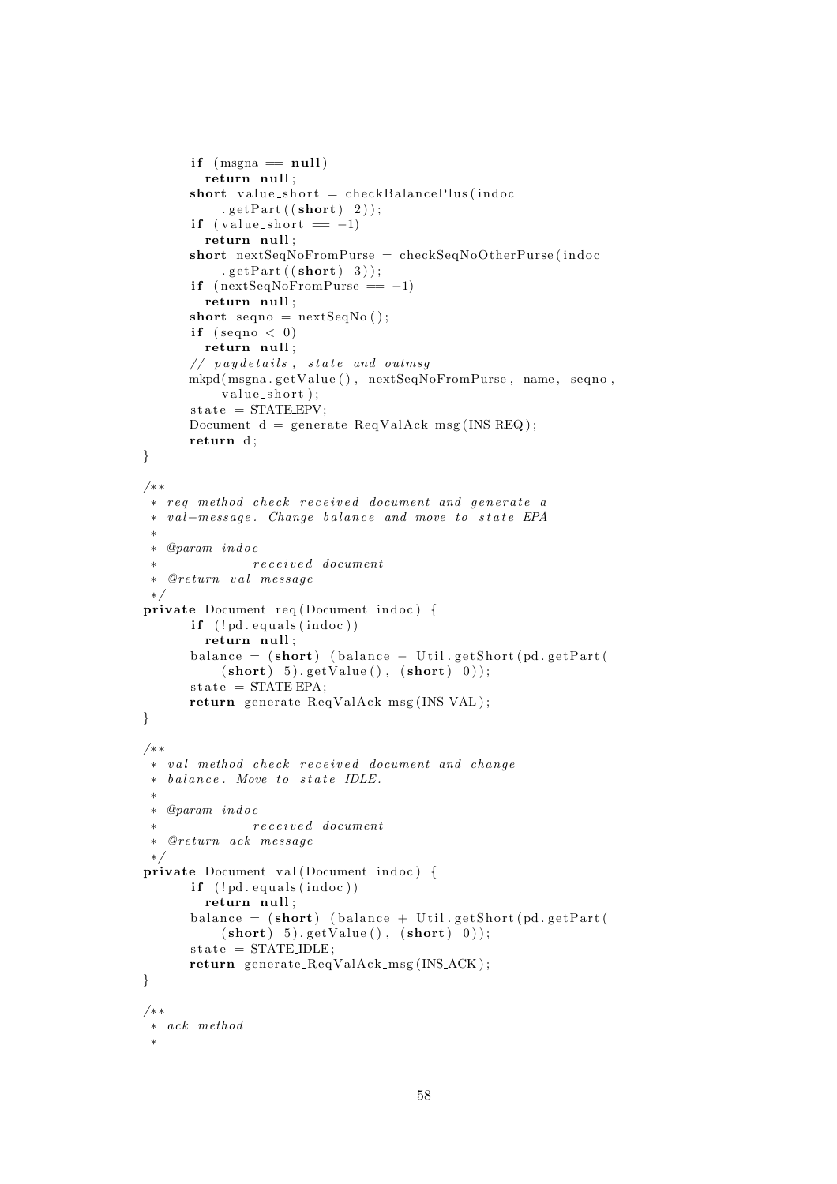```java
      if (msgna == null)
        return null;
      short value_short = checkBalancePlus(indoc
          .getPart((short) 2));
      if (value_short == -1)
        return null;
      short nextSeqNoFromPurse = checkSeqNoOtherPurse(indoc
          .getPart((short) 3));
      if (nextSeqNoFromPurse == -1)
        return null;
      short seqno = nextSeqNo();
      if (seqno < 0)
        return null;
      // paydetails, state and outmsg
      mkpd(msgna.getValue(), nextSeqNoFromPurse, name, seqno,
          value_short);
      state = STATE_EPV;
      Document d = generate_ReqValAck_msg(INS_REQ);
      return d;
}

/**
 * req method check received document and generate a
 * val-message. Change balance and move to state EPA
 *
 * @param indoc
 *            received document
 * @return val message
 */
private Document req(Document indoc) {
      if (!pd.equals(indoc))
        return null;
      balance = (short) (balance - Util.getShort(pd.getPart(
          (short) 5).getValue(), (short) 0));
      state = STATE_EPA;
      return generate_ReqValAck_msg(INS_VAL);
}

/**
 * val method check received document and change
 * balance. Move to state IDLE.
 *
 * @param indoc
 *            received document
 * @return ack message
 */
private Document val(Document indoc) {
      if (!pd.equals(indoc))
        return null;
      balance = (short) (balance + Util.getShort(pd.getPart(
          (short) 5).getValue(), (short) 0));
      state = STATE_IDLE;
      return generate_ReqValAck_msg(INS_ACK);
}

/**
 * ack method
 *
```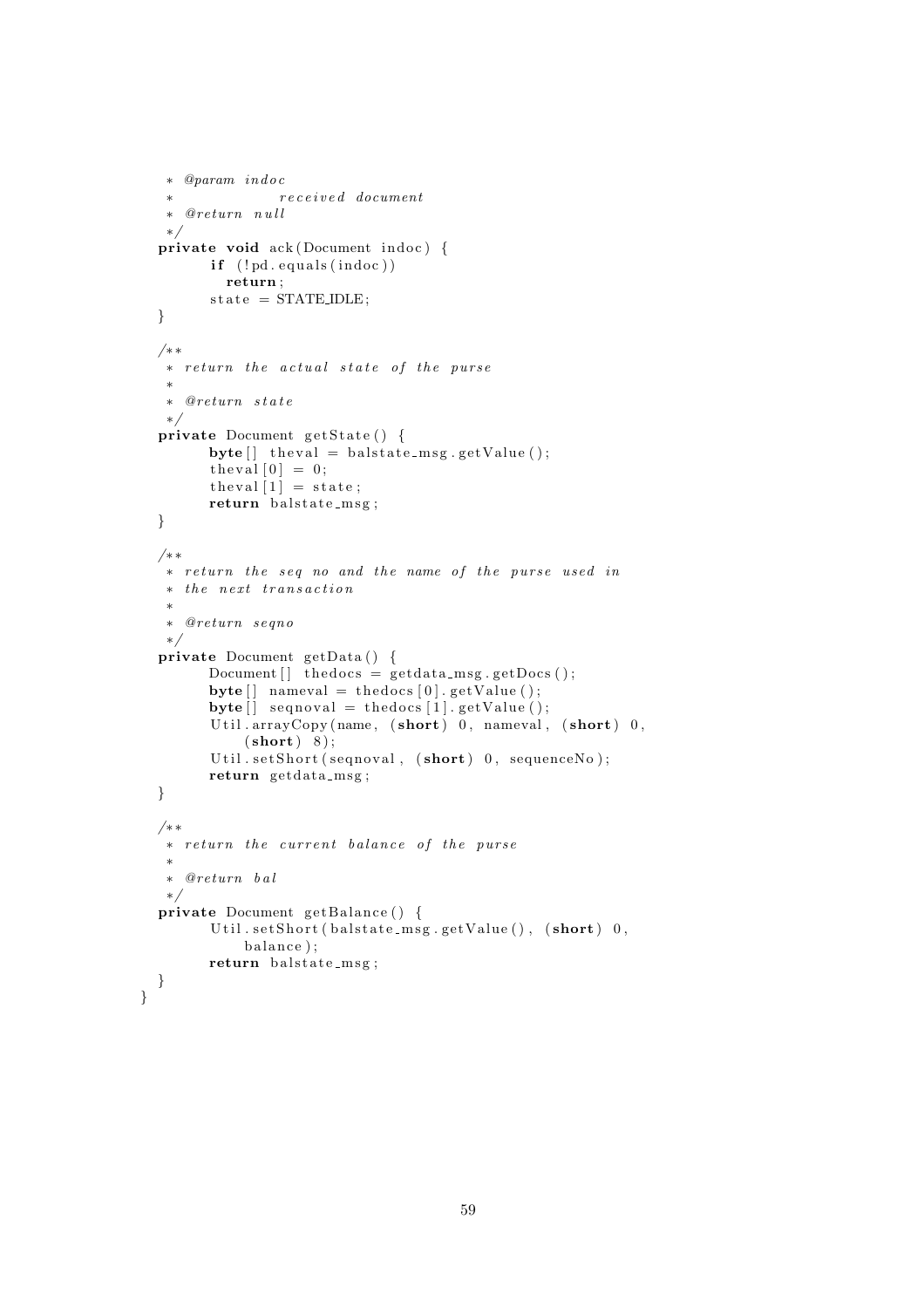```
     * @param indoc
     *            received document
     * @return null
     */
    private void ack(Document indoc) {
          if (!pd.equals(indoc))
            return;
          state = STATE_IDLE;
    }

    /**
     * return the actual state of the purse
     *
     * @return state
     */
    private Document getState() {
          byte[] theval = balstate_msg.getValue();
          theval[0] = 0;
          theval[1] = state;
          return balstate_msg;
    }

    /**
     * return the seq no and the name of the purse used in
     * the next transaction
     *
     * @return seqno
     */
    private Document getData() {
          Document[] thedocs = getdata_msg.getDocs();
          byte[] nameval = thedocs[0].getValue();
          byte[] seqnoval = thedocs[1].getValue();
          Util.arrayCopy(name, (short) 0, nameval, (short) 0,
               (short) 8);
          Util.setShort(seqnoval, (short) 0, sequenceNo);
          return getdata_msg;
    }

    /**
     * return the current balance of the purse
     *
     * @return bal
     */
    private Document getBalance() {
          Util.setShort(balstate_msg.getValue(), (short) 0,
               balance);
          return balstate_msg;
    }
}
```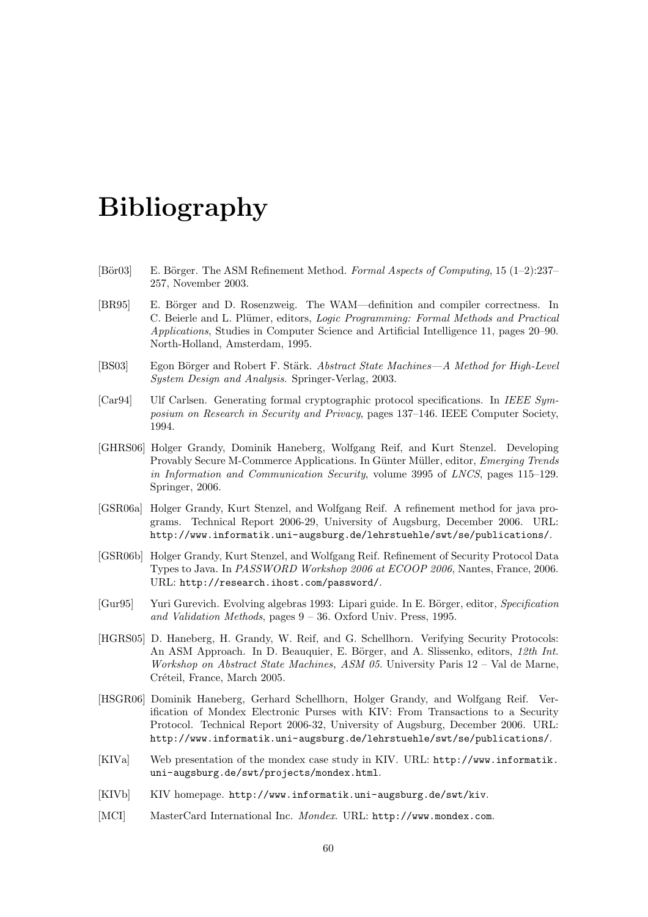# Bibliography

[Bör03] E. Börger. The ASM Refinement Method. *Formal Aspects of Computing*, 15 (1–2):237–257, November 2003.

[BR95] E. Börger and D. Rosenzweig. The WAM—definition and compiler correctness. In C. Beierle and L. Plümer, editors, *Logic Programming: Formal Methods and Practical Applications*, Studies in Computer Science and Artificial Intelligence 11, pages 20–90. North-Holland, Amsterdam, 1995.

[BS03] Egon Börger and Robert F. Stärk. *Abstract State Machines—A Method for High-Level System Design and Analysis*. Springer-Verlag, 2003.

[Car94] Ulf Carlsen. Generating formal cryptographic protocol specifications. In *IEEE Symposium on Research in Security and Privacy*, pages 137–146. IEEE Computer Society, 1994.

[GHRS06] Holger Grandy, Dominik Haneberg, Wolfgang Reif, and Kurt Stenzel. Developing Provably Secure M-Commerce Applications. In Günter Müller, editor, *Emerging Trends in Information and Communication Security*, volume 3995 of *LNCS*, pages 115–129. Springer, 2006.

[GSR06a] Holger Grandy, Kurt Stenzel, and Wolfgang Reif. A refinement method for java programs. Technical Report 2006-29, University of Augsburg, December 2006. URL: `http://www.informatik.uni-augsburg.de/lehrstuehle/swt/se/publications/`.

[GSR06b] Holger Grandy, Kurt Stenzel, and Wolfgang Reif. Refinement of Security Protocol Data Types to Java. In *PASSWORD Workshop 2006 at ECOOP 2006*, Nantes, France, 2006. URL: `http://research.ihost.com/password/`.

[Gur95] Yuri Gurevich. Evolving algebras 1993: Lipari guide. In E. Börger, editor, *Specification and Validation Methods*, pages 9 – 36. Oxford Univ. Press, 1995.

[HGRS05] D. Haneberg, H. Grandy, W. Reif, and G. Schellhorn. Verifying Security Protocols: An ASM Approach. In D. Beauquier, E. Börger, and A. Slissenko, editors, *12th Int. Workshop on Abstract State Machines, ASM 05*. University Paris 12 – Val de Marne, Créteil, France, March 2005.

[HSGR06] Dominik Haneberg, Gerhard Schellhorn, Holger Grandy, and Wolfgang Reif. Verification of Mondex Electronic Purses with KIV: From Transactions to a Security Protocol. Technical Report 2006-32, University of Augsburg, December 2006. URL: `http://www.informatik.uni-augsburg.de/lehrstuehle/swt/se/publications/`.

[KIVa] Web presentation of the mondex case study in KIV. URL: `http://www.informatik.uni-augsburg.de/swt/projects/mondex.html`.

[KIVb] KIV homepage. `http://www.informatik.uni-augsburg.de/swt/kiv`.

[MCI] MasterCard International Inc. *Mondex*. URL: `http://www.mondex.com`.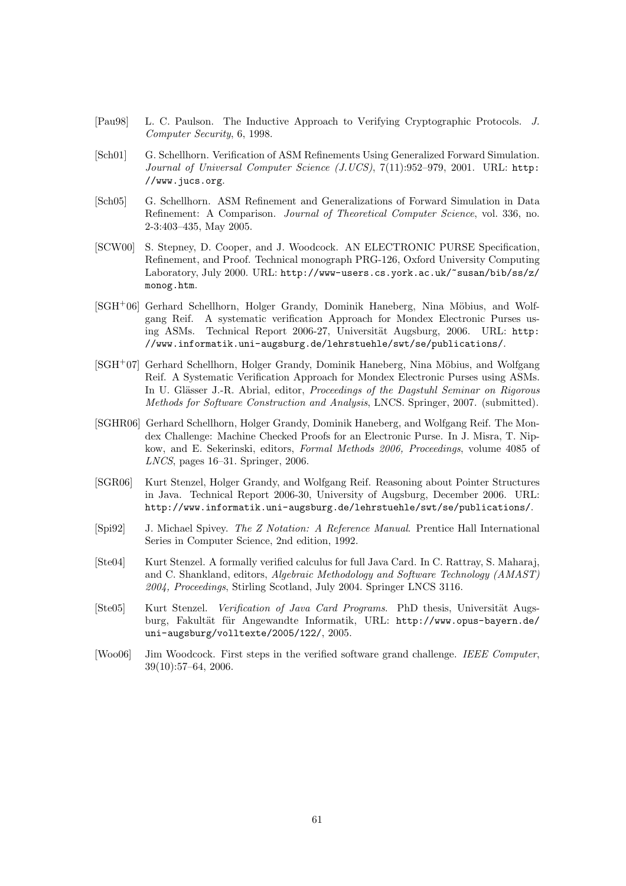[Pau98] L. C. Paulson. The Inductive Approach to Verifying Cryptographic Protocols. *J. Computer Security*, 6, 1998.

[Sch01] G. Schellhorn. Verification of ASM Refinements Using Generalized Forward Simulation. *Journal of Universal Computer Science (J.UCS)*, 7(11):952–979, 2001. URL: `http://www.jucs.org`.

[Sch05] G. Schellhorn. ASM Refinement and Generalizations of Forward Simulation in Data Refinement: A Comparison. *Journal of Theoretical Computer Science*, vol. 336, no. 2-3:403–435, May 2005.

[SCW00] S. Stepney, D. Cooper, and J. Woodcock. AN ELECTRONIC PURSE Specification, Refinement, and Proof. Technical monograph PRG-126, Oxford University Computing Laboratory, July 2000. URL: `http://www-users.cs.york.ac.uk/~susan/bib/ss/z/monog.htm`.

[SGH+06] Gerhard Schellhorn, Holger Grandy, Dominik Haneberg, Nina Möbius, and Wolfgang Reif. A systematic verification Approach for Mondex Electronic Purses using ASMs. Technical Report 2006-27, Universität Augsburg, 2006. URL: `http://www.informatik.uni-augsburg.de/lehrstuehle/swt/se/publications/`.

[SGH+07] Gerhard Schellhorn, Holger Grandy, Dominik Haneberg, Nina Möbius, and Wolfgang Reif. A Systematic Verification Approach for Mondex Electronic Purses using ASMs. In U. Glässer J.-R. Abrial, editor, *Proceedings of the Dagstuhl Seminar on Rigorous Methods for Software Construction and Analysis*, LNCS. Springer, 2007. (submitted).

[SGHR06] Gerhard Schellhorn, Holger Grandy, Dominik Haneberg, and Wolfgang Reif. The Mondex Challenge: Machine Checked Proofs for an Electronic Purse. In J. Misra, T. Nipkow, and E. Sekerinski, editors, *Formal Methods 2006, Proceedings*, volume 4085 of *LNCS*, pages 16–31. Springer, 2006.

[SGR06] Kurt Stenzel, Holger Grandy, and Wolfgang Reif. Reasoning about Pointer Structures in Java. Technical Report 2006-30, University of Augsburg, December 2006. URL: `http://www.informatik.uni-augsburg.de/lehrstuehle/swt/se/publications/`.

[Spi92] J. Michael Spivey. *The Z Notation: A Reference Manual*. Prentice Hall International Series in Computer Science, 2nd edition, 1992.

[Ste04] Kurt Stenzel. A formally verified calculus for full Java Card. In C. Rattray, S. Maharaj, and C. Shankland, editors, *Algebraic Methodology and Software Technology (AMAST) 2004, Proceedings*, Stirling Scotland, July 2004. Springer LNCS 3116.

[Ste05] Kurt Stenzel. *Verification of Java Card Programs*. PhD thesis, Universität Augsburg, Fakultät für Angewandte Informatik, URL: `http://www.opus-bayern.de/uni-augsburg/volltexte/2005/122/`, 2005.

[Woo06] Jim Woodcock. First steps in the verified software grand challenge. *IEEE Computer*, 39(10):57–64, 2006.